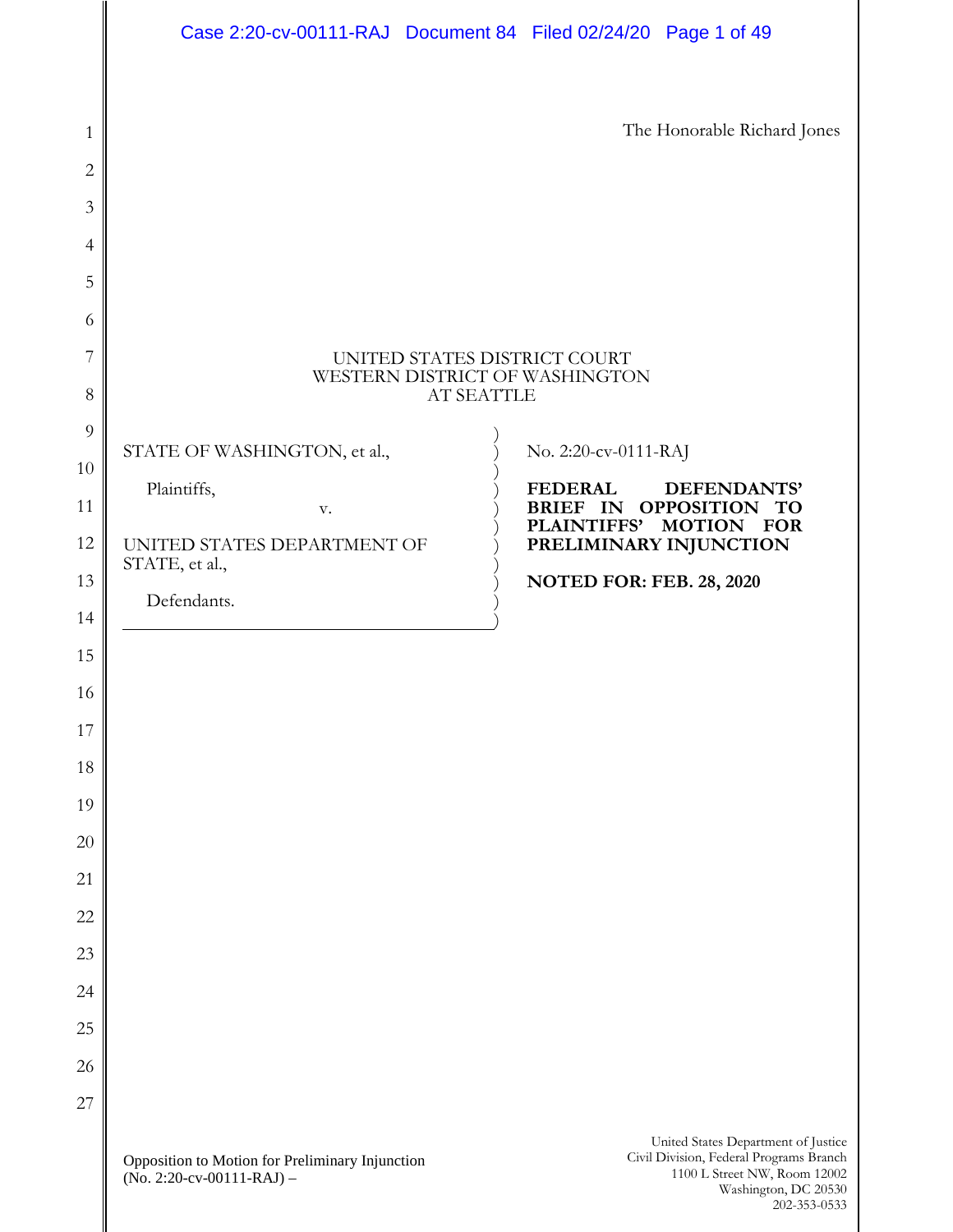The Honorable Richard Jones

UNITED STATES DISTRICT COURT
WESTERN DISTRICT OF WASHINGTON
AT SEATTLE

STATE OF WASHINGTON, et al.,

Plaintiffs,

v.

UNITED STATES DEPARTMENT OF STATE, et al.,

Defendants.

No. 2:20-cv-0111-RAJ

**FEDERAL DEFENDANTS' BRIEF IN OPPOSITION TO PLAINTIFFS' MOTION FOR PRELIMINARY INJUNCTION**

**NOTED FOR: FEB. 28, 2020**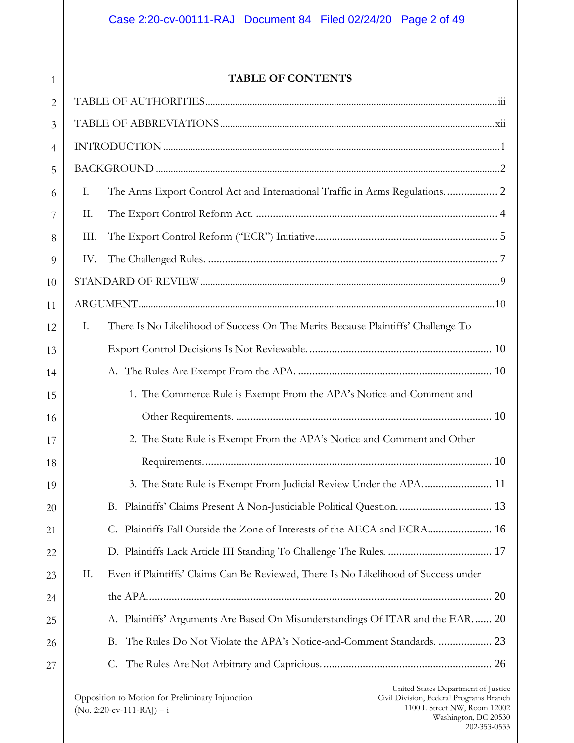**TABLE OF CONTENTS**

TABLE OF AUTHORITIES .......... iii

TABLE OF ABBREVIATIONS .......... xii

INTRODUCTION .......... 1

BACKGROUND .......... 2

- I. The Arms Export Control Act and International Traffic in Arms Regulations. .......... 2
- II. The Export Control Reform Act. .......... 4
- III. The Export Control Reform ("ECR") Initiative .......... 5
- IV. The Challenged Rules. .......... 7

STANDARD OF REVIEW .......... 9

ARGUMENT .......... 10

- I. There Is No Likelihood of Success On The Merits Because Plaintiffs' Challenge To Export Control Decisions Is Not Reviewable. .......... 10
  - A. The Rules Are Exempt From the APA. .......... 10
    - 1. The Commerce Rule is Exempt From the APA's Notice-and-Comment and Other Requirements. .......... 10
    - 2. The State Rule is Exempt From the APA's Notice-and-Comment and Other Requirements. .......... 10
    - 3. The State Rule is Exempt From Judicial Review Under the APA. .......... 11
  - B. Plaintiffs' Claims Present A Non-Justiciable Political Question. .......... 13
  - C. Plaintiffs Fall Outside the Zone of Interests of the AECA and ECRA. .......... 16
  - D. Plaintiffs Lack Article III Standing To Challenge The Rules. .......... 17
- II. Even if Plaintiffs' Claims Can Be Reviewed, There Is No Likelihood of Success under the APA. .......... 20
  - A. Plaintiffs' Arguments Are Based On Misunderstandings Of ITAR and the EAR. .......... 20
  - B. The Rules Do Not Violate the APA's Notice-and-Comment Standards. .......... 23
  - C. The Rules Are Not Arbitrary and Capricious. .......... 26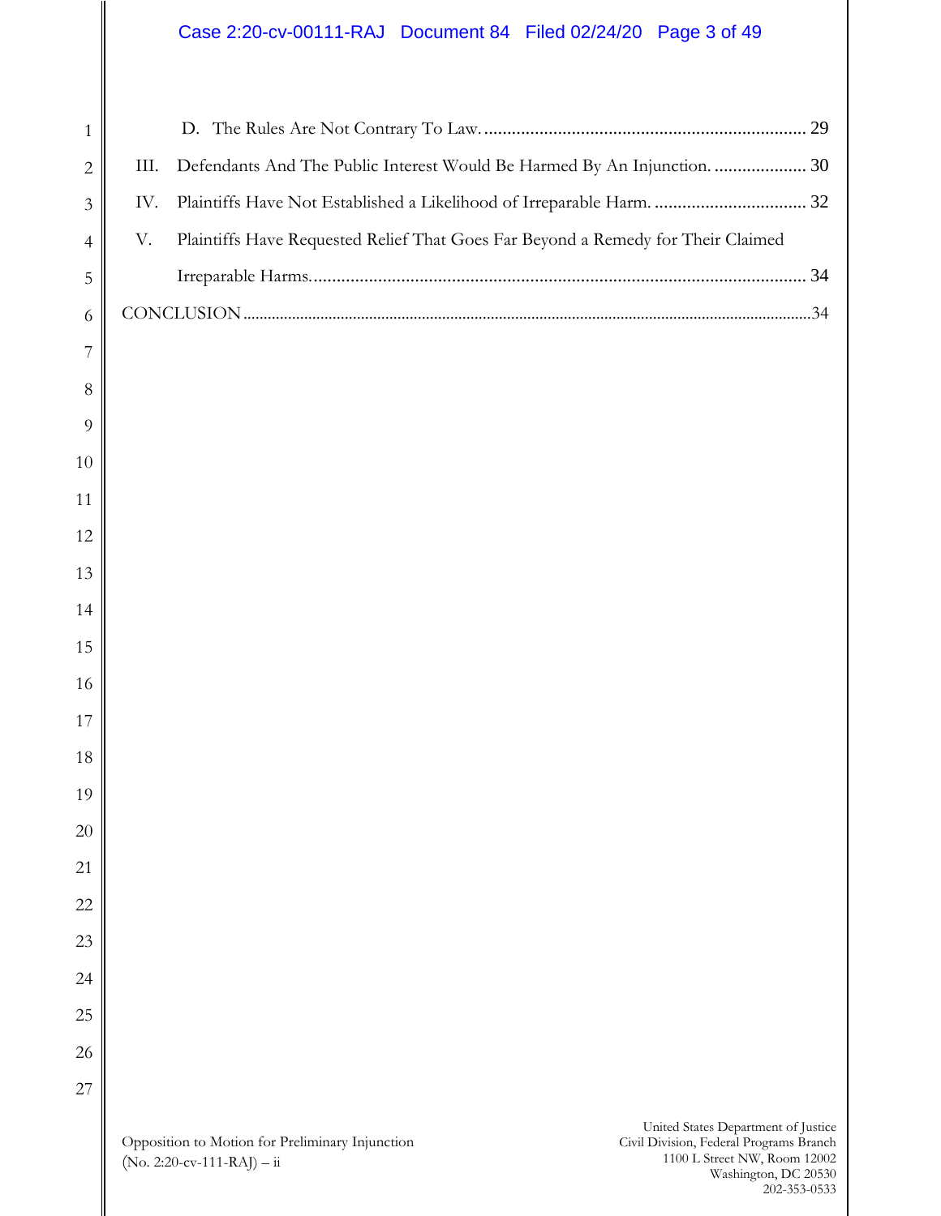D. The Rules Are Not Contrary To Law. ...................................................................... 29

III. Defendants And The Public Interest Would Be Harmed By An Injunction. .................... 30

IV. Plaintiffs Have Not Established a Likelihood of Irreparable Harm. ................................ 32

V. Plaintiffs Have Requested Relief That Goes Far Beyond a Remedy for Their Claimed Irreparable Harms. ......................................................................................................... 34

CONCLUSION ........................................................................................................................................ 34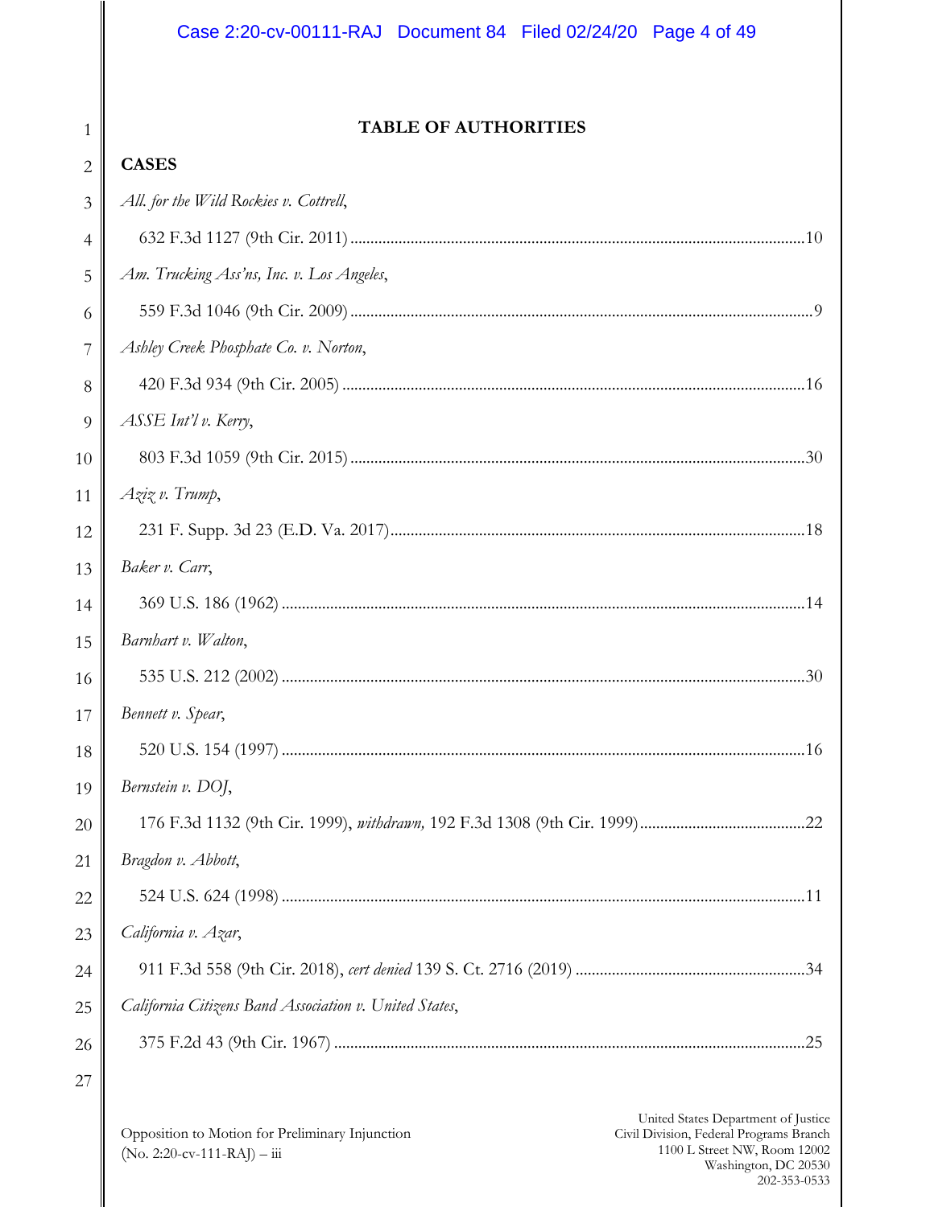## TABLE OF AUTHORITIES

### CASES

*All. for the Wild Rockies v. Cottrell*,

632 F.3d 1127 (9th Cir. 2011) ....................................................................................................10

*Am. Trucking Ass'ns, Inc. v. Los Angeles*,

559 F.3d 1046 (9th Cir. 2009) ......................................................................................................9

*Ashley Creek Phosphate Co. v. Norton*,

420 F.3d 934 (9th Cir. 2005) ......................................................................................................16

*ASSE Int'l v. Kerry*,

803 F.3d 1059 (9th Cir. 2015) ....................................................................................................30

*Aziz v. Trump*,

231 F. Supp. 3d 23 (E.D. Va. 2017)..........................................................................................18

*Baker v. Carr*,

369 U.S. 186 (1962) ....................................................................................................................14

*Barnhart v. Walton*,

535 U.S. 212 (2002) ....................................................................................................................30

*Bennett v. Spear*,

520 U.S. 154 (1997) ....................................................................................................................16

*Bernstein v. DOJ*,

176 F.3d 1132 (9th Cir. 1999), *withdrawn,* 192 F.3d 1308 (9th Cir. 1999) ..........................................22

*Bragdon v. Abbott*,

524 U.S. 624 (1998) ....................................................................................................................11

*California v. Azar*,

911 F.3d 558 (9th Cir. 2018), *cert denied* 139 S. Ct. 2716 (2019) ..........................................................34

*California Citizens Band Association v. United States*,

375 F.2d 43 (9th Cir. 1967) ........................................................................................................25

Opposition to Motion for Preliminary Injunction
(No. 2:20-cv-111-RAJ) – iii

United States Department of Justice
Civil Division, Federal Programs Branch
1100 L Street NW, Room 12002
Washington, DC 20530
202-353-0533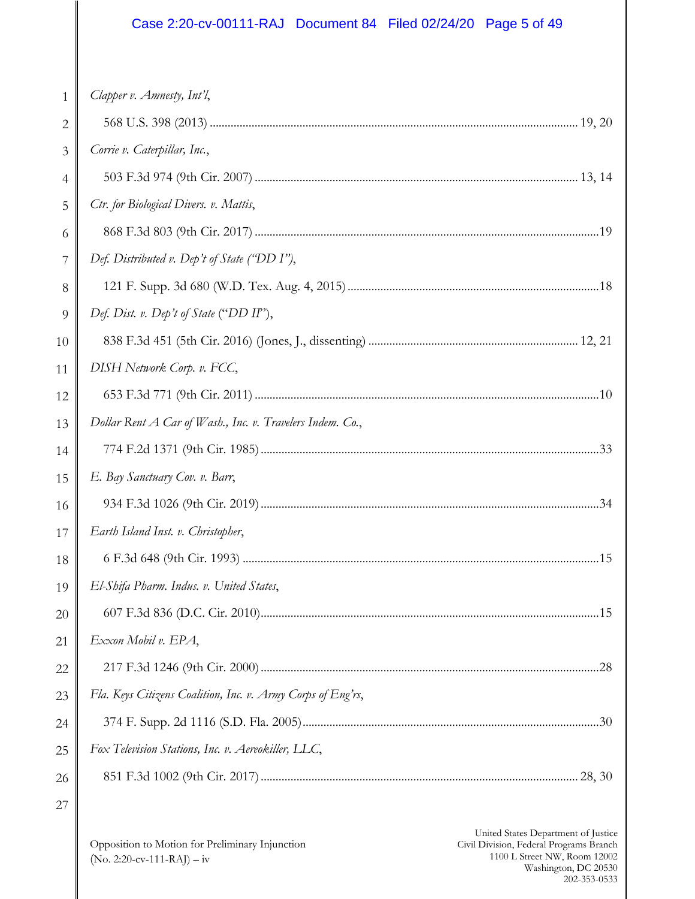*Clapper v. Amnesty, Int'l*,

568 U.S. 398 (2013) ........................................................................................................ 19, 20

*Corrie v. Caterpillar, Inc.*,

503 F.3d 974 (9th Cir. 2007) .......................................................................................... 13, 14

*Ctr. for Biological Divers. v. Mattis*,

868 F.3d 803 (9th Cir. 2017) ..................................................................................................19

*Def. Distributed v. Dep't of State ("DD I")*,

121 F. Supp. 3d 680 (W.D. Tex. Aug. 4, 2015) ...................................................................18

*Def. Dist. v. Dep't of State* ("*DD II*"),

838 F.3d 451 (5th Cir. 2016) (Jones, J., dissenting) ..................................................... 12, 21

*DISH Network Corp. v. FCC*,

653 F.3d 771 (9th Cir. 2011) ..................................................................................................10

*Dollar Rent A Car of Wash., Inc. v. Travelers Indem. Co.*,

774 F.2d 1371 (9th Cir. 1985) ................................................................................................33

*E. Bay Sanctuary Cov. v. Barr*,

934 F.3d 1026 (9th Cir. 2019) ................................................................................................34

*Earth Island Inst. v. Christopher*,

6 F.3d 648 (9th Cir. 1993) ......................................................................................................15

*El-Shifa Pharm. Indus. v. United States*,

607 F.3d 836 (D.C. Cir. 2010)................................................................................................15

*Exxon Mobil v. EPA*,

217 F.3d 1246 (9th Cir. 2000) ................................................................................................28

*Fla. Keys Citizens Coalition, Inc. v. Army Corps of Eng'rs*,

374 F. Supp. 2d 1116 (S.D. Fla. 2005)..................................................................................30

*Fox Television Stations, Inc. v. Aereokiller, LLC*,

851 F.3d 1002 (9th Cir. 2017) ......................................................................................... 28, 30

Opposition to Motion for Preliminary Injunction
(No. 2:20-cv-111-RAJ) – iv

United States Department of Justice
Civil Division, Federal Programs Branch
1100 L Street NW, Room 12002
Washington, DC 20530
202-353-0533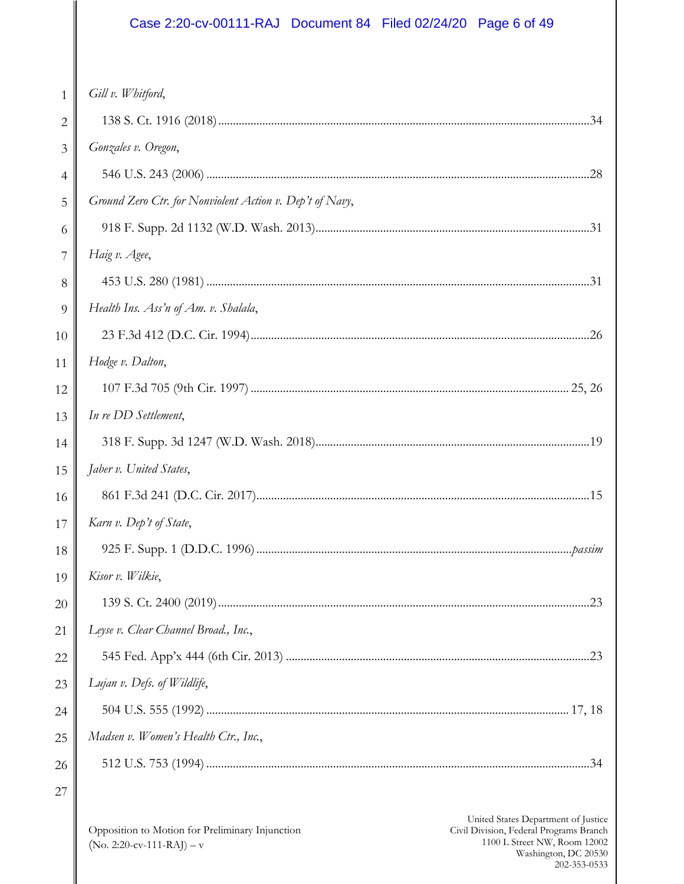*Gill v. Whitford*,

138 S. Ct. 1916 (2018) ............................................................................................................34

*Gonzales v. Oregon*,

546 U.S. 243 (2006) ................................................................................................................28

*Ground Zero Ctr. for Nonviolent Action v. Dep't of Navy*,

918 F. Supp. 2d 1132 (W.D. Wash. 2013) ............................................................................31

*Haig v. Agee*,

453 U.S. 280 (1981) ................................................................................................................31

*Health Ins. Ass'n of Am. v. Shalala*,

23 F.3d 412 (D.C. Cir. 1994) .................................................................................................26

*Hodge v. Dalton*,

107 F.3d 705 (9th Cir. 1997) .............................................................................................25, 26

*In re DD Settlement*,

318 F. Supp. 3d 1247 (W.D. Wash. 2018) ............................................................................19

*Jaber v. United States*,

861 F.3d 241 (D.C. Cir. 2017) ...............................................................................................15

*Karn v. Dep't of State*,

925 F. Supp. 1 (D.D.C. 1996) .........................................................................................*passim*

*Kisor v. Wilkie*,

139 S. Ct. 2400 (2019) ............................................................................................................23

*Leyse v. Clear Channel Broad., Inc.*,

545 Fed. App'x 444 (6th Cir. 2013) ......................................................................................23

*Lujan v. Defs. of Wildlife*,

504 U.S. 555 (1992) .........................................................................................................17, 18

*Madsen v. Women's Health Ctr., Inc.*,

512 U.S. 753 (1994) ................................................................................................................34

Opposition to Motion for Preliminary Injunction
(No. 2:20-cv-111-RAJ) – v

United States Department of Justice
Civil Division, Federal Programs Branch
1100 L Street NW, Room 12002
Washington, DC 20530
202-353-0533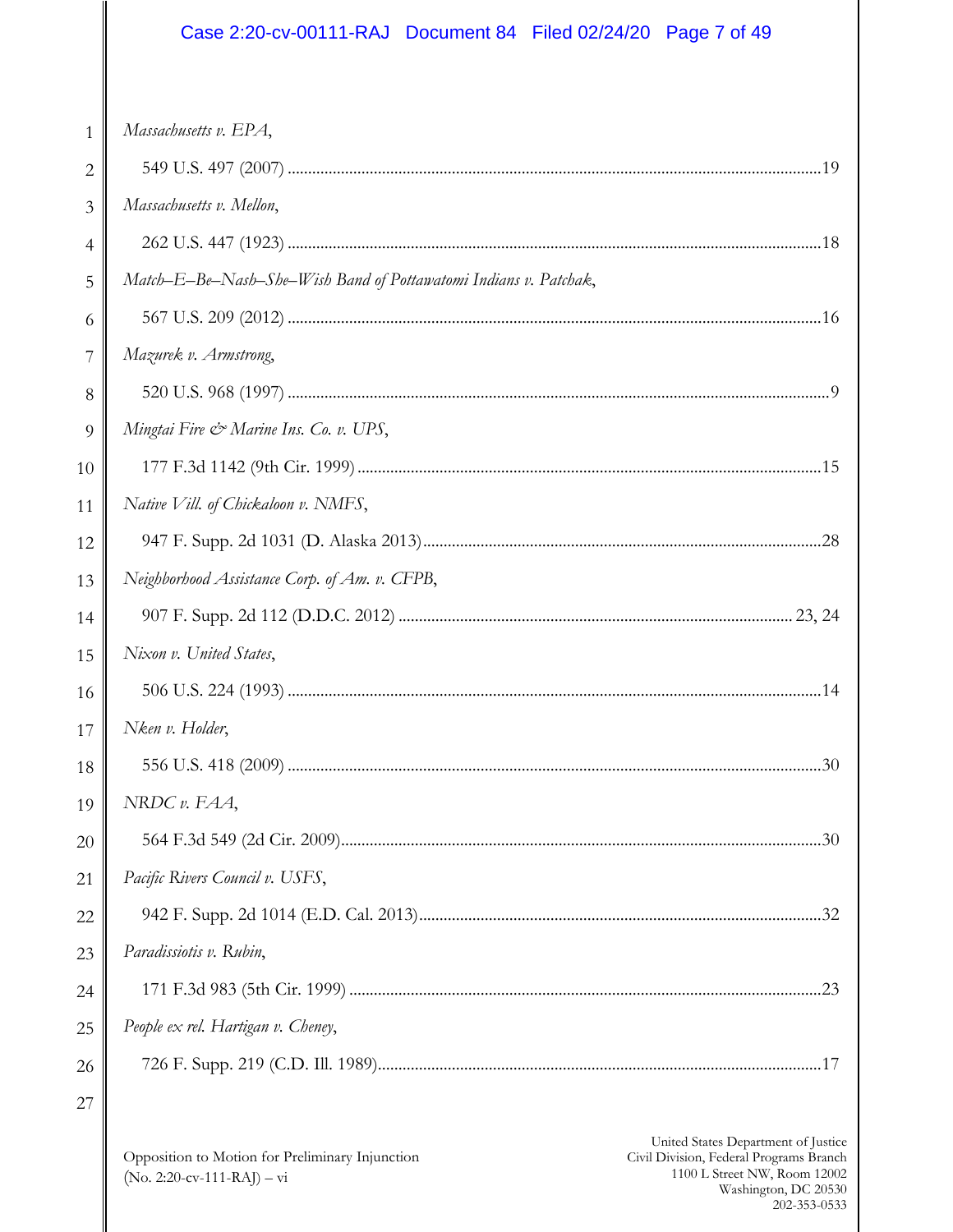*Massachusetts v. EPA*,

549 U.S. 497 (2007) ....................................................................................................................19

*Massachusetts v. Mellon*,

262 U.S. 447 (1923) ....................................................................................................................18

*Match–E–Be–Nash–She–Wish Band of Pottawatomi Indians v. Patchak*,

567 U.S. 209 (2012) ....................................................................................................................16

*Mazurek v. Armstrong*,

520 U.S. 968 (1997) ......................................................................................................................9

*Mingtai Fire & Marine Ins. Co. v. UPS*,

177 F.3d 1142 (9th Cir. 1999) ....................................................................................................15

*Native Vill. of Chickaloon v. NMFS*,

947 F. Supp. 2d 1031 (D. Alaska 2013).....................................................................................28

*Neighborhood Assistance Corp. of Am. v. CFPB*,

907 F. Supp. 2d 112 (D.D.C. 2012) .................................................................................. 23, 24

*Nixon v. United States*,

506 U.S. 224 (1993) ....................................................................................................................14

*Nken v. Holder*,

556 U.S. 418 (2009) ....................................................................................................................30

*NRDC v. FAA*,

564 F.3d 549 (2d Cir. 2009)........................................................................................................30

*Pacific Rivers Council v. USFS*,

942 F. Supp. 2d 1014 (E.D. Cal. 2013).......................................................................................32

*Paradissiotis v. Rubin*,

171 F.3d 983 (5th Cir. 1999) ......................................................................................................23

*People ex rel. Hartigan v. Cheney*,

726 F. Supp. 219 (C.D. Ill. 1989)................................................................................................17

Opposition to Motion for Preliminary Injunction
(No. 2:20-cv-111-RAJ) – vi

United States Department of Justice
Civil Division, Federal Programs Branch
1100 L Street NW, Room 12002
Washington, DC 20530
202-353-0533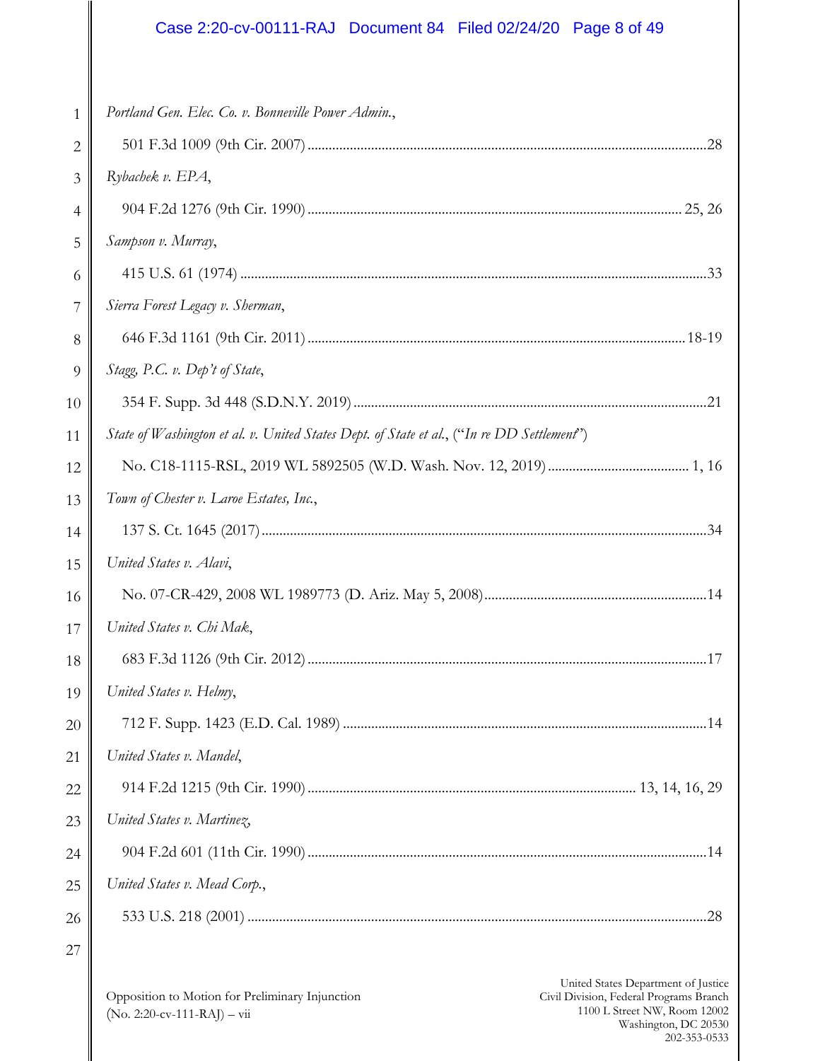*Portland Gen. Elec. Co. v. Bonneville Power Admin.*,

501 F.3d 1009 (9th Cir. 2007) ........................................................................................................28

*Rybachek v. EPA*,

904 F.2d 1276 (9th Cir. 1990) ........................................................................................................ 25, 26

*Sampson v. Murray*,

415 U.S. 61 (1974) ........................................................................................................................33

*Sierra Forest Legacy v. Sherman*,

646 F.3d 1161 (9th Cir. 2011) ........................................................................................................18-19

*Stagg, P.C. v. Dep't of State*,

354 F. Supp. 3d 448 (S.D.N.Y. 2019) ..........................................................................................21

*State of Washington et al. v. United States Dept. of State et al.*, ("*In re DD Settlement*")

No. C18-1115-RSL, 2019 WL 5892505 (W.D. Wash. Nov. 12, 2019) ........................................ 1, 16

*Town of Chester v. Laroe Estates, Inc.*,

137 S. Ct. 1645 (2017) ..................................................................................................................34

*United States v. Alavi*,

No. 07-CR-429, 2008 WL 1989773 (D. Ariz. May 5, 2008) ........................................................14

*United States v. Chi Mak*,

683 F.3d 1126 (9th Cir. 2012) ........................................................................................................17

*United States v. Helmy*,

712 F. Supp. 1423 (E.D. Cal. 1989) ..............................................................................................14

*United States v. Mandel*,

914 F.2d 1215 (9th Cir. 1990) ........................................................................................ 13, 14, 16, 29

*United States v. Martinez*,

904 F.2d 601 (11th Cir. 1990) ........................................................................................................14

*United States v. Mead Corp.*,

533 U.S. 218 (2001) ......................................................................................................................28

Opposition to Motion for Preliminary Injunction
(No. 2:20-cv-111-RAJ) – vii

United States Department of Justice
Civil Division, Federal Programs Branch
1100 L Street NW, Room 12002
Washington, DC 20530
202-353-0533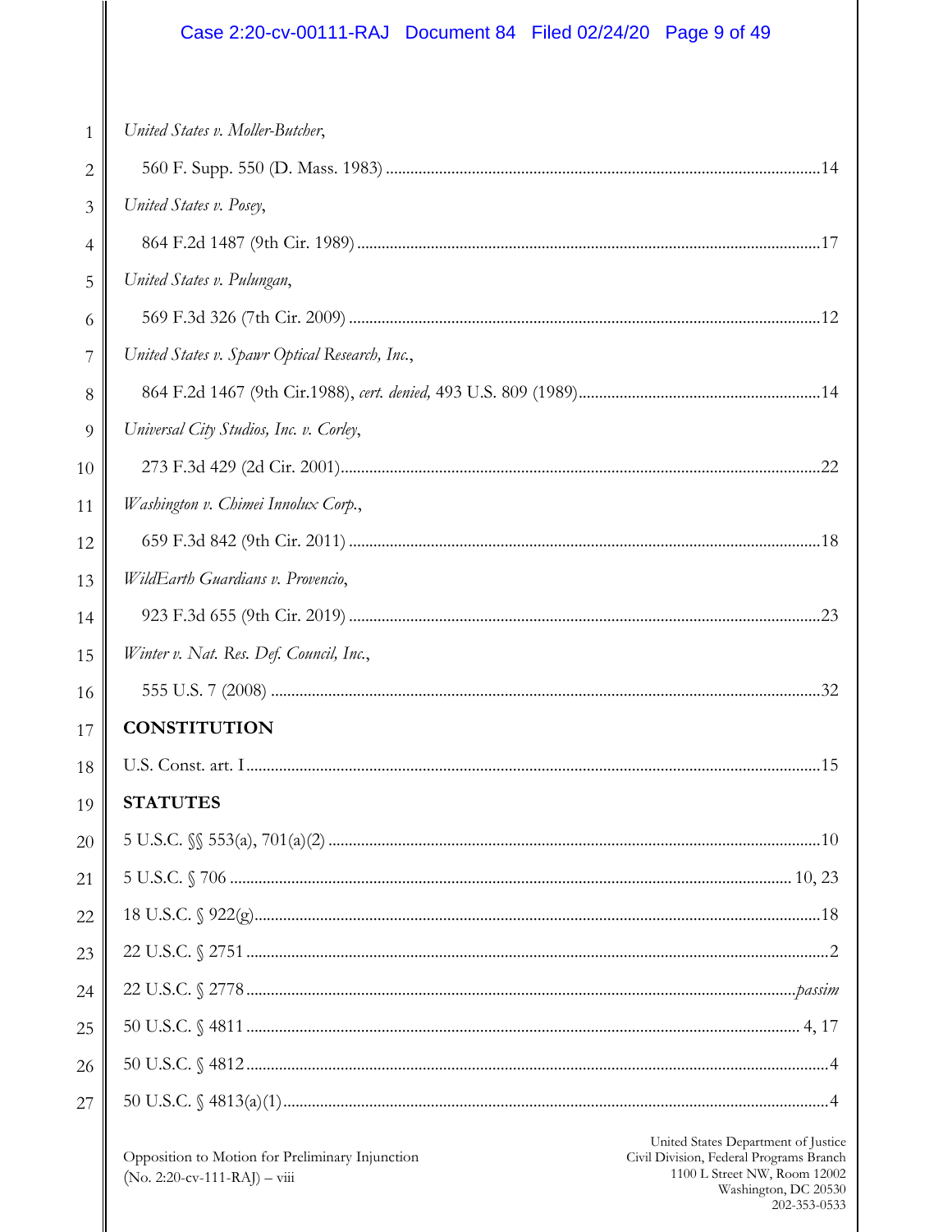*United States v. Moller-Butcher*,

560 F. Supp. 550 (D. Mass. 1983) ........................................................................................................14

*United States v. Posey*,

864 F.2d 1487 (9th Cir. 1989) ..............................................................................................................17

*United States v. Pulungan*,

569 F.3d 326 (7th Cir. 2009) ................................................................................................................12

*United States v. Spawr Optical Research, Inc.*,

864 F.2d 1467 (9th Cir.1988), *cert. denied,* 493 U.S. 809 (1989)..........................................................14

*Universal City Studios, Inc. v. Corley*,

273 F.3d 429 (2d Cir. 2001)..................................................................................................................22

*Washington v. Chimei Innolux Corp.*,

659 F.3d 842 (9th Cir. 2011) ................................................................................................................18

*WildEarth Guardians v. Provencio*,

923 F.3d 655 (9th Cir. 2019) ................................................................................................................23

*Winter v. Nat. Res. Def. Council, Inc.*,

555 U.S. 7 (2008) ...................................................................................................................................32

**CONSTITUTION**

U.S. Const. art. I.........................................................................................................................................15

**STATUTES**

5 U.S.C. §§ 553(a), 701(a)(2) ...................................................................................................................10

5 U.S.C. § 706 ..................................................................................................................................... 10, 23

18 U.S.C. § 922(g).......................................................................................................................................18

22 U.S.C. § 2751 ..........................................................................................................................................2

22 U.S.C. § 2778 ...................................................................................................................................*passim*

50 U.S.C. § 4811 .................................................................................................................................. 4, 17

50 U.S.C. § 4812 ..........................................................................................................................................4

50 U.S.C. § 4813(a)(1).................................................................................................................................4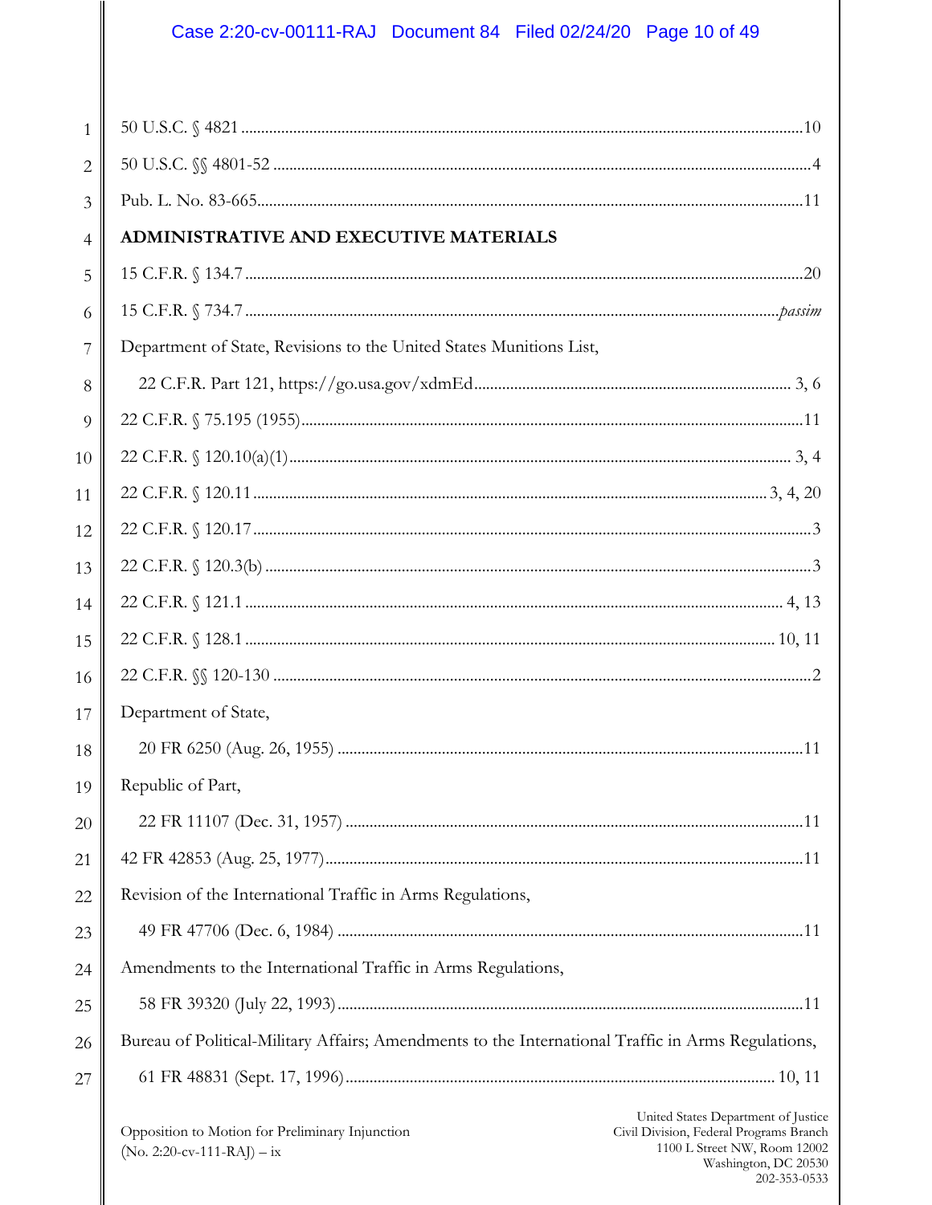50 U.S.C. § 4821 ........................................................................................................................10

50 U.S.C. §§ 4801-52 ....................................................................................................................4

Pub. L. No. 83-665.........................................................................................................................11

**ADMINISTRATIVE AND EXECUTIVE MATERIALS**

15 C.F.R. § 134.7 ........................................................................................................................20

15 C.F.R. § 734.7 ..................................................................................................................*passim*

Department of State, Revisions to the United States Munitions List,

22 C.F.R. Part 121, https://go.usa.gov/xdmEd............................................................................. 3, 6

22 C.F.R. § 75.195 (1955)...........................................................................................................11

22 C.F.R. § 120.10(a)(1)........................................................................................................... 3, 4

22 C.F.R. § 120.11 ............................................................................................................. 3, 4, 20

22 C.F.R. § 120.17.........................................................................................................................3

22 C.F.R. § 120.3(b) ......................................................................................................................3

22 C.F.R. § 121.1 ...................................................................................................................... 4, 13

22 C.F.R. § 128.1 ................................................................................................................. 10, 11

22 C.F.R. §§ 120-130 ...................................................................................................................2

Department of State,

20 FR 6250 (Aug. 26, 1955) ..................................................................................................11

Republic of Part,

22 FR 11107 (Dec. 31, 1957) ................................................................................................11

42 FR 42853 (Aug. 25, 1977).....................................................................................................11

Revision of the International Traffic in Arms Regulations,

49 FR 47706 (Dec. 6, 1984) ..................................................................................................11

Amendments to the International Traffic in Arms Regulations,

58 FR 39320 (July 22, 1993)..................................................................................................11

Bureau of Political-Military Affairs; Amendments to the International Traffic in Arms Regulations,

61 FR 48831 (Sept. 17, 1996)......................................................................................... 10, 11

Opposition to Motion for Preliminary Injunction
(No. 2:20-cv-111-RAJ) – ix

United States Department of Justice
Civil Division, Federal Programs Branch
1100 L Street NW, Room 12002
Washington, DC 20530
202-353-0533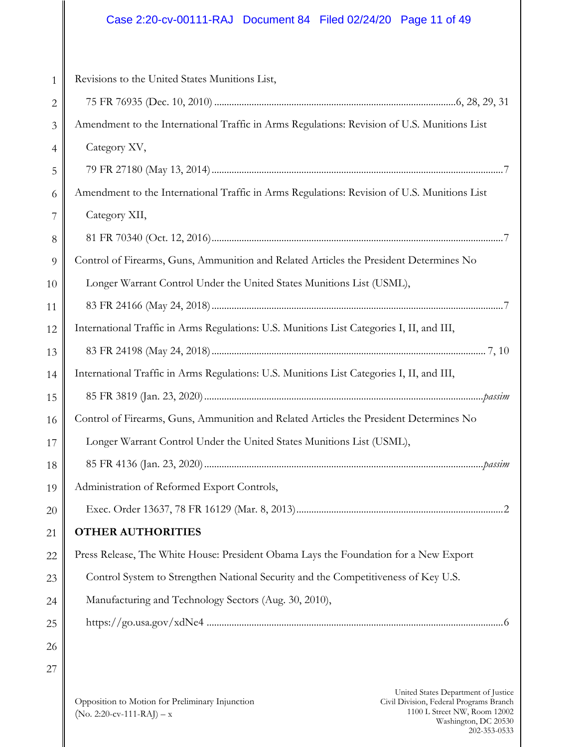Revisions to the United States Munitions List,

75 FR 76935 (Dec. 10, 2010) ................................................................................................6, 28, 29, 31

Amendment to the International Traffic in Arms Regulations: Revision of U.S. Munitions List Category XV,

79 FR 27180 (May 13, 2014)...................................................................................................................7

Amendment to the International Traffic in Arms Regulations: Revision of U.S. Munitions List Category XII,

81 FR 70340 (Oct. 12, 2016)...................................................................................................................7

Control of Firearms, Guns, Ammunition and Related Articles the President Determines No Longer Warrant Control Under the United States Munitions List (USML),

83 FR 24166 (May 24, 2018)...................................................................................................................7

International Traffic in Arms Regulations: U.S. Munitions List Categories I, II, and III,

83 FR 24198 (May 24, 2018)............................................................................................................ 7, 10

International Traffic in Arms Regulations: U.S. Munitions List Categories I, II, and III,

85 FR 3819 (Jan. 23, 2020)..............................................................................................................*passim*

Control of Firearms, Guns, Ammunition and Related Articles the President Determines No Longer Warrant Control Under the United States Munitions List (USML),

85 FR 4136 (Jan. 23, 2020)..............................................................................................................*passim*

Administration of Reformed Export Controls,

Exec. Order 13637, 78 FR 16129 (Mar. 8, 2013)..................................................................................2

**OTHER AUTHORITIES**

Press Release, The White House: President Obama Lays the Foundation for a New Export Control System to Strengthen National Security and the Competitiveness of Key U.S. Manufacturing and Technology Sectors (Aug. 30, 2010),

https://go.usa.gov/xdNe4 .....................................................................................................................6

Opposition to Motion for Preliminary Injunction
(No. 2:20-cv-111-RAJ) – x

United States Department of Justice
Civil Division, Federal Programs Branch
1100 L Street NW, Room 12002
Washington, DC 20530
202-353-0533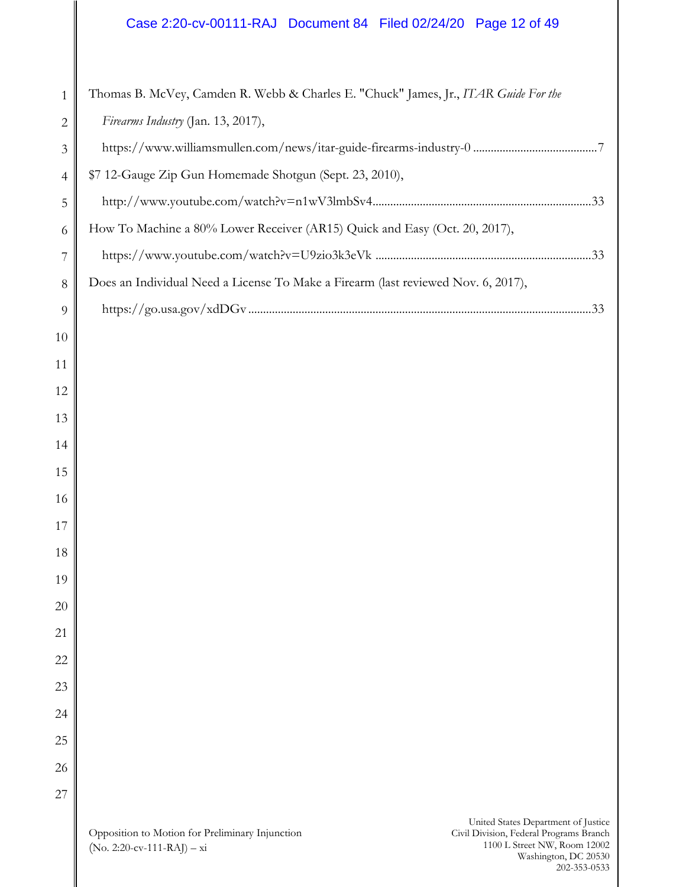Thomas B. McVey, Camden R. Webb & Charles E. "Chuck" James, Jr., *ITAR Guide For the Firearms Industry* (Jan. 13, 2017), https://www.williamsmullen.com/news/itar-guide-firearms-industry-0 ..........................................7

$7 12-Gauge Zip Gun Homemade Shotgun (Sept. 23, 2010), http://www.youtube.com/watch?v=n1wV3lmbSv4........................................................................33

How To Machine a 80% Lower Receiver (AR15) Quick and Easy (Oct. 20, 2017), https://www.youtube.com/watch?v=U9zio3k3eVk ........................................................................33

Does an Individual Need a License To Make a Firearm (last reviewed Nov. 6, 2017), https://go.usa.gov/xdDGv ..................................................................................................................33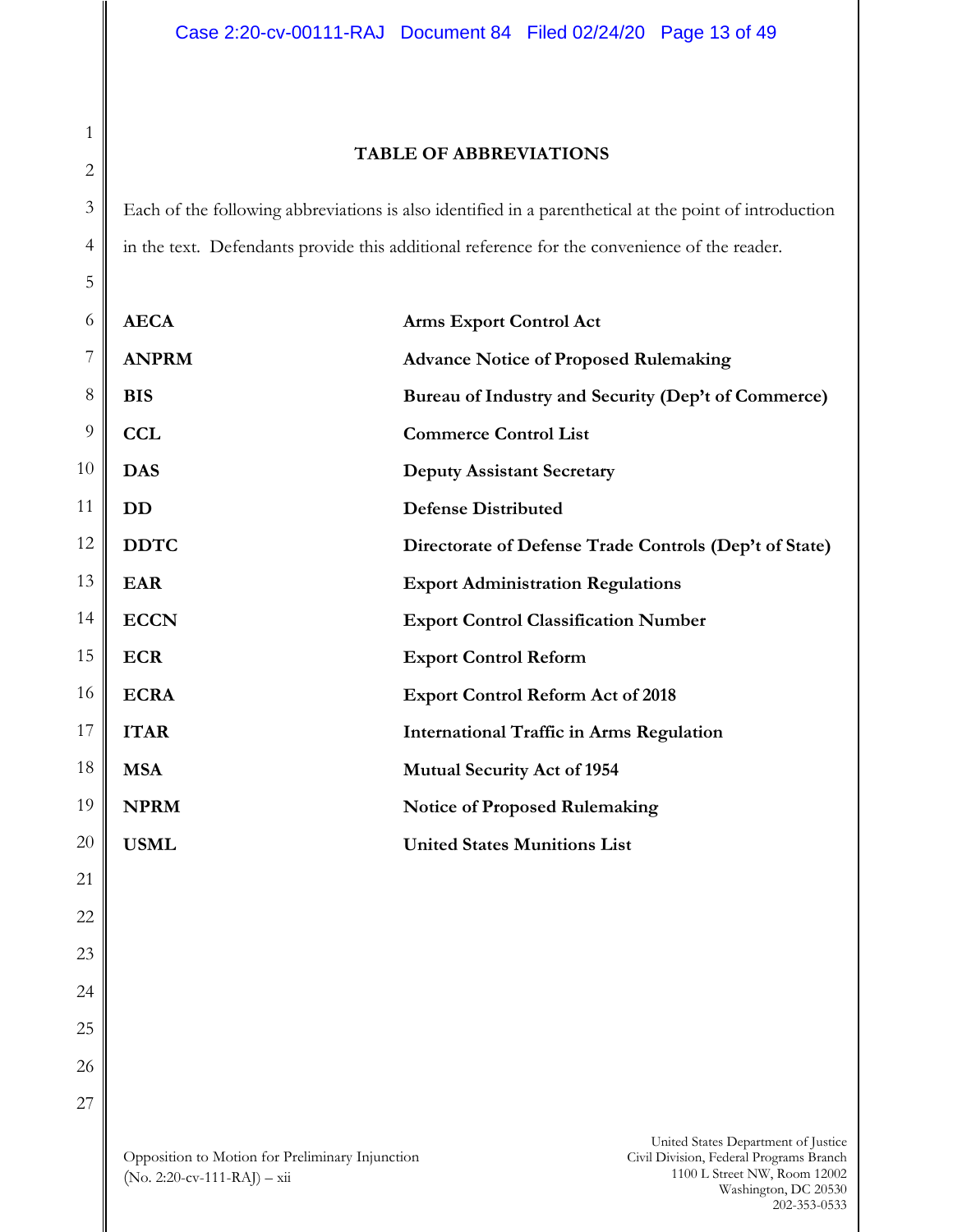## TABLE OF ABBREVIATIONS

Each of the following abbreviations is also identified in a parenthetical at the point of introduction in the text. Defendants provide this additional reference for the convenience of the reader.

| | |
|---|---|
| **AECA** | **Arms Export Control Act** |
| **ANPRM** | **Advance Notice of Proposed Rulemaking** |
| **BIS** | **Bureau of Industry and Security (Dep't of Commerce)** |
| **CCL** | **Commerce Control List** |
| **DAS** | **Deputy Assistant Secretary** |
| **DD** | **Defense Distributed** |
| **DDTC** | **Directorate of Defense Trade Controls (Dep't of State)** |
| **EAR** | **Export Administration Regulations** |
| **ECCN** | **Export Control Classification Number** |
| **ECR** | **Export Control Reform** |
| **ECRA** | **Export Control Reform Act of 2018** |
| **ITAR** | **International Traffic in Arms Regulation** |
| **MSA** | **Mutual Security Act of 1954** |
| **NPRM** | **Notice of Proposed Rulemaking** |
| **USML** | **United States Munitions List** |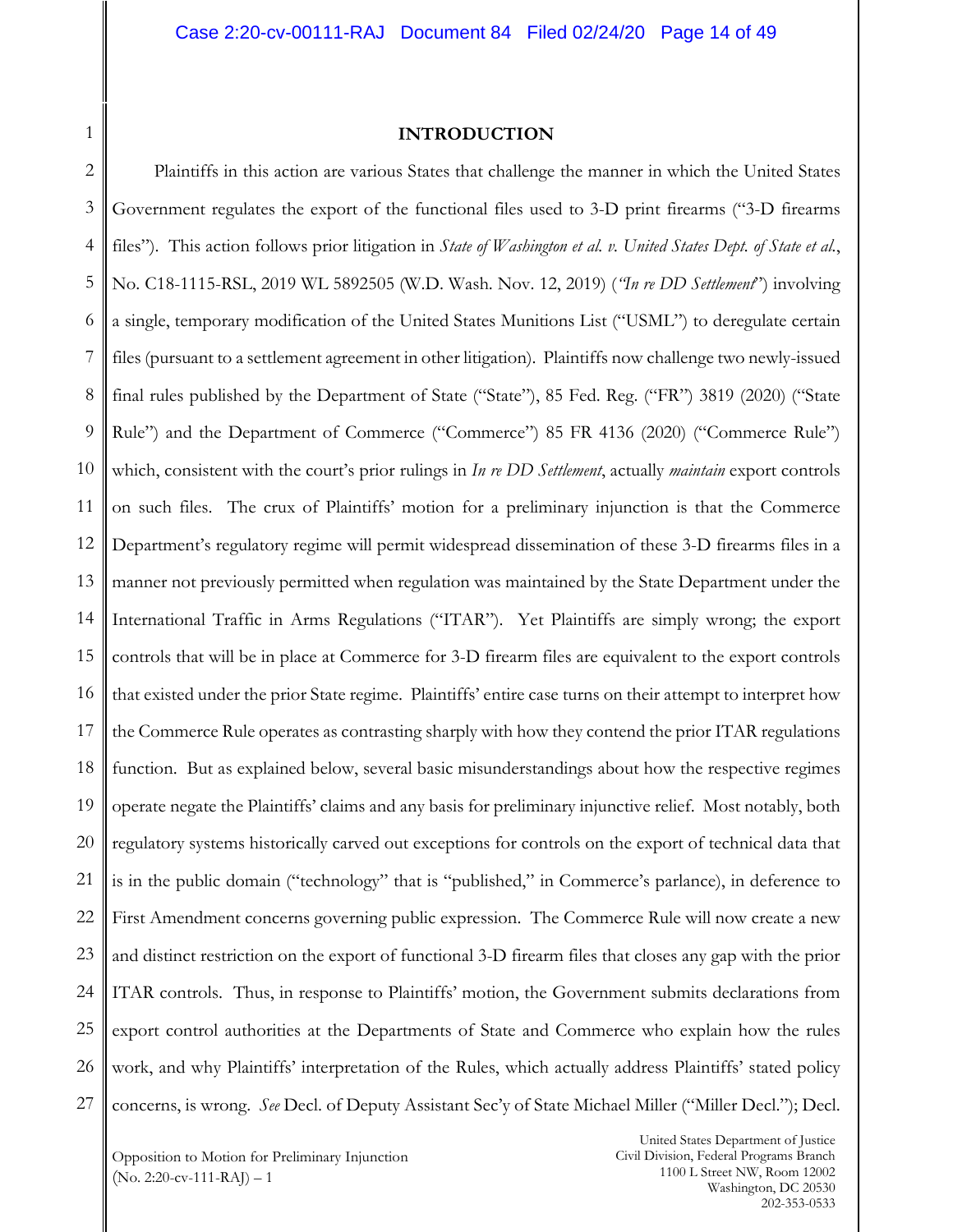## INTRODUCTION

Plaintiffs in this action are various States that challenge the manner in which the United States Government regulates the export of the functional files used to 3-D print firearms ("3-D firearms files"). This action follows prior litigation in *State of Washington et al. v. United States Dept. of State et al.*, No. C18-1115-RSL, 2019 WL 5892505 (W.D. Wash. Nov. 12, 2019) (*"In re DD Settlement"*) involving a single, temporary modification of the United States Munitions List ("USML") to deregulate certain files (pursuant to a settlement agreement in other litigation). Plaintiffs now challenge two newly-issued final rules published by the Department of State ("State"), 85 Fed. Reg. ("FR") 3819 (2020) ("State Rule") and the Department of Commerce ("Commerce") 85 FR 4136 (2020) ("Commerce Rule") which, consistent with the court's prior rulings in *In re DD Settlement*, actually *maintain* export controls on such files. The crux of Plaintiffs' motion for a preliminary injunction is that the Commerce Department's regulatory regime will permit widespread dissemination of these 3-D firearms files in a manner not previously permitted when regulation was maintained by the State Department under the International Traffic in Arms Regulations ("ITAR"). Yet Plaintiffs are simply wrong; the export controls that will be in place at Commerce for 3-D firearm files are equivalent to the export controls that existed under the prior State regime. Plaintiffs' entire case turns on their attempt to interpret how the Commerce Rule operates as contrasting sharply with how they contend the prior ITAR regulations function. But as explained below, several basic misunderstandings about how the respective regimes operate negate the Plaintiffs' claims and any basis for preliminary injunctive relief. Most notably, both regulatory systems historically carved out exceptions for controls on the export of technical data that is in the public domain ("technology" that is "published," in Commerce's parlance), in deference to First Amendment concerns governing public expression. The Commerce Rule will now create a new and distinct restriction on the export of functional 3-D firearm files that closes any gap with the prior ITAR controls. Thus, in response to Plaintiffs' motion, the Government submits declarations from export control authorities at the Departments of State and Commerce who explain how the rules work, and why Plaintiffs' interpretation of the Rules, which actually address Plaintiffs' stated policy concerns, is wrong. *See* Decl. of Deputy Assistant Sec'y of State Michael Miller ("Miller Decl."); Decl.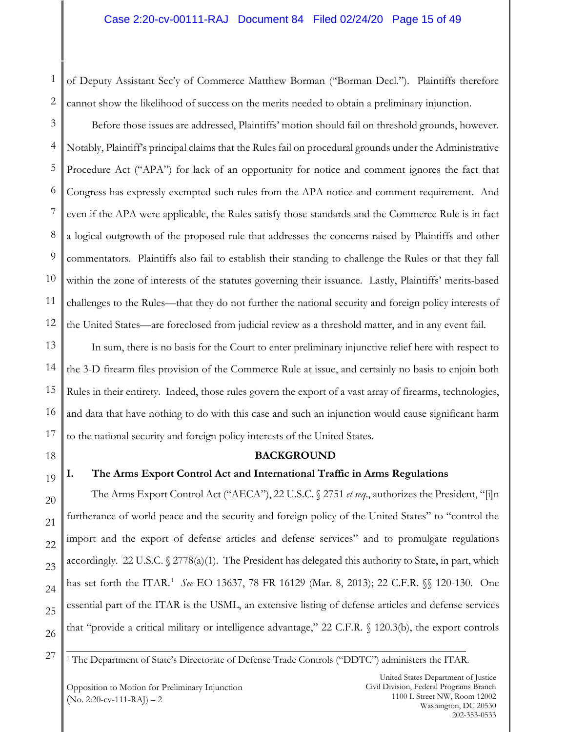of Deputy Assistant Sec'y of Commerce Matthew Borman ("Borman Decl."). Plaintiffs therefore cannot show the likelihood of success on the merits needed to obtain a preliminary injunction.

Before those issues are addressed, Plaintiffs' motion should fail on threshold grounds, however. Notably, Plaintiff's principal claims that the Rules fail on procedural grounds under the Administrative Procedure Act ("APA") for lack of an opportunity for notice and comment ignores the fact that Congress has expressly exempted such rules from the APA notice-and-comment requirement. And even if the APA were applicable, the Rules satisfy those standards and the Commerce Rule is in fact a logical outgrowth of the proposed rule that addresses the concerns raised by Plaintiffs and other commentators. Plaintiffs also fail to establish their standing to challenge the Rules or that they fall within the zone of interests of the statutes governing their issuance. Lastly, Plaintiffs' merits-based challenges to the Rules—that they do not further the national security and foreign policy interests of the United States—are foreclosed from judicial review as a threshold matter, and in any event fail.

In sum, there is no basis for the Court to enter preliminary injunctive relief here with respect to the 3-D firearm files provision of the Commerce Rule at issue, and certainly no basis to enjoin both Rules in their entirety. Indeed, those rules govern the export of a vast array of firearms, technologies, and data that have nothing to do with this case and such an injunction would cause significant harm to the national security and foreign policy interests of the United States.

## BACKGROUND

### I. The Arms Export Control Act and International Traffic in Arms Regulations

The Arms Export Control Act ("AECA"), 22 U.S.C. § 2751 *et seq*., authorizes the President, "[i]n furtherance of world peace and the security and foreign policy of the United States" to "control the import and the export of defense articles and defense services" and to promulgate regulations accordingly. 22 U.S.C. § 2778(a)(1). The President has delegated this authority to State, in part, which has set forth the ITAR.[1] *See* EO 13637, 78 FR 16129 (Mar. 8, 2013); 22 C.F.R. §§ 120-130. One essential part of the ITAR is the USML, an extensive listing of defense articles and defense services that "provide a critical military or intelligence advantage," 22 C.F.R. § 120.3(b), the export controls

[1] The Department of State's Directorate of Defense Trade Controls ("DDTC") administers the ITAR.

Opposition to Motion for Preliminary Injunction
(No. 2:20-cv-111-RAJ) – 2

United States Department of Justice
Civil Division, Federal Programs Branch
1100 L Street NW, Room 12002
Washington, DC 20530
202-353-0533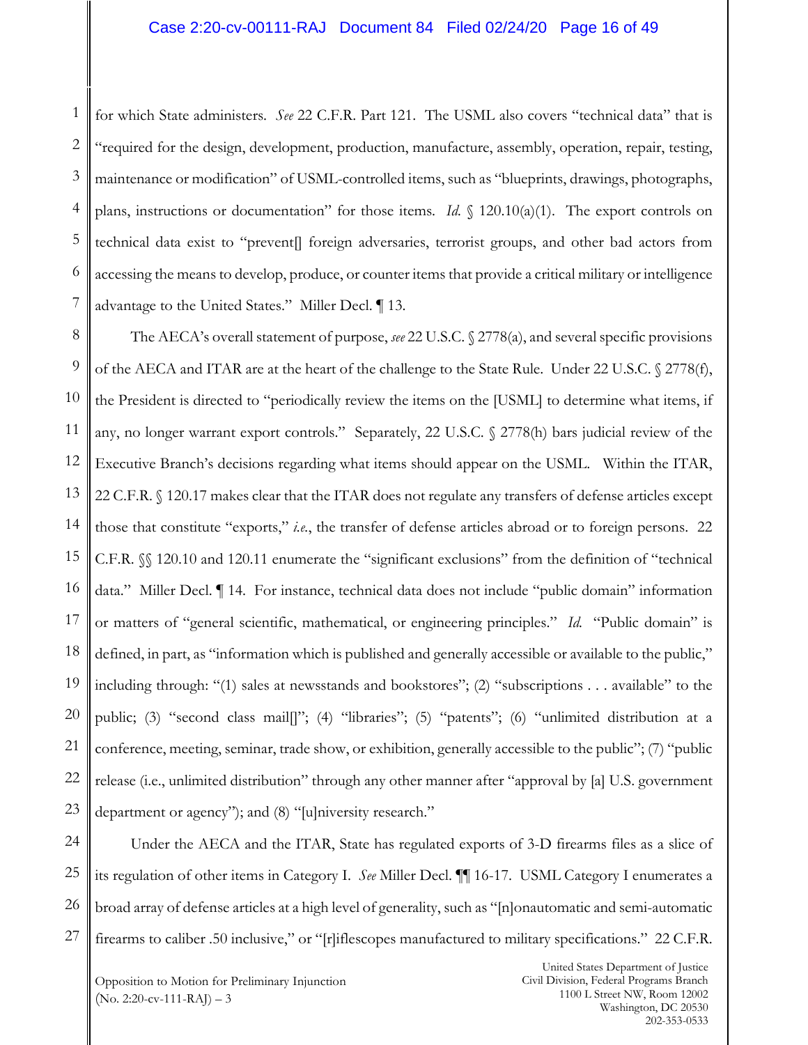for which State administers. *See* 22 C.F.R. Part 121. The USML also covers "technical data" that is "required for the design, development, production, manufacture, assembly, operation, repair, testing, maintenance or modification" of USML-controlled items, such as "blueprints, drawings, photographs, plans, instructions or documentation" for those items. *Id.* § 120.10(a)(1). The export controls on technical data exist to "prevent[] foreign adversaries, terrorist groups, and other bad actors from accessing the means to develop, produce, or counter items that provide a critical military or intelligence advantage to the United States." Miller Decl. ¶ 13.

The AECA's overall statement of purpose, *see* 22 U.S.C. § 2778(a), and several specific provisions of the AECA and ITAR are at the heart of the challenge to the State Rule. Under 22 U.S.C. § 2778(f), the President is directed to "periodically review the items on the [USML] to determine what items, if any, no longer warrant export controls." Separately, 22 U.S.C. § 2778(h) bars judicial review of the Executive Branch's decisions regarding what items should appear on the USML. Within the ITAR, 22 C.F.R. § 120.17 makes clear that the ITAR does not regulate any transfers of defense articles except those that constitute "exports," *i.e.*, the transfer of defense articles abroad or to foreign persons. 22 C.F.R. §§ 120.10 and 120.11 enumerate the "significant exclusions" from the definition of "technical data." Miller Decl. ¶ 14. For instance, technical data does not include "public domain" information or matters of "general scientific, mathematical, or engineering principles." *Id.* "Public domain" is defined, in part, as "information which is published and generally accessible or available to the public," including through: "(1) sales at newsstands and bookstores"; (2) "subscriptions . . . available" to the public; (3) "second class mail[]"; (4) "libraries"; (5) "patents"; (6) "unlimited distribution at a conference, meeting, seminar, trade show, or exhibition, generally accessible to the public"; (7) "public release (i.e., unlimited distribution" through any other manner after "approval by [a] U.S. government department or agency"); and (8) "[u]niversity research."

Under the AECA and the ITAR, State has regulated exports of 3-D firearms files as a slice of its regulation of other items in Category I. *See* Miller Decl. ¶¶ 16-17. USML Category I enumerates a broad array of defense articles at a high level of generality, such as "[n]onautomatic and semi-automatic firearms to caliber .50 inclusive," or "[r]iflescopes manufactured to military specifications." 22 C.F.R.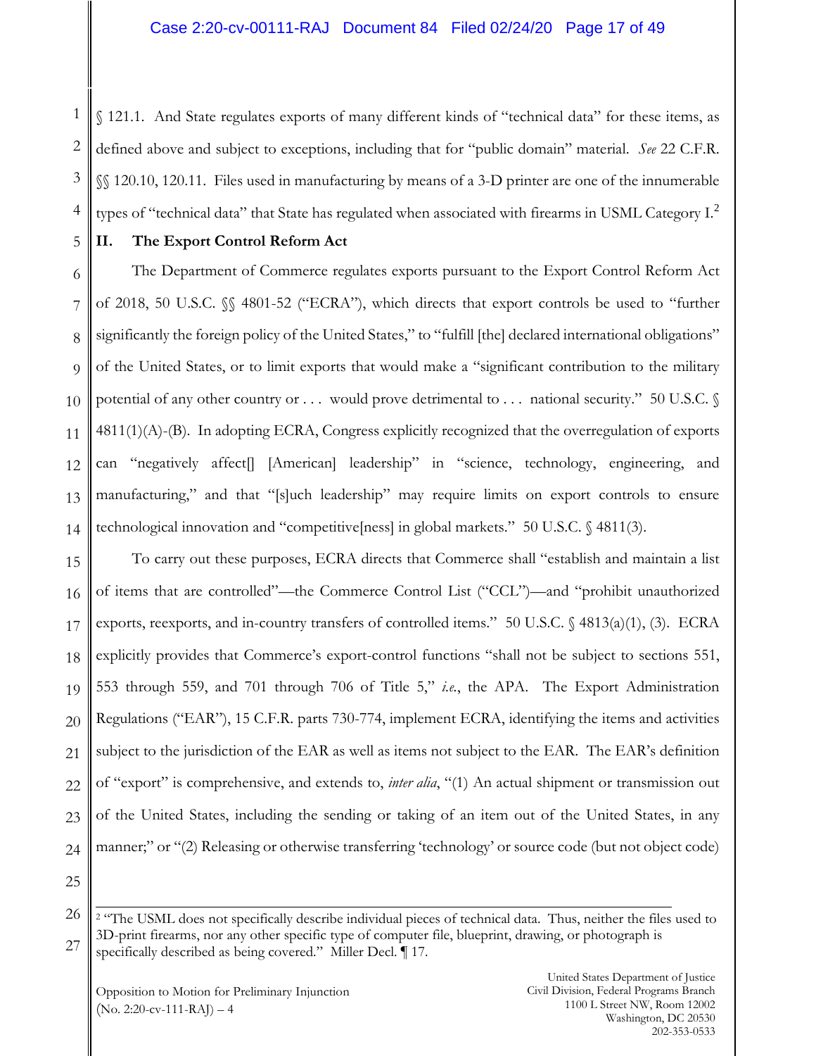§ 121.1. And State regulates exports of many different kinds of "technical data" for these items, as defined above and subject to exceptions, including that for "public domain" material. *See* 22 C.F.R. §§ 120.10, 120.11. Files used in manufacturing by means of a 3-D printer are one of the innumerable types of "technical data" that State has regulated when associated with firearms in USML Category I.[2]

## II. The Export Control Reform Act

The Department of Commerce regulates exports pursuant to the Export Control Reform Act of 2018, 50 U.S.C. §§ 4801-52 ("ECRA"), which directs that export controls be used to "further significantly the foreign policy of the United States," to "fulfill [the] declared international obligations" of the United States, or to limit exports that would make a "significant contribution to the military potential of any other country or . . . would prove detrimental to . . . national security." 50 U.S.C. § 4811(1)(A)-(B). In adopting ECRA, Congress explicitly recognized that the overregulation of exports can "negatively affect[] [American] leadership" in "science, technology, engineering, and manufacturing," and that "[s]uch leadership" may require limits on export controls to ensure technological innovation and "competitive[ness] in global markets." 50 U.S.C. § 4811(3).

To carry out these purposes, ECRA directs that Commerce shall "establish and maintain a list of items that are controlled"—the Commerce Control List ("CCL")—and "prohibit unauthorized exports, reexports, and in-country transfers of controlled items." 50 U.S.C. § 4813(a)(1), (3). ECRA explicitly provides that Commerce's export-control functions "shall not be subject to sections 551, 553 through 559, and 701 through 706 of Title 5," *i.e.*, the APA. The Export Administration Regulations ("EAR"), 15 C.F.R. parts 730-774, implement ECRA, identifying the items and activities subject to the jurisdiction of the EAR as well as items not subject to the EAR. The EAR's definition of "export" is comprehensive, and extends to, *inter alia*, "(1) An actual shipment or transmission out of the United States, including the sending or taking of an item out of the United States, in any manner;" or "(2) Releasing or otherwise transferring 'technology' or source code (but not object code)

---

[2] "The USML does not specifically describe individual pieces of technical data. Thus, neither the files used to 3D-print firearms, nor any other specific type of computer file, blueprint, drawing, or photograph is specifically described as being covered." Miller Decl. ¶ 17.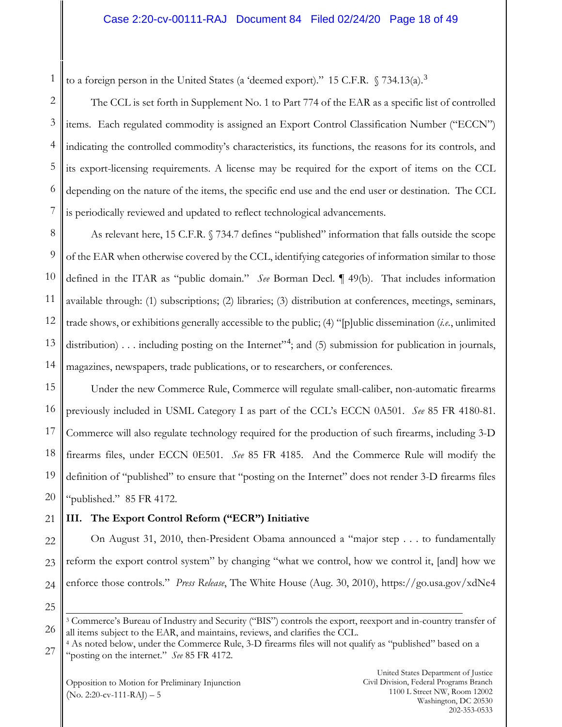to a foreign person in the United States (a 'deemed export)." 15 C.F.R. § 734.13(a).[3]

The CCL is set forth in Supplement No. 1 to Part 774 of the EAR as a specific list of controlled items. Each regulated commodity is assigned an Export Control Classification Number ("ECCN") indicating the controlled commodity's characteristics, its functions, the reasons for its controls, and its export-licensing requirements. A license may be required for the export of items on the CCL depending on the nature of the items, the specific end use and the end user or destination. The CCL is periodically reviewed and updated to reflect technological advancements.

As relevant here, 15 C.F.R. § 734.7 defines "published" information that falls outside the scope of the EAR when otherwise covered by the CCL, identifying categories of information similar to those defined in the ITAR as "public domain." *See* Borman Decl. ¶ 49(b). That includes information available through: (1) subscriptions; (2) libraries; (3) distribution at conferences, meetings, seminars, trade shows, or exhibitions generally accessible to the public; (4) "[p]ublic dissemination (*i.e.*, unlimited distribution) . . . including posting on the Internet"[4]; and (5) submission for publication in journals, magazines, newspapers, trade publications, or to researchers, or conferences.

Under the new Commerce Rule, Commerce will regulate small-caliber, non-automatic firearms previously included in USML Category I as part of the CCL's ECCN 0A501. *See* 85 FR 4180-81. Commerce will also regulate technology required for the production of such firearms, including 3-D firearms files, under ECCN 0E501. *See* 85 FR 4185. And the Commerce Rule will modify the definition of "published" to ensure that "posting on the Internet" does not render 3-D firearms files "published." 85 FR 4172.

## III. The Export Control Reform ("ECR") Initiative

On August 31, 2010, then-President Obama announced a "major step . . . to fundamentally reform the export control system" by changing "what we control, how we control it, [and] how we enforce those controls." *Press Release*, The White House (Aug. 30, 2010), https://go.usa.gov/xdNe4

[3] Commerce's Bureau of Industry and Security ("BIS") controls the export, reexport and in-country transfer of all items subject to the EAR, and maintains, reviews, and clarifies the CCL.

[4] As noted below, under the Commerce Rule, 3-D firearms files will not qualify as "published" based on a "posting on the internet." *See* 85 FR 4172.

Opposition to Motion for Preliminary Injunction (No. 2:20-cv-111-RAJ) – 5

United States Department of Justice
Civil Division, Federal Programs Branch
1100 L Street NW, Room 12002
Washington, DC 20530
202-353-0533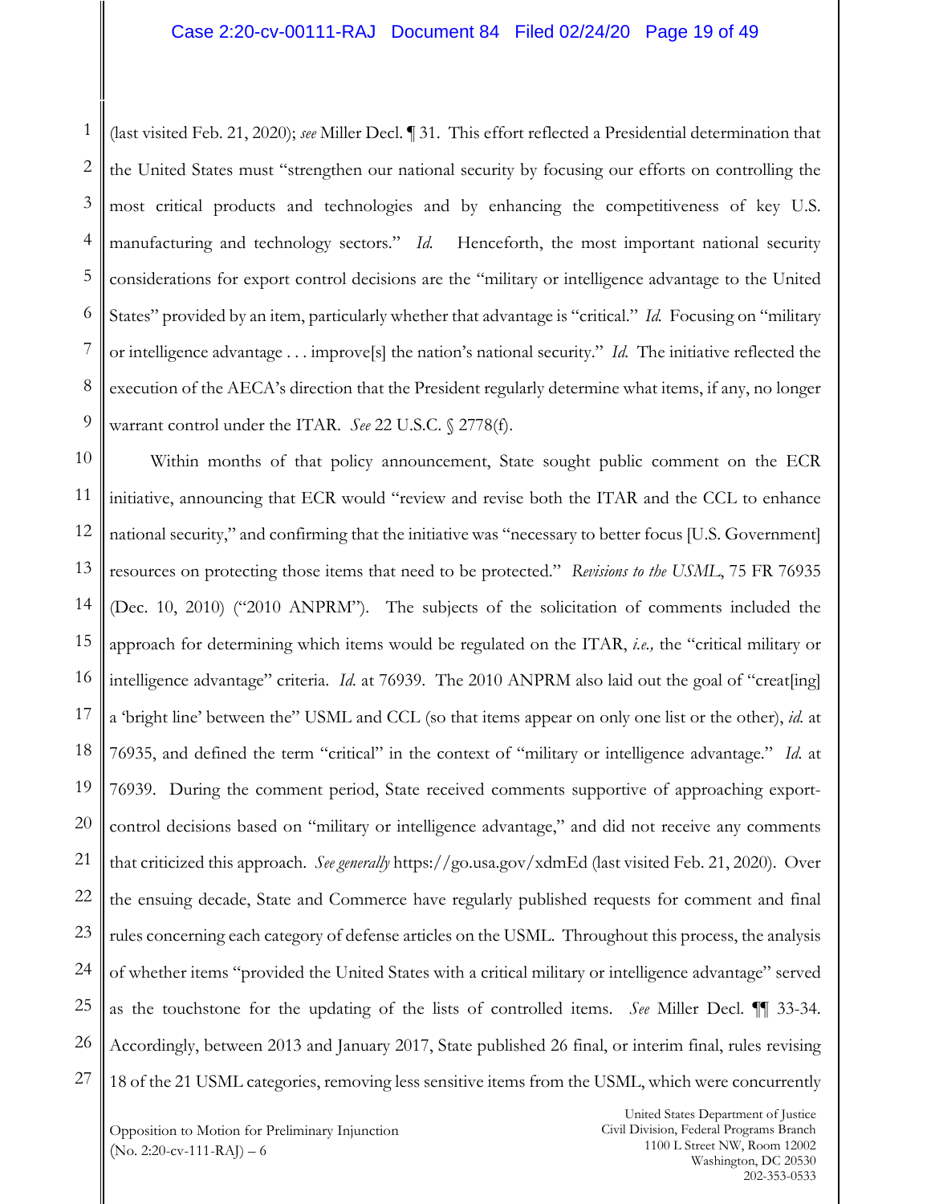(last visited Feb. 21, 2020); *see* Miller Decl. ¶ 31. This effort reflected a Presidential determination that the United States must "strengthen our national security by focusing our efforts on controlling the most critical products and technologies and by enhancing the competitiveness of key U.S. manufacturing and technology sectors." *Id.* Henceforth, the most important national security considerations for export control decisions are the "military or intelligence advantage to the United States" provided by an item, particularly whether that advantage is "critical." *Id.* Focusing on "military or intelligence advantage . . . improve[s] the nation's national security." *Id.* The initiative reflected the execution of the AECA's direction that the President regularly determine what items, if any, no longer warrant control under the ITAR. *See* 22 U.S.C. § 2778(f).

Within months of that policy announcement, State sought public comment on the ECR initiative, announcing that ECR would "review and revise both the ITAR and the CCL to enhance national security," and confirming that the initiative was "necessary to better focus [U.S. Government] resources on protecting those items that need to be protected." *Revisions to the USML*, 75 FR 76935 (Dec. 10, 2010) ("2010 ANPRM"). The subjects of the solicitation of comments included the approach for determining which items would be regulated on the ITAR, *i.e.,* the "critical military or intelligence advantage" criteria. *Id.* at 76939. The 2010 ANPRM also laid out the goal of "creat[ing] a 'bright line' between the" USML and CCL (so that items appear on only one list or the other), *id.* at 76935, and defined the term "critical" in the context of "military or intelligence advantage." *Id.* at 76939. During the comment period, State received comments supportive of approaching export-control decisions based on "military or intelligence advantage," and did not receive any comments that criticized this approach. *See generally* https://go.usa.gov/xdmEd (last visited Feb. 21, 2020). Over the ensuing decade, State and Commerce have regularly published requests for comment and final rules concerning each category of defense articles on the USML. Throughout this process, the analysis of whether items "provided the United States with a critical military or intelligence advantage" served as the touchstone for the updating of the lists of controlled items. *See* Miller Decl. ¶¶ 33-34. Accordingly, between 2013 and January 2017, State published 26 final, or interim final, rules revising 18 of the 21 USML categories, removing less sensitive items from the USML, which were concurrently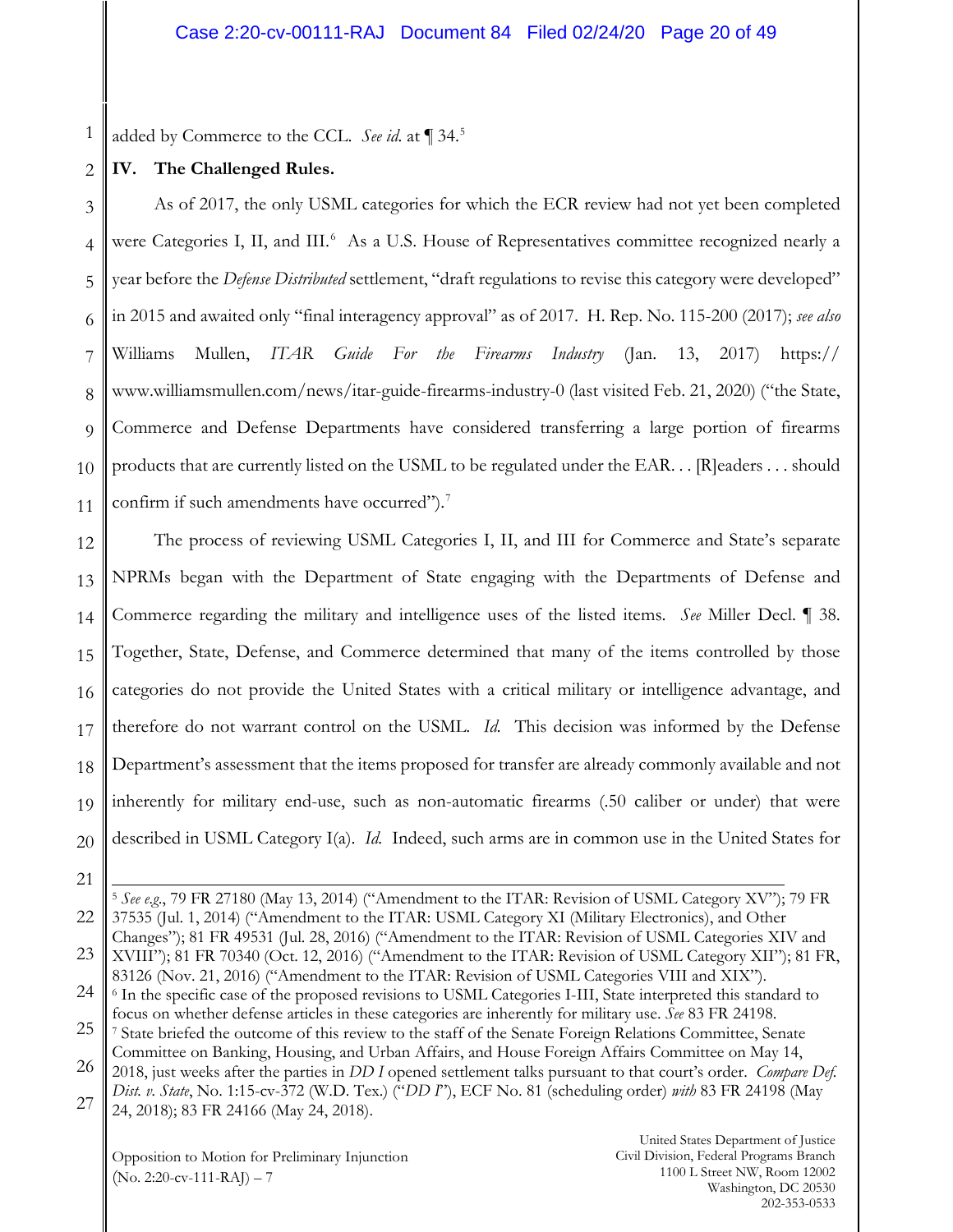added by Commerce to the CCL. *See id.* at ¶ 34.[5]

**IV. The Challenged Rules.**

As of 2017, the only USML categories for which the ECR review had not yet been completed were Categories I, II, and III.[6] As a U.S. House of Representatives committee recognized nearly a year before the *Defense Distributed* settlement, "draft regulations to revise this category were developed" in 2015 and awaited only "final interagency approval" as of 2017. H. Rep. No. 115-200 (2017); *see also* Williams Mullen, *ITAR Guide For the Firearms Industry* (Jan. 13, 2017) https://www.williamsmullen.com/news/itar-guide-firearms-industry-0 (last visited Feb. 21, 2020) ("the State, Commerce and Defense Departments have considered transferring a large portion of firearms products that are currently listed on the USML to be regulated under the EAR. . . [R]eaders . . . should confirm if such amendments have occurred").[7]

The process of reviewing USML Categories I, II, and III for Commerce and State's separate NPRMs began with the Department of State engaging with the Departments of Defense and Commerce regarding the military and intelligence uses of the listed items. *See* Miller Decl. ¶ 38. Together, State, Defense, and Commerce determined that many of the items controlled by those categories do not provide the United States with a critical military or intelligence advantage, and therefore do not warrant control on the USML. *Id.* This decision was informed by the Defense Department's assessment that the items proposed for transfer are already commonly available and not inherently for military end-use, such as non-automatic firearms (.50 caliber or under) that were described in USML Category I(a). *Id.* Indeed, such arms are in common use in the United States for

---

[5] *See e.g.*, 79 FR 27180 (May 13, 2014) ("Amendment to the ITAR: Revision of USML Category XV"); 79 FR 37535 (Jul. 1, 2014) ("Amendment to the ITAR: USML Category XI (Military Electronics), and Other Changes"); 81 FR 49531 (Jul. 28, 2016) ("Amendment to the ITAR: Revision of USML Categories XIV and XVIII"); 81 FR 70340 (Oct. 12, 2016) ("Amendment to the ITAR: Revision of USML Category XII"); 81 FR, 83126 (Nov. 21, 2016) ("Amendment to the ITAR: Revision of USML Categories VIII and XIX").

[6] In the specific case of the proposed revisions to USML Categories I-III, State interpreted this standard to focus on whether defense articles in these categories are inherently for military use. *See* 83 FR 24198.

[7] State briefed the outcome of this review to the staff of the Senate Foreign Relations Committee, Senate Committee on Banking, Housing, and Urban Affairs, and House Foreign Affairs Committee on May 14, 2018, just weeks after the parties in *DD I* opened settlement talks pursuant to that court's order. *Compare Def. Dist. v. State*, No. 1:15-cv-372 (W.D. Tex.) ("*DD I*"), ECF No. 81 (scheduling order) *with* 83 FR 24198 (May 24, 2018); 83 FR 24166 (May 24, 2018).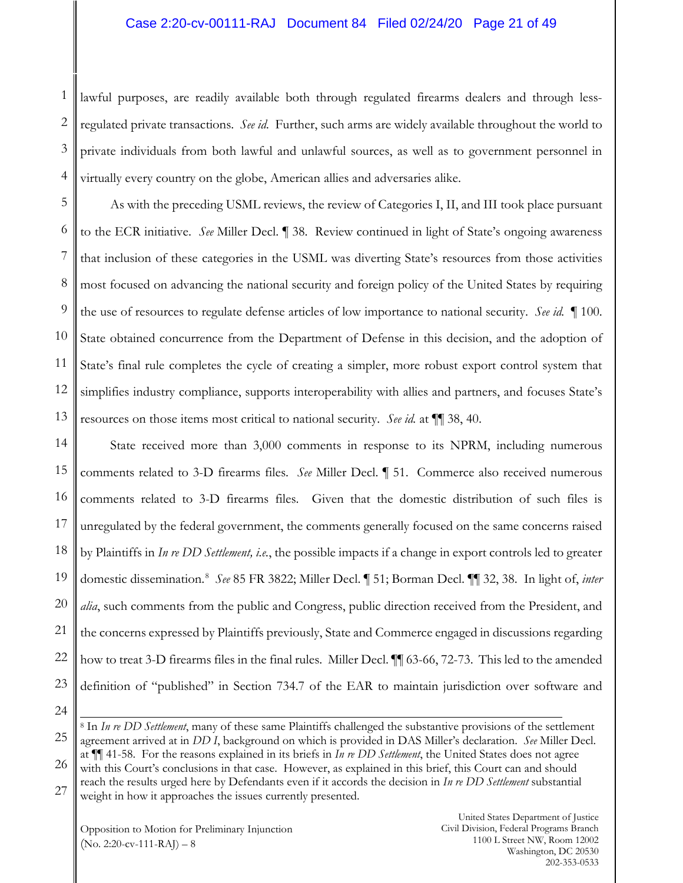lawful purposes, are readily available both through regulated firearms dealers and through less-regulated private transactions. *See id.* Further, such arms are widely available throughout the world to private individuals from both lawful and unlawful sources, as well as to government personnel in virtually every country on the globe, American allies and adversaries alike.

As with the preceding USML reviews, the review of Categories I, II, and III took place pursuant to the ECR initiative. *See* Miller Decl. ¶ 38. Review continued in light of State's ongoing awareness that inclusion of these categories in the USML was diverting State's resources from those activities most focused on advancing the national security and foreign policy of the United States by requiring the use of resources to regulate defense articles of low importance to national security. *See id.* ¶ 100. State obtained concurrence from the Department of Defense in this decision, and the adoption of State's final rule completes the cycle of creating a simpler, more robust export control system that simplifies industry compliance, supports interoperability with allies and partners, and focuses State's resources on those items most critical to national security. *See id.* at ¶¶ 38, 40.

State received more than 3,000 comments in response to its NPRM, including numerous comments related to 3-D firearms files. *See* Miller Decl. ¶ 51. Commerce also received numerous comments related to 3-D firearms files. Given that the domestic distribution of such files is unregulated by the federal government, the comments generally focused on the same concerns raised by Plaintiffs in *In re DD Settlement, i.e.*, the possible impacts if a change in export controls led to greater domestic dissemination.[8] *See* 85 FR 3822; Miller Decl. ¶ 51; Borman Decl. ¶¶ 32, 38. In light of, *inter alia*, such comments from the public and Congress, public direction received from the President, and the concerns expressed by Plaintiffs previously, State and Commerce engaged in discussions regarding how to treat 3-D firearms files in the final rules. Miller Decl. ¶¶ 63-66, 72-73. This led to the amended definition of "published" in Section 734.7 of the EAR to maintain jurisdiction over software and

[8] In *In re DD Settlement*, many of these same Plaintiffs challenged the substantive provisions of the settlement agreement arrived at in *DD I*, background on which is provided in DAS Miller's declaration. *See* Miller Decl. at ¶¶ 41-58. For the reasons explained in its briefs in *In re DD Settlement*, the United States does not agree with this Court's conclusions in that case. However, as explained in this brief, this Court can and should reach the results urged here by Defendants even if it accords the decision in *In re DD Settlement* substantial weight in how it approaches the issues currently presented.

Opposition to Motion for Preliminary Injunction
(No. 2:20-cv-111-RAJ) – 8

United States Department of Justice
Civil Division, Federal Programs Branch
1100 L Street NW, Room 12002
Washington, DC 20530
202-353-0533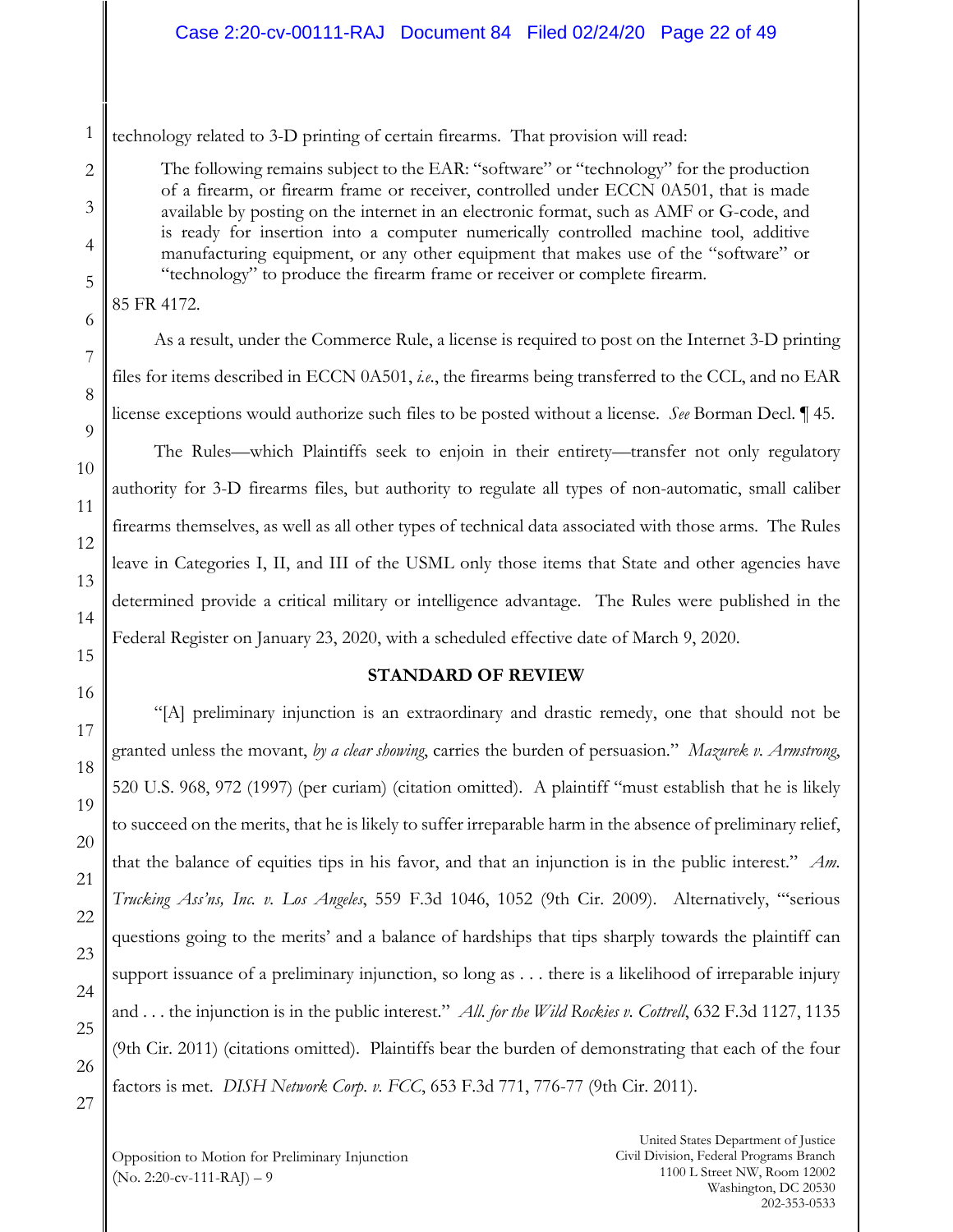technology related to 3-D printing of certain firearms. That provision will read:

> The following remains subject to the EAR: "software" or "technology" for the production of a firearm, or firearm frame or receiver, controlled under ECCN 0A501, that is made available by posting on the internet in an electronic format, such as AMF or G-code, and is ready for insertion into a computer numerically controlled machine tool, additive manufacturing equipment, or any other equipment that makes use of the "software" or "technology" to produce the firearm frame or receiver or complete firearm.

85 FR 4172.

As a result, under the Commerce Rule, a license is required to post on the Internet 3-D printing files for items described in ECCN 0A501, *i.e.*, the firearms being transferred to the CCL, and no EAR license exceptions would authorize such files to be posted without a license. *See* Borman Decl. ¶ 45.

The Rules—which Plaintiffs seek to enjoin in their entirety—transfer not only regulatory authority for 3-D firearms files, but authority to regulate all types of non-automatic, small caliber firearms themselves, as well as all other types of technical data associated with those arms. The Rules leave in Categories I, II, and III of the USML only those items that State and other agencies have determined provide a critical military or intelligence advantage. The Rules were published in the Federal Register on January 23, 2020, with a scheduled effective date of March 9, 2020.

## STANDARD OF REVIEW

"[A] preliminary injunction is an extraordinary and drastic remedy, one that should not be granted unless the movant, *by a clear showing*, carries the burden of persuasion." *Mazurek v. Armstrong*, 520 U.S. 968, 972 (1997) (per curiam) (citation omitted). A plaintiff "must establish that he is likely to succeed on the merits, that he is likely to suffer irreparable harm in the absence of preliminary relief, that the balance of equities tips in his favor, and that an injunction is in the public interest." *Am. Trucking Ass'ns, Inc. v. Los Angeles*, 559 F.3d 1046, 1052 (9th Cir. 2009). Alternatively, "'serious questions going to the merits' and a balance of hardships that tips sharply towards the plaintiff can support issuance of a preliminary injunction, so long as . . . there is a likelihood of irreparable injury and . . . the injunction is in the public interest." *All. for the Wild Rockies v. Cottrell*, 632 F.3d 1127, 1135 (9th Cir. 2011) (citations omitted). Plaintiffs bear the burden of demonstrating that each of the four factors is met. *DISH Network Corp. v. FCC*, 653 F.3d 771, 776-77 (9th Cir. 2011).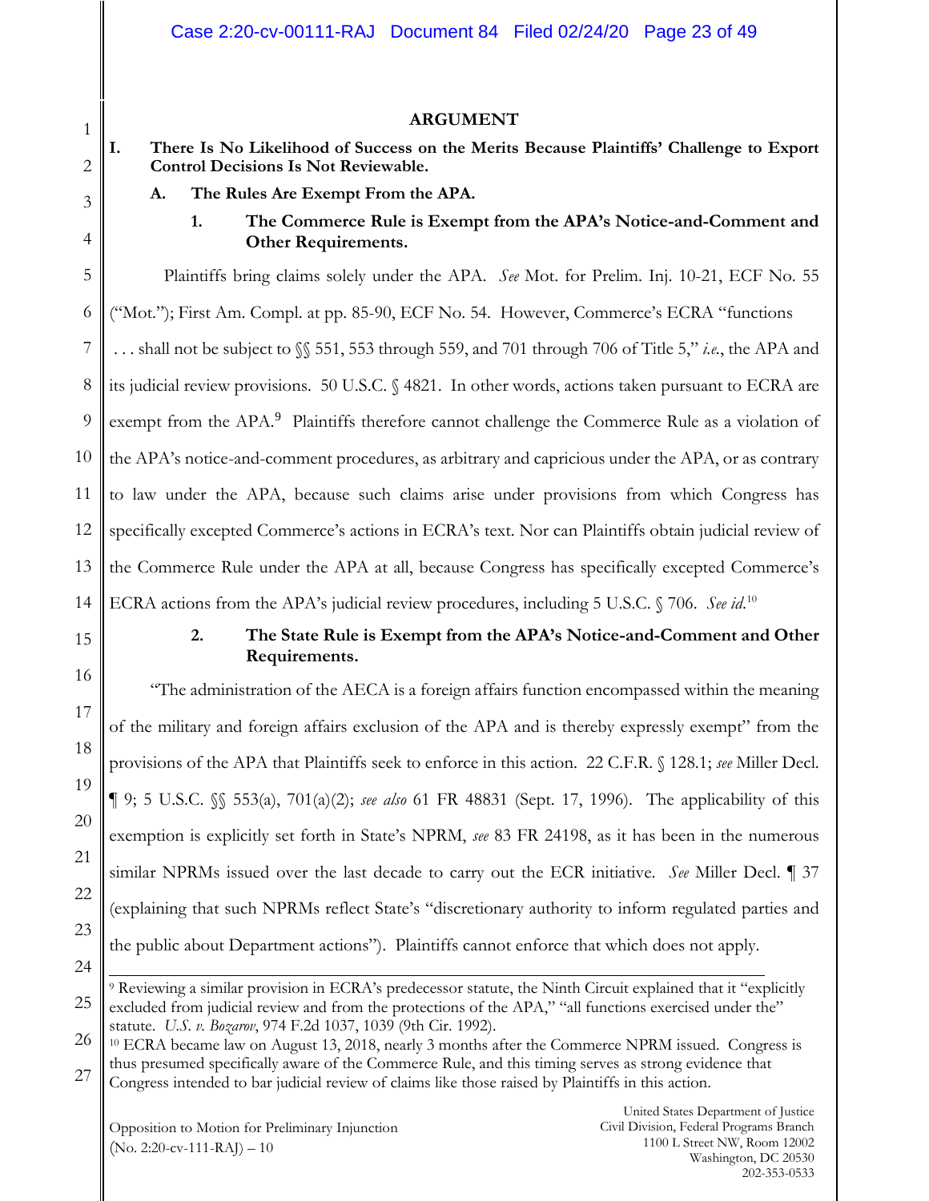## ARGUMENT

### I. There Is No Likelihood of Success on the Merits Because Plaintiffs' Challenge to Export Control Decisions Is Not Reviewable.

#### A. The Rules Are Exempt From the APA.

##### 1. The Commerce Rule is Exempt from the APA's Notice-and-Comment and Other Requirements.

Plaintiffs bring claims solely under the APA. *See* Mot. for Prelim. Inj. 10-21, ECF No. 55 ("Mot."); First Am. Compl. at pp. 85-90, ECF No. 54. However, Commerce's ECRA "functions . . . shall not be subject to §§ 551, 553 through 559, and 701 through 706 of Title 5," *i.e.*, the APA and its judicial review provisions. 50 U.S.C. § 4821. In other words, actions taken pursuant to ECRA are exempt from the APA.[9] Plaintiffs therefore cannot challenge the Commerce Rule as a violation of the APA's notice-and-comment procedures, as arbitrary and capricious under the APA, or as contrary to law under the APA, because such claims arise under provisions from which Congress has specifically excepted Commerce's actions in ECRA's text. Nor can Plaintiffs obtain judicial review of the Commerce Rule under the APA at all, because Congress has specifically excepted Commerce's ECRA actions from the APA's judicial review procedures, including 5 U.S.C. § 706. *See id.*[10]

##### 2. The State Rule is Exempt from the APA's Notice-and-Comment and Other Requirements.

"The administration of the AECA is a foreign affairs function encompassed within the meaning of the military and foreign affairs exclusion of the APA and is thereby expressly exempt" from the provisions of the APA that Plaintiffs seek to enforce in this action. 22 C.F.R. § 128.1; *see* Miller Decl. ¶ 9; 5 U.S.C. §§ 553(a), 701(a)(2); *see also* 61 FR 48831 (Sept. 17, 1996). The applicability of this exemption is explicitly set forth in State's NPRM, *see* 83 FR 24198, as it has been in the numerous similar NPRMs issued over the last decade to carry out the ECR initiative. *See* Miller Decl. ¶ 37 (explaining that such NPRMs reflect State's "discretionary authority to inform regulated parties and the public about Department actions"). Plaintiffs cannot enforce that which does not apply.

---

[9] Reviewing a similar provision in ECRA's predecessor statute, the Ninth Circuit explained that it "explicitly excluded from judicial review and from the protections of the APA," "all functions exercised under the" statute. *U.S. v. Bozarov*, 974 F.2d 1037, 1039 (9th Cir. 1992).

[10] ECRA became law on August 13, 2018, nearly 3 months after the Commerce NPRM issued. Congress is thus presumed specifically aware of the Commerce Rule, and this timing serves as strong evidence that Congress intended to bar judicial review of claims like those raised by Plaintiffs in this action.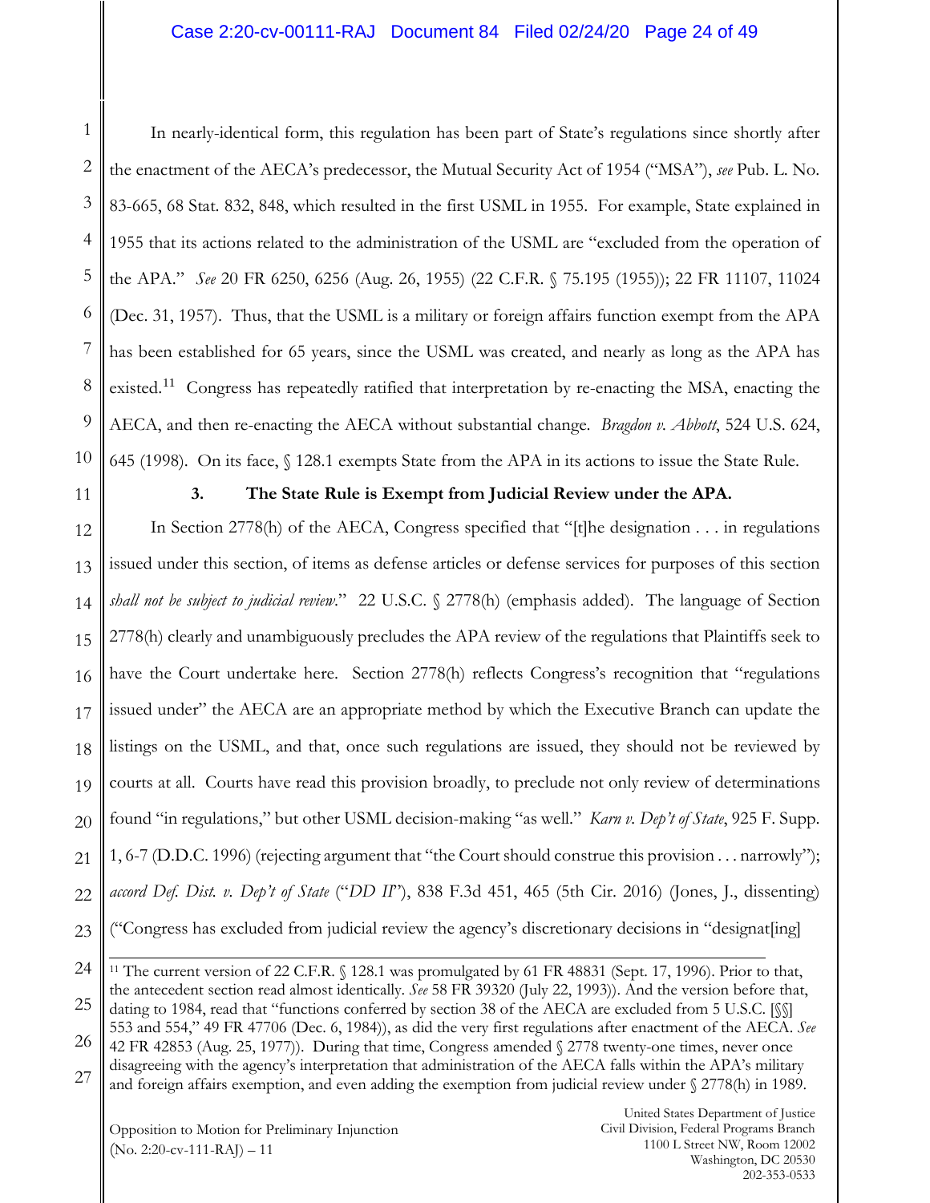In nearly-identical form, this regulation has been part of State's regulations since shortly after the enactment of the AECA's predecessor, the Mutual Security Act of 1954 ("MSA"), *see* Pub. L. No. 83-665, 68 Stat. 832, 848, which resulted in the first USML in 1955. For example, State explained in 1955 that its actions related to the administration of the USML are "excluded from the operation of the APA." *See* 20 FR 6250, 6256 (Aug. 26, 1955) (22 C.F.R. § 75.195 (1955)); 22 FR 11107, 11024 (Dec. 31, 1957). Thus, that the USML is a military or foreign affairs function exempt from the APA has been established for 65 years, since the USML was created, and nearly as long as the APA has existed.[11] Congress has repeatedly ratified that interpretation by re-enacting the MSA, enacting the AECA, and then re-enacting the AECA without substantial change. *Bragdon v. Abbott*, 524 U.S. 624, 645 (1998). On its face, § 128.1 exempts State from the APA in its actions to issue the State Rule.

### 3. The State Rule is Exempt from Judicial Review under the APA.

In Section 2778(h) of the AECA, Congress specified that "[t]he designation . . . in regulations issued under this section, of items as defense articles or defense services for purposes of this section *shall not be subject to judicial review*." 22 U.S.C. § 2778(h) (emphasis added). The language of Section 2778(h) clearly and unambiguously precludes the APA review of the regulations that Plaintiffs seek to have the Court undertake here. Section 2778(h) reflects Congress's recognition that "regulations issued under" the AECA are an appropriate method by which the Executive Branch can update the listings on the USML, and that, once such regulations are issued, they should not be reviewed by courts at all. Courts have read this provision broadly, to preclude not only review of determinations found "in regulations," but other USML decision-making "as well." *Karn v. Dep't of State*, 925 F. Supp. 1, 6-7 (D.D.C. 1996) (rejecting argument that "the Court should construe this provision . . . narrowly"); *accord Def. Dist. v. Dep't of State* ("*DD II*"), 838 F.3d 451, 465 (5th Cir. 2016) (Jones, J., dissenting) ("Congress has excluded from judicial review the agency's discretionary decisions in "designat[ing]

---

[11] The current version of 22 C.F.R. § 128.1 was promulgated by 61 FR 48831 (Sept. 17, 1996). Prior to that, the antecedent section read almost identically. *See* 58 FR 39320 (July 22, 1993)). And the version before that, dating to 1984, read that "functions conferred by section 38 of the AECA are excluded from 5 U.S.C. [§§] 553 and 554," 49 FR 47706 (Dec. 6, 1984)), as did the very first regulations after enactment of the AECA. *See* 42 FR 42853 (Aug. 25, 1977)). During that time, Congress amended § 2778 twenty-one times, never once disagreeing with the agency's interpretation that administration of the AECA falls within the APA's military and foreign affairs exemption, and even adding the exemption from judicial review under § 2778(h) in 1989.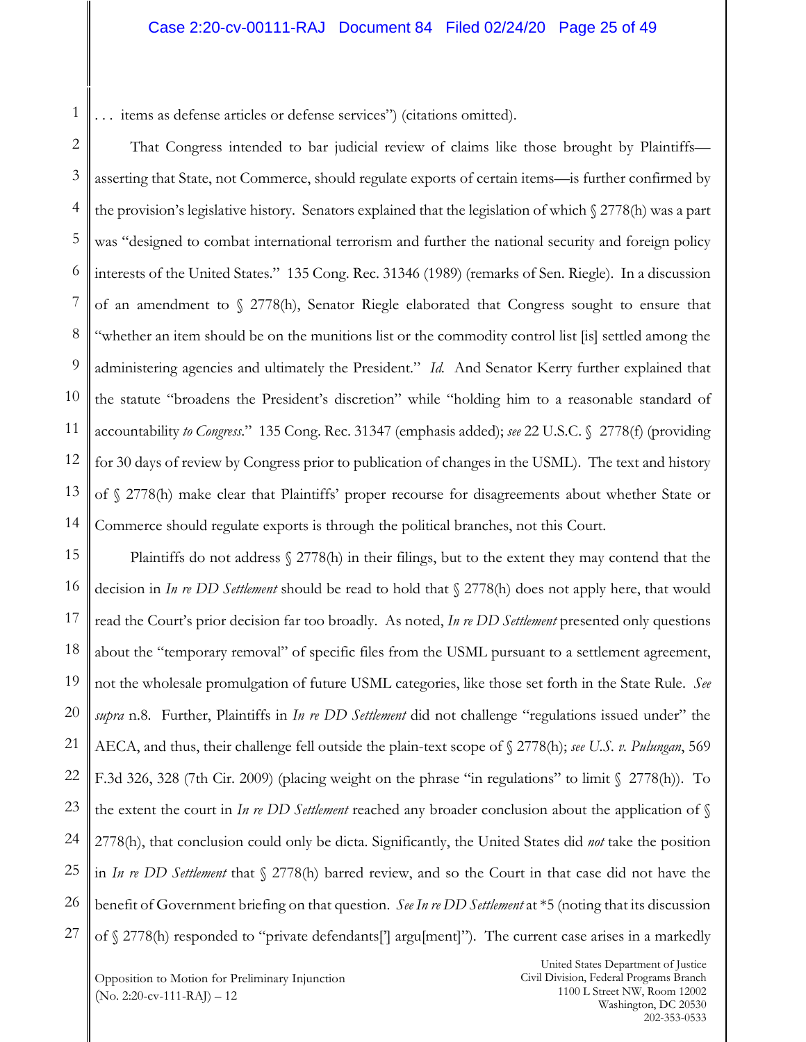. . . items as defense articles or defense services") (citations omitted).

That Congress intended to bar judicial review of claims like those brought by Plaintiffs—asserting that State, not Commerce, should regulate exports of certain items—is further confirmed by the provision's legislative history. Senators explained that the legislation of which § 2778(h) was a part was "designed to combat international terrorism and further the national security and foreign policy interests of the United States." 135 Cong. Rec. 31346 (1989) (remarks of Sen. Riegle). In a discussion of an amendment to § 2778(h), Senator Riegle elaborated that Congress sought to ensure that "whether an item should be on the munitions list or the commodity control list [is] settled among the administering agencies and ultimately the President." *Id.* And Senator Kerry further explained that the statute "broadens the President's discretion" while "holding him to a reasonable standard of accountability *to Congress*." 135 Cong. Rec. 31347 (emphasis added); *see* 22 U.S.C. § 2778(f) (providing for 30 days of review by Congress prior to publication of changes in the USML). The text and history of § 2778(h) make clear that Plaintiffs' proper recourse for disagreements about whether State or Commerce should regulate exports is through the political branches, not this Court.

Plaintiffs do not address § 2778(h) in their filings, but to the extent they may contend that the decision in *In re DD Settlement* should be read to hold that § 2778(h) does not apply here, that would read the Court's prior decision far too broadly. As noted, *In re DD Settlement* presented only questions about the "temporary removal" of specific files from the USML pursuant to a settlement agreement, not the wholesale promulgation of future USML categories, like those set forth in the State Rule. *See supra* n.8. Further, Plaintiffs in *In re DD Settlement* did not challenge "regulations issued under" the AECA, and thus, their challenge fell outside the plain-text scope of § 2778(h); *see U.S. v. Pulungan*, 569 F.3d 326, 328 (7th Cir. 2009) (placing weight on the phrase "in regulations" to limit § 2778(h)). To the extent the court in *In re DD Settlement* reached any broader conclusion about the application of § 2778(h), that conclusion could only be dicta. Significantly, the United States did *not* take the position in *In re DD Settlement* that § 2778(h) barred review, and so the Court in that case did not have the benefit of Government briefing on that question. *See In re DD Settlement* at *5 (noting that its discussion of § 2778(h) responded to "private defendants['] argu[ment]"). The current case arises in a markedly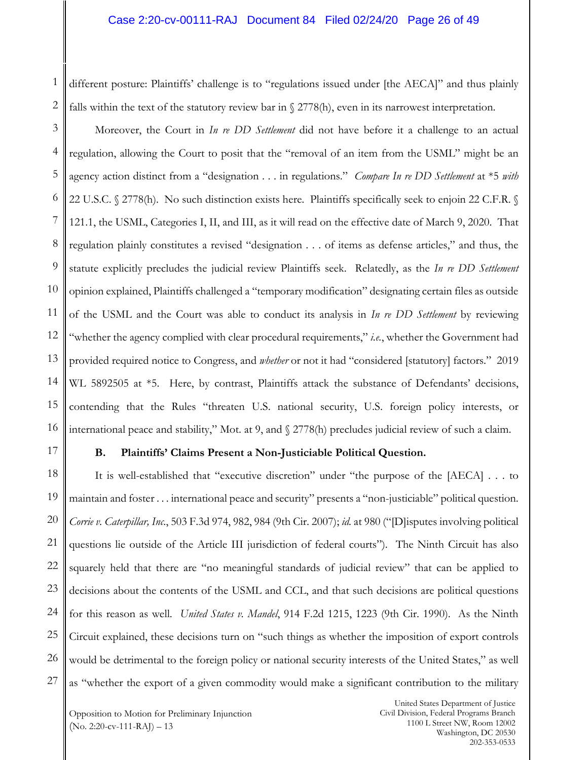different posture: Plaintiffs' challenge is to "regulations issued under [the AECA]" and thus plainly falls within the text of the statutory review bar in § 2778(h), even in its narrowest interpretation.

Moreover, the Court in *In re DD Settlement* did not have before it a challenge to an actual regulation, allowing the Court to posit that the "removal of an item from the USML" might be an agency action distinct from a "designation . . . in regulations." *Compare In re DD Settlement* at *5 *with* 22 U.S.C. § 2778(h). No such distinction exists here. Plaintiffs specifically seek to enjoin 22 C.F.R. § 121.1, the USML, Categories I, II, and III, as it will read on the effective date of March 9, 2020. That regulation plainly constitutes a revised "designation . . . of items as defense articles," and thus, the statute explicitly precludes the judicial review Plaintiffs seek. Relatedly, as the *In re DD Settlement* opinion explained, Plaintiffs challenged a "temporary modification" designating certain files as outside of the USML and the Court was able to conduct its analysis in *In re DD Settlement* by reviewing "whether the agency complied with clear procedural requirements," *i.e.*, whether the Government had provided required notice to Congress, and *whether* or not it had "considered [statutory] factors." 2019 WL 5892505 at *5. Here, by contrast, Plaintiffs attack the substance of Defendants' decisions, contending that the Rules "threaten U.S. national security, U.S. foreign policy interests, or international peace and stability," Mot. at 9, and § 2778(h) precludes judicial review of such a claim.

### B. Plaintiffs' Claims Present a Non-Justiciable Political Question.

It is well-established that "executive discretion" under "the purpose of the [AECA] . . . to maintain and foster . . . international peace and security" presents a "non-justiciable" political question. *Corrie v. Caterpillar, Inc.*, 503 F.3d 974, 982, 984 (9th Cir. 2007); *id.* at 980 ("[D]isputes involving political questions lie outside of the Article III jurisdiction of federal courts"). The Ninth Circuit has also squarely held that there are "no meaningful standards of judicial review" that can be applied to decisions about the contents of the USML and CCL, and that such decisions are political questions for this reason as well. *United States v. Mandel*, 914 F.2d 1215, 1223 (9th Cir. 1990). As the Ninth Circuit explained, these decisions turn on "such things as whether the imposition of export controls would be detrimental to the foreign policy or national security interests of the United States," as well as "whether the export of a given commodity would make a significant contribution to the military

Opposition to Motion for Preliminary Injunction
(No. 2:20-cv-111-RAJ) – 13

United States Department of Justice
Civil Division, Federal Programs Branch
1100 L Street NW, Room 12002
Washington, DC 20530
202-353-0533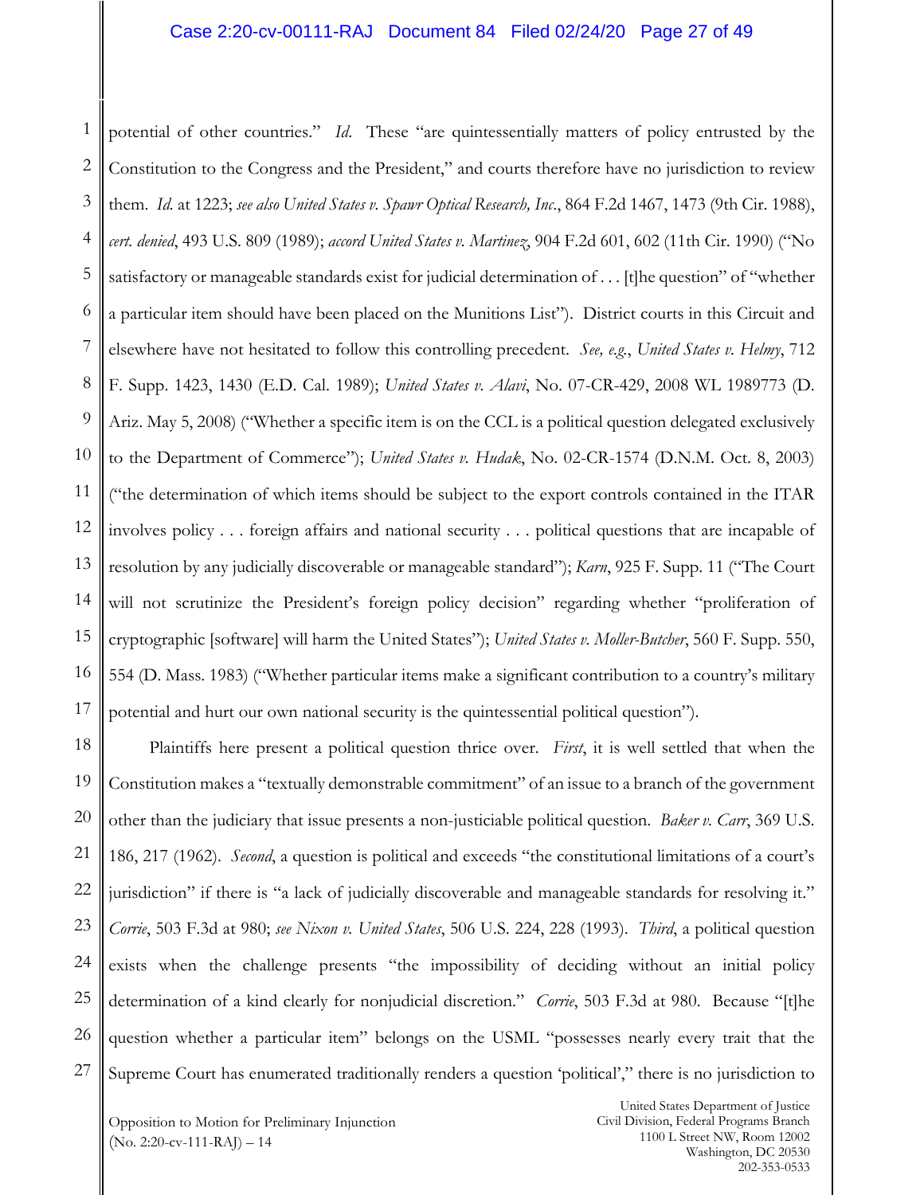potential of other countries." *Id.* These "are quintessentially matters of policy entrusted by the Constitution to the Congress and the President," and courts therefore have no jurisdiction to review them. *Id.* at 1223; *see also United States v. Spawr Optical Research, Inc.*, 864 F.2d 1467, 1473 (9th Cir. 1988), *cert. denied*, 493 U.S. 809 (1989); *accord United States v. Martinez*, 904 F.2d 601, 602 (11th Cir. 1990) ("No satisfactory or manageable standards exist for judicial determination of . . . [t]he question" of "whether a particular item should have been placed on the Munitions List"). District courts in this Circuit and elsewhere have not hesitated to follow this controlling precedent. *See, e.g.*, *United States v. Helmy*, 712 F. Supp. 1423, 1430 (E.D. Cal. 1989); *United States v. Alavi*, No. 07-CR-429, 2008 WL 1989773 (D. Ariz. May 5, 2008) ("Whether a specific item is on the CCL is a political question delegated exclusively to the Department of Commerce"); *United States v. Hudak*, No. 02-CR-1574 (D.N.M. Oct. 8, 2003) ("the determination of which items should be subject to the export controls contained in the ITAR involves policy . . . foreign affairs and national security . . . political questions that are incapable of resolution by any judicially discoverable or manageable standard"); *Karn*, 925 F. Supp. 11 ("The Court will not scrutinize the President's foreign policy decision" regarding whether "proliferation of cryptographic [software] will harm the United States"); *United States v. Moller-Butcher*, 560 F. Supp. 550, 554 (D. Mass. 1983) ("Whether particular items make a significant contribution to a country's military potential and hurt our own national security is the quintessential political question").

Plaintiffs here present a political question thrice over. *First*, it is well settled that when the Constitution makes a "textually demonstrable commitment" of an issue to a branch of the government other than the judiciary that issue presents a non-justiciable political question. *Baker v. Carr*, 369 U.S. 186, 217 (1962). *Second*, a question is political and exceeds "the constitutional limitations of a court's jurisdiction" if there is "a lack of judicially discoverable and manageable standards for resolving it." *Corrie*, 503 F.3d at 980; *see Nixon v. United States*, 506 U.S. 224, 228 (1993). *Third*, a political question exists when the challenge presents "the impossibility of deciding without an initial policy determination of a kind clearly for nonjudicial discretion." *Corrie*, 503 F.3d at 980. Because "[t]he question whether a particular item" belongs on the USML "possesses nearly every trait that the Supreme Court has enumerated traditionally renders a question 'political'," there is no jurisdiction to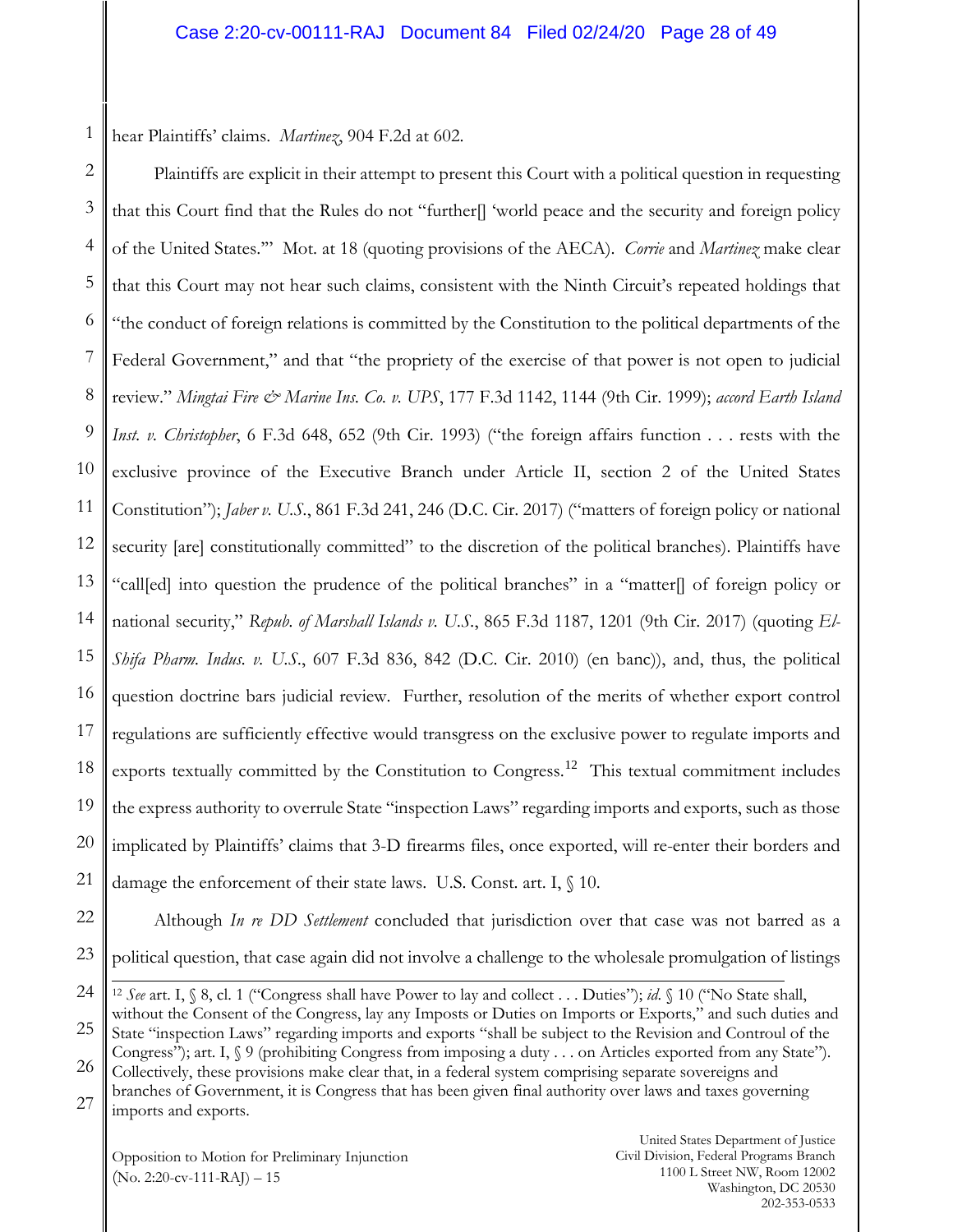hear Plaintiffs' claims. *Martinez*, 904 F.2d at 602.

Plaintiffs are explicit in their attempt to present this Court with a political question in requesting that this Court find that the Rules do not "further[] 'world peace and the security and foreign policy of the United States.'" Mot. at 18 (quoting provisions of the AECA). *Corrie* and *Martinez* make clear that this Court may not hear such claims, consistent with the Ninth Circuit's repeated holdings that "the conduct of foreign relations is committed by the Constitution to the political departments of the Federal Government," and that "the propriety of the exercise of that power is not open to judicial review." *Mingtai Fire & Marine Ins. Co. v. UPS*, 177 F.3d 1142, 1144 (9th Cir. 1999); *accord Earth Island Inst. v. Christopher*, 6 F.3d 648, 652 (9th Cir. 1993) ("the foreign affairs function . . . rests with the exclusive province of the Executive Branch under Article II, section 2 of the United States Constitution"); *Jaber v. U.S.*, 861 F.3d 241, 246 (D.C. Cir. 2017) ("matters of foreign policy or national security [are] constitutionally committed" to the discretion of the political branches). Plaintiffs have "call[ed] into question the prudence of the political branches" in a "matter[] of foreign policy or national security," *Repub. of Marshall Islands v. U.S.*, 865 F.3d 1187, 1201 (9th Cir. 2017) (quoting *El-Shifa Pharm. Indus. v. U.S.*, 607 F.3d 836, 842 (D.C. Cir. 2010) (en banc)), and, thus, the political question doctrine bars judicial review. Further, resolution of the merits of whether export control regulations are sufficiently effective would transgress on the exclusive power to regulate imports and exports textually committed by the Constitution to Congress.[12] This textual commitment includes the express authority to overrule State "inspection Laws" regarding imports and exports, such as those implicated by Plaintiffs' claims that 3-D firearms files, once exported, will re-enter their borders and damage the enforcement of their state laws. U.S. Const. art. I, § 10.

Although *In re DD Settlement* concluded that jurisdiction over that case was not barred as a political question, that case again did not involve a challenge to the wholesale promulgation of listings

[12] *See* art. I, § 8, cl. 1 ("Congress shall have Power to lay and collect . . . Duties"); *id.* § 10 ("No State shall, without the Consent of the Congress, lay any Imposts or Duties on Imports or Exports," and such duties and State "inspection Laws" regarding imports and exports "shall be subject to the Revision and Controul of the Congress"); art. I, § 9 (prohibiting Congress from imposing a duty . . . on Articles exported from any State"). Collectively, these provisions make clear that, in a federal system comprising separate sovereigns and branches of Government, it is Congress that has been given final authority over laws and taxes governing imports and exports.

Opposition to Motion for Preliminary Injunction
(No. 2:20-cv-111-RAJ) – 15

United States Department of Justice
Civil Division, Federal Programs Branch
1100 L Street NW, Room 12002
Washington, DC 20530
202-353-0533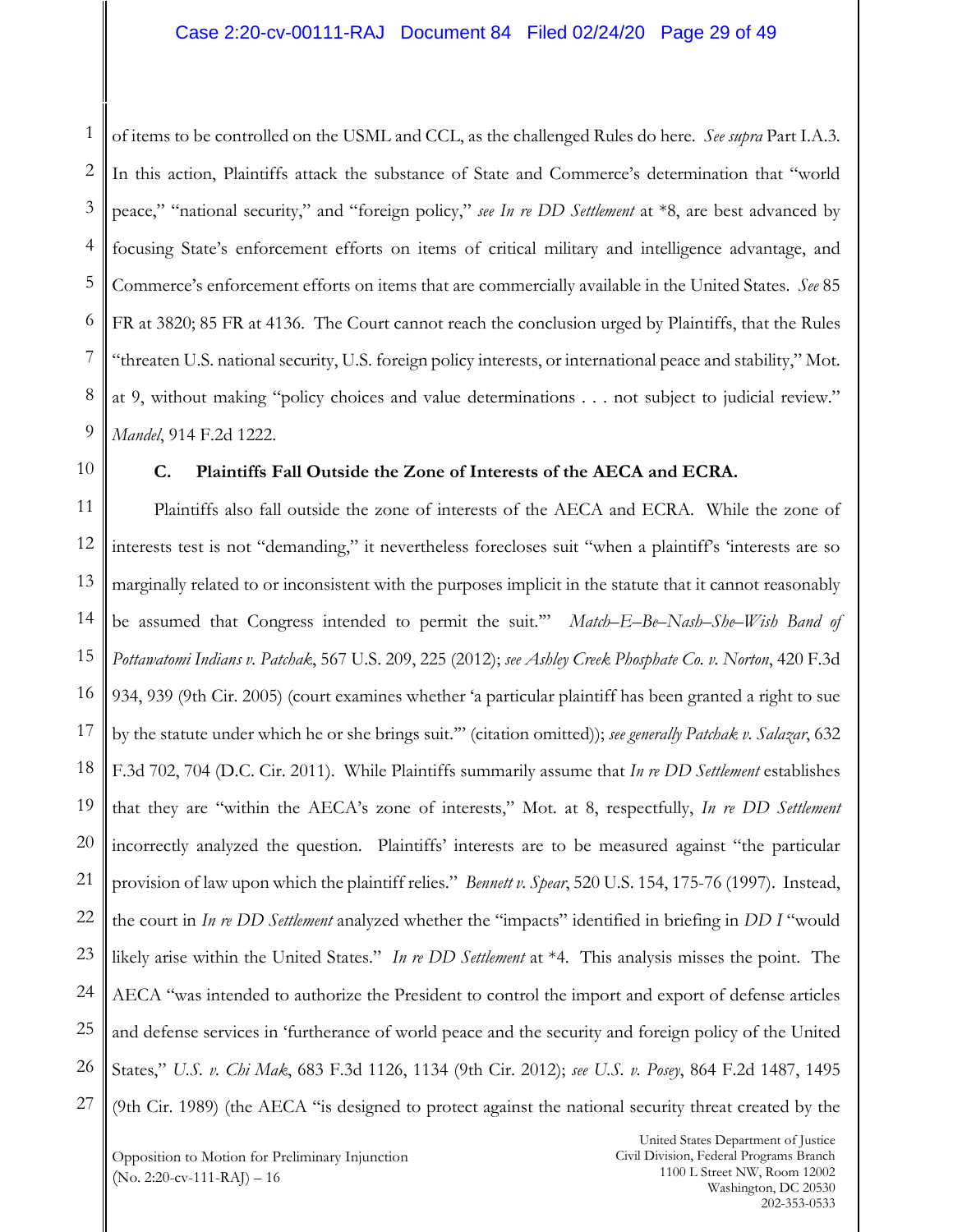of items to be controlled on the USML and CCL, as the challenged Rules do here. *See supra* Part I.A.3. In this action, Plaintiffs attack the substance of State and Commerce's determination that "world peace," "national security," and "foreign policy," *see In re DD Settlement* at *8, are best advanced by focusing State's enforcement efforts on items of critical military and intelligence advantage, and Commerce's enforcement efforts on items that are commercially available in the United States. *See* 85 FR at 3820; 85 FR at 4136. The Court cannot reach the conclusion urged by Plaintiffs, that the Rules "threaten U.S. national security, U.S. foreign policy interests, or international peace and stability," Mot. at 9, without making "policy choices and value determinations . . . not subject to judicial review." *Mandel*, 914 F.2d 1222.

### C. Plaintiffs Fall Outside the Zone of Interests of the AECA and ECRA.

Plaintiffs also fall outside the zone of interests of the AECA and ECRA. While the zone of interests test is not "demanding," it nevertheless forecloses suit "when a plaintiff's 'interests are so marginally related to or inconsistent with the purposes implicit in the statute that it cannot reasonably be assumed that Congress intended to permit the suit.'" *Match–E–Be–Nash–She–Wish Band of Pottawatomi Indians v. Patchak*, 567 U.S. 209, 225 (2012); *see Ashley Creek Phosphate Co. v. Norton*, 420 F.3d 934, 939 (9th Cir. 2005) (court examines whether 'a particular plaintiff has been granted a right to sue by the statute under which he or she brings suit.'" (citation omitted)); *see generally Patchak v. Salazar*, 632 F.3d 702, 704 (D.C. Cir. 2011). While Plaintiffs summarily assume that *In re DD Settlement* establishes that they are "within the AECA's zone of interests," Mot. at 8, respectfully, *In re DD Settlement* incorrectly analyzed the question. Plaintiffs' interests are to be measured against "the particular provision of law upon which the plaintiff relies." *Bennett v. Spear*, 520 U.S. 154, 175-76 (1997). Instead, the court in *In re DD Settlement* analyzed whether the "impacts" identified in briefing in *DD I* "would likely arise within the United States." *In re DD Settlement* at *4. This analysis misses the point. The AECA "was intended to authorize the President to control the import and export of defense articles and defense services in 'furtherance of world peace and the security and foreign policy of the United States," *U.S. v. Chi Mak*, 683 F.3d 1126, 1134 (9th Cir. 2012); *see U.S. v. Posey*, 864 F.2d 1487, 1495 (9th Cir. 1989) (the AECA "is designed to protect against the national security threat created by the

Opposition to Motion for Preliminary Injunction
(No. 2:20-cv-111-RAJ) – 16

United States Department of Justice
Civil Division, Federal Programs Branch
1100 L Street NW, Room 12002
Washington, DC 20530
202-353-0533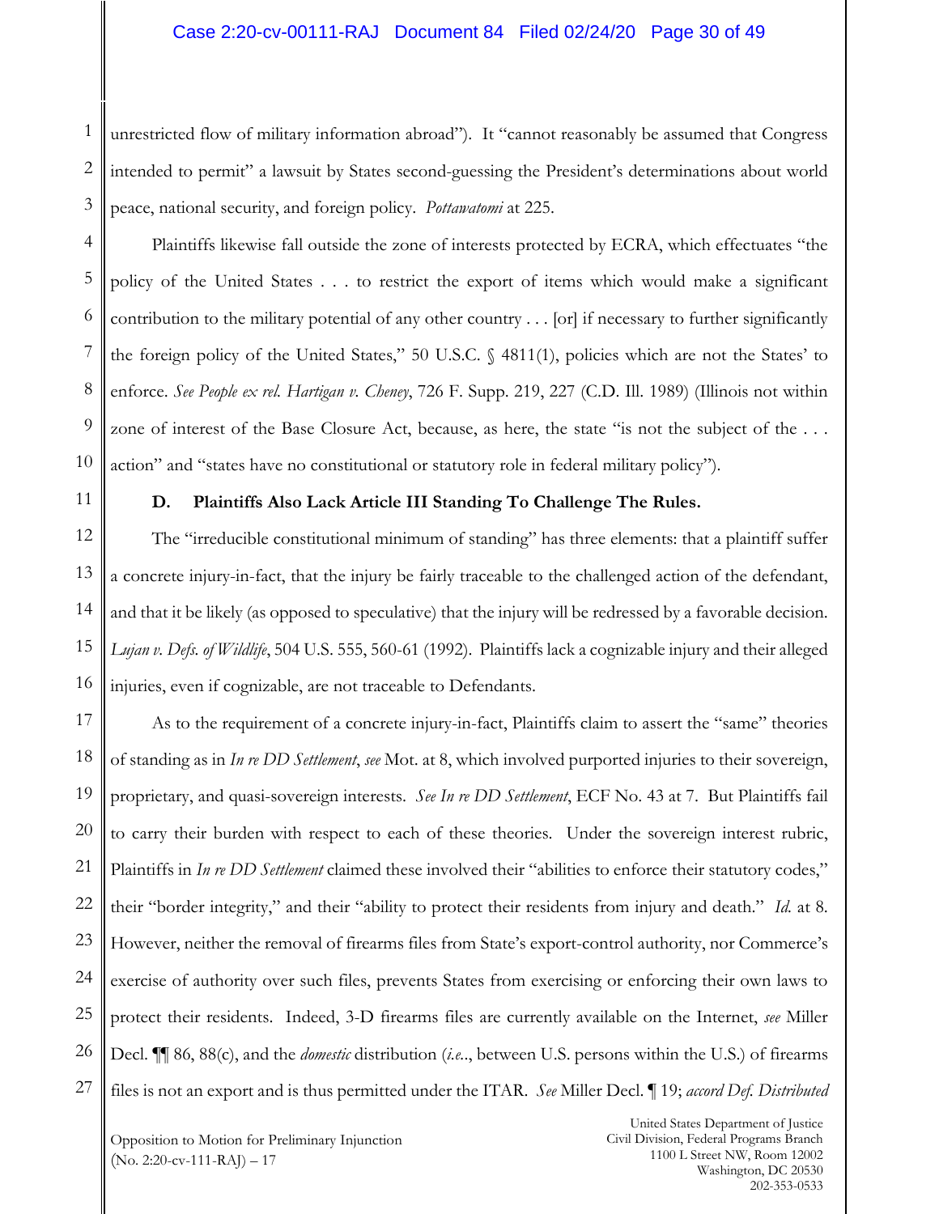unrestricted flow of military information abroad"). It "cannot reasonably be assumed that Congress intended to permit" a lawsuit by States second-guessing the President's determinations about world peace, national security, and foreign policy. *Pottawatomi* at 225.

Plaintiffs likewise fall outside the zone of interests protected by ECRA, which effectuates "the policy of the United States . . . to restrict the export of items which would make a significant contribution to the military potential of any other country . . . [or] if necessary to further significantly the foreign policy of the United States," 50 U.S.C. § 4811(1), policies which are not the States' to enforce. *See People ex rel. Hartigan v. Cheney*, 726 F. Supp. 219, 227 (C.D. Ill. 1989) (Illinois not within zone of interest of the Base Closure Act, because, as here, the state "is not the subject of the . . . action" and "states have no constitutional or statutory role in federal military policy").

### D. Plaintiffs Also Lack Article III Standing To Challenge The Rules.

The "irreducible constitutional minimum of standing" has three elements: that a plaintiff suffer a concrete injury-in-fact, that the injury be fairly traceable to the challenged action of the defendant, and that it be likely (as opposed to speculative) that the injury will be redressed by a favorable decision. *Lujan v. Defs. of Wildlife*, 504 U.S. 555, 560-61 (1992). Plaintiffs lack a cognizable injury and their alleged injuries, even if cognizable, are not traceable to Defendants.

As to the requirement of a concrete injury-in-fact, Plaintiffs claim to assert the "same" theories of standing as in *In re DD Settlement*, *see* Mot. at 8, which involved purported injuries to their sovereign, proprietary, and quasi-sovereign interests. *See In re DD Settlement*, ECF No. 43 at 7. But Plaintiffs fail to carry their burden with respect to each of these theories. Under the sovereign interest rubric, Plaintiffs in *In re DD Settlement* claimed these involved their "abilities to enforce their statutory codes," their "border integrity," and their "ability to protect their residents from injury and death." *Id.* at 8. However, neither the removal of firearms files from State's export-control authority, nor Commerce's exercise of authority over such files, prevents States from exercising or enforcing their own laws to protect their residents. Indeed, 3-D firearms files are currently available on the Internet, *see* Miller Decl. ¶¶ 86, 88(c), and the *domestic* distribution (*i.e.*., between U.S. persons within the U.S.) of firearms files is not an export and is thus permitted under the ITAR. *See* Miller Decl. ¶ 19; *accord Def. Distributed*

Opposition to Motion for Preliminary Injunction
(No. 2:20-cv-111-RAJ) – 17

United States Department of Justice
Civil Division, Federal Programs Branch
1100 L Street NW, Room 12002
Washington, DC 20530
202-353-0533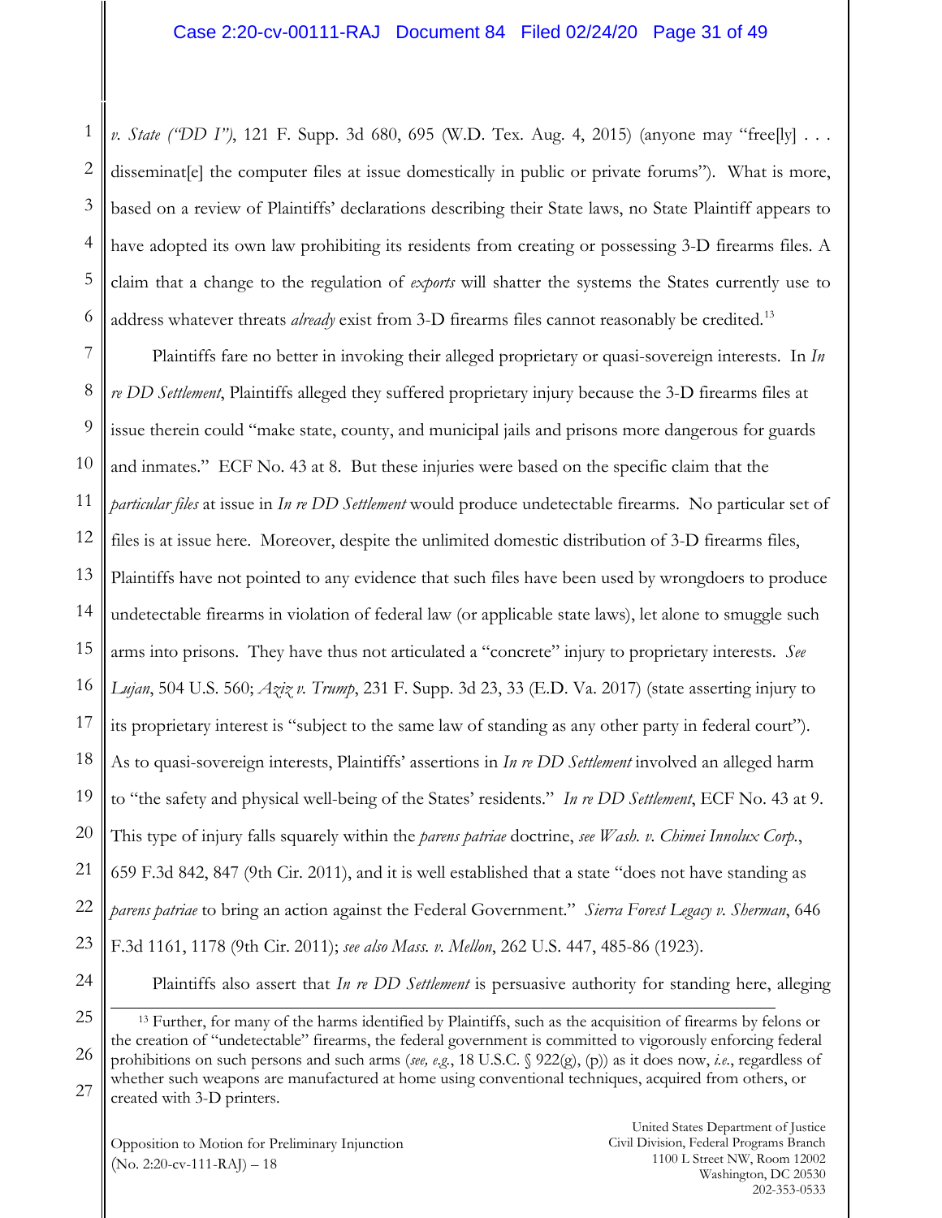*v. State ("DD I")*, 121 F. Supp. 3d 680, 695 (W.D. Tex. Aug. 4, 2015) (anyone may "free[ly] . . . disseminat[e] the computer files at issue domestically in public or private forums"). What is more, based on a review of Plaintiffs' declarations describing their State laws, no State Plaintiff appears to have adopted its own law prohibiting its residents from creating or possessing 3-D firearms files. A claim that a change to the regulation of *exports* will shatter the systems the States currently use to address whatever threats *already* exist from 3-D firearms files cannot reasonably be credited.[13]

Plaintiffs fare no better in invoking their alleged proprietary or quasi-sovereign interests. In *In re DD Settlement*, Plaintiffs alleged they suffered proprietary injury because the 3-D firearms files at issue therein could "make state, county, and municipal jails and prisons more dangerous for guards and inmates." ECF No. 43 at 8. But these injuries were based on the specific claim that the *particular files* at issue in *In re DD Settlement* would produce undetectable firearms. No particular set of files is at issue here. Moreover, despite the unlimited domestic distribution of 3-D firearms files, Plaintiffs have not pointed to any evidence that such files have been used by wrongdoers to produce undetectable firearms in violation of federal law (or applicable state laws), let alone to smuggle such arms into prisons. They have thus not articulated a "concrete" injury to proprietary interests. *See Lujan*, 504 U.S. 560; *Aziz v. Trump*, 231 F. Supp. 3d 23, 33 (E.D. Va. 2017) (state asserting injury to its proprietary interest is "subject to the same law of standing as any other party in federal court"). As to quasi-sovereign interests, Plaintiffs' assertions in *In re DD Settlement* involved an alleged harm to "the safety and physical well-being of the States' residents." *In re DD Settlement*, ECF No. 43 at 9. This type of injury falls squarely within the *parens patriae* doctrine, *see Wash. v. Chimei Innolux Corp.*, 659 F.3d 842, 847 (9th Cir. 2011), and it is well established that a state "does not have standing as *parens patriae* to bring an action against the Federal Government." *Sierra Forest Legacy v. Sherman*, 646 F.3d 1161, 1178 (9th Cir. 2011); *see also Mass. v. Mellon*, 262 U.S. 447, 485-86 (1923).

Plaintiffs also assert that *In re DD Settlement* is persuasive authority for standing here, alleging

[13] Further, for many of the harms identified by Plaintiffs, such as the acquisition of firearms by felons or the creation of "undetectable" firearms, the federal government is committed to vigorously enforcing federal prohibitions on such persons and such arms (*see, e.g.*, 18 U.S.C. § 922(g), (p)) as it does now, *i.e.*, regardless of whether such weapons are manufactured at home using conventional techniques, acquired from others, or created with 3-D printers.

Opposition to Motion for Preliminary Injunction
(No. 2:20-cv-111-RAJ) – 18

United States Department of Justice
Civil Division, Federal Programs Branch
1100 L Street NW, Room 12002
Washington, DC 20530
202-353-0533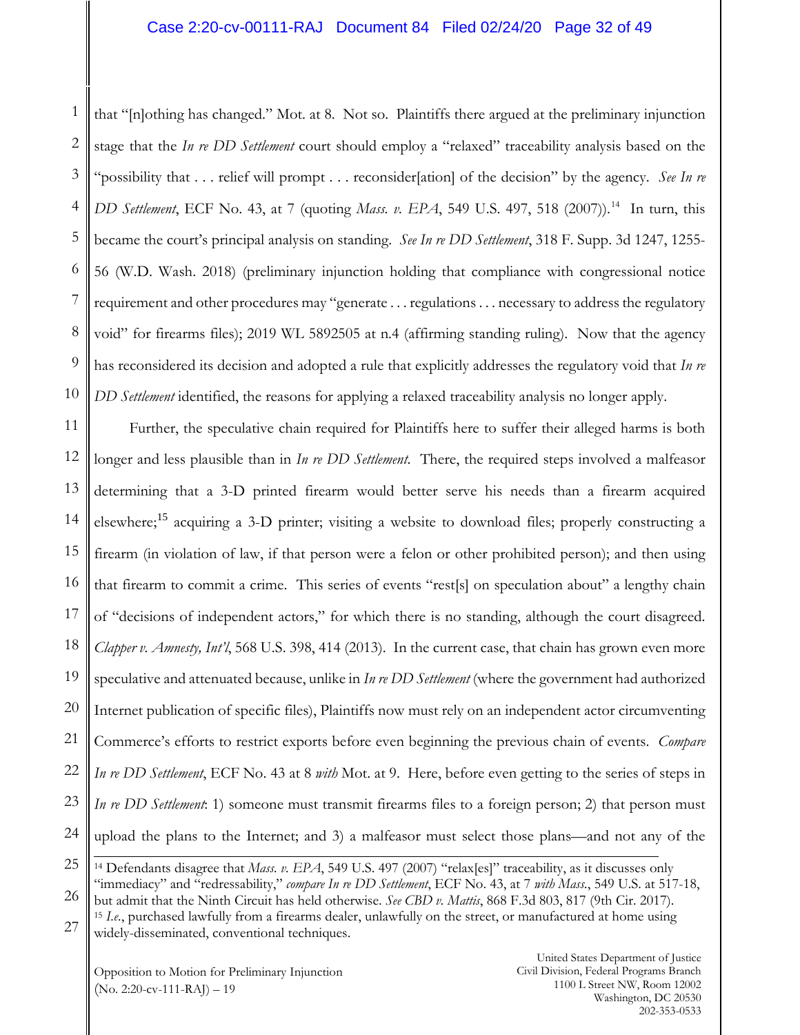that "[n]othing has changed." Mot. at 8. Not so. Plaintiffs there argued at the preliminary injunction stage that the *In re DD Settlement* court should employ a "relaxed" traceability analysis based on the "possibility that . . . relief will prompt . . . reconsider[ation] of the decision" by the agency. *See In re DD Settlement*, ECF No. 43, at 7 (quoting *Mass. v. EPA*, 549 U.S. 497, 518 (2007)).[14] In turn, this became the court's principal analysis on standing. *See In re DD Settlement*, 318 F. Supp. 3d 1247, 1255-56 (W.D. Wash. 2018) (preliminary injunction holding that compliance with congressional notice requirement and other procedures may "generate . . . regulations . . . necessary to address the regulatory void" for firearms files); 2019 WL 5892505 at n.4 (affirming standing ruling). Now that the agency has reconsidered its decision and adopted a rule that explicitly addresses the regulatory void that *In re DD Settlement* identified, the reasons for applying a relaxed traceability analysis no longer apply.

Further, the speculative chain required for Plaintiffs here to suffer their alleged harms is both longer and less plausible than in *In re DD Settlement*. There, the required steps involved a malfeasor determining that a 3-D printed firearm would better serve his needs than a firearm acquired elsewhere;[15] acquiring a 3-D printer; visiting a website to download files; properly constructing a firearm (in violation of law, if that person were a felon or other prohibited person); and then using that firearm to commit a crime. This series of events "rest[s] on speculation about" a lengthy chain of "decisions of independent actors," for which there is no standing, although the court disagreed. *Clapper v. Amnesty, Int'l*, 568 U.S. 398, 414 (2013). In the current case, that chain has grown even more speculative and attenuated because, unlike in *In re DD Settlement* (where the government had authorized Internet publication of specific files), Plaintiffs now must rely on an independent actor circumventing Commerce's efforts to restrict exports before even beginning the previous chain of events. *Compare In re DD Settlement*, ECF No. 43 at 8 *with* Mot. at 9. Here, before even getting to the series of steps in *In re DD Settlement*: 1) someone must transmit firearms files to a foreign person; 2) that person must upload the plans to the Internet; and 3) a malfeasor must select those plans—and not any of the

---

[14] Defendants disagree that *Mass. v. EPA*, 549 U.S. 497 (2007) "relax[es]" traceability, as it discusses only "immediacy" and "redressability," *compare In re DD Settlement*, ECF No. 43, at 7 *with Mass.*, 549 U.S. at 517-18, but admit that the Ninth Circuit has held otherwise. *See CBD v. Mattis*, 868 F.3d 803, 817 (9th Cir. 2017).

[15] *I.e.*, purchased lawfully from a firearms dealer, unlawfully on the street, or manufactured at home using widely-disseminated, conventional techniques.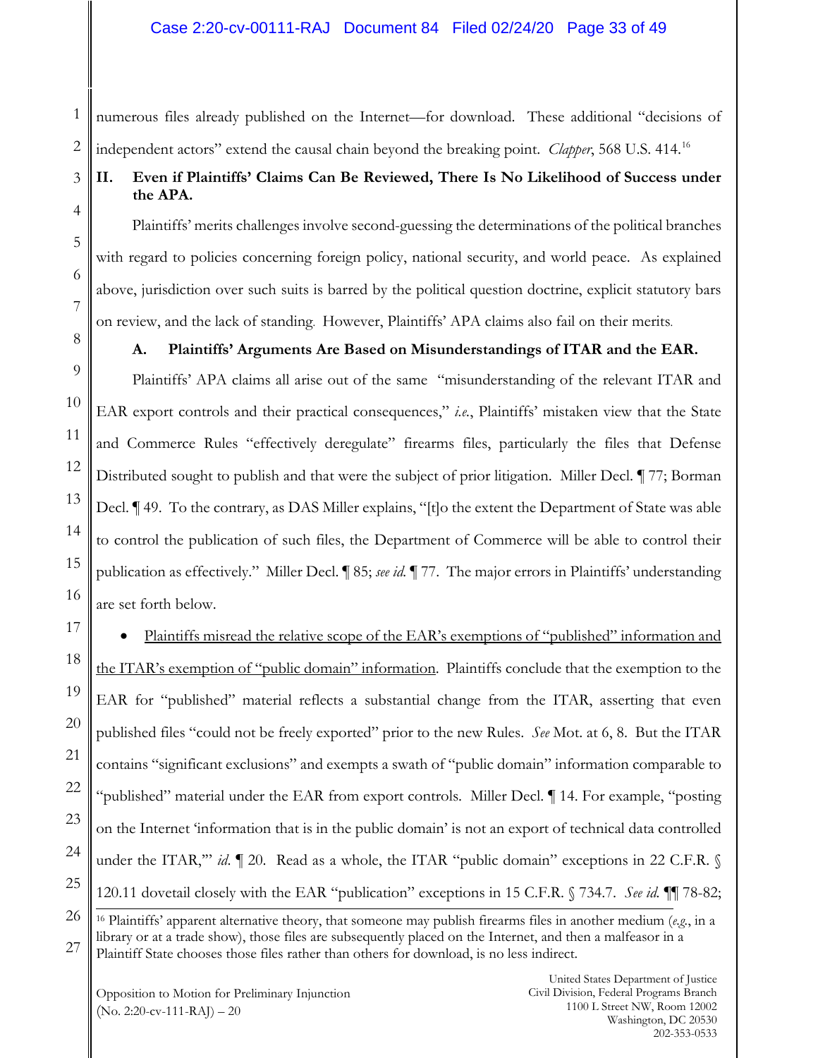numerous files already published on the Internet—for download. These additional "decisions of independent actors" extend the causal chain beyond the breaking point. *Clapper*, 568 U.S. 414.[16]

## II. Even if Plaintiffs' Claims Can Be Reviewed, There Is No Likelihood of Success under the APA.

Plaintiffs' merits challenges involve second-guessing the determinations of the political branches with regard to policies concerning foreign policy, national security, and world peace. As explained above, jurisdiction over such suits is barred by the political question doctrine, explicit statutory bars on review, and the lack of standing. However, Plaintiffs' APA claims also fail on their merits.

### A. Plaintiffs' Arguments Are Based on Misunderstandings of ITAR and the EAR.

Plaintiffs' APA claims all arise out of the same "misunderstanding of the relevant ITAR and EAR export controls and their practical consequences," *i.e.*, Plaintiffs' mistaken view that the State and Commerce Rules "effectively deregulate" firearms files, particularly the files that Defense Distributed sought to publish and that were the subject of prior litigation. Miller Decl. ¶ 77; Borman Decl. ¶ 49. To the contrary, as DAS Miller explains, "[t]o the extent the Department of State was able to control the publication of such files, the Department of Commerce will be able to control their publication as effectively." Miller Decl. ¶ 85; *see id.* ¶ 77. The major errors in Plaintiffs' understanding are set forth below.

- <u>Plaintiffs misread the relative scope of the EAR's exemptions of "published" information and the ITAR's exemption of "public domain" information</u>. Plaintiffs conclude that the exemption to the EAR for "published" material reflects a substantial change from the ITAR, asserting that even published files "could not be freely exported" prior to the new Rules. *See* Mot. at 6, 8. But the ITAR contains "significant exclusions" and exempts a swath of "public domain" information comparable to "published" material under the EAR from export controls. Miller Decl. ¶ 14. For example, "posting on the Internet 'information that is in the public domain' is not an export of technical data controlled under the ITAR,'" *id.* ¶ 20. Read as a whole, the ITAR "public domain" exceptions in 22 C.F.R. § 120.11 dovetail closely with the EAR "publication" exceptions in 15 C.F.R. § 734.7. *See id.* ¶¶ 78-82;

[16] Plaintiffs' apparent alternative theory, that someone may publish firearms files in another medium (*e.g.*, in a library or at a trade show), those files are subsequently placed on the Internet, and then a malfeasor in a Plaintiff State chooses those files rather than others for download, is no less indirect.

Opposition to Motion for Preliminary Injunction
(No. 2:20-cv-111-RAJ) – 20

United States Department of Justice
Civil Division, Federal Programs Branch
1100 L Street NW, Room 12002
Washington, DC 20530
202-353-0533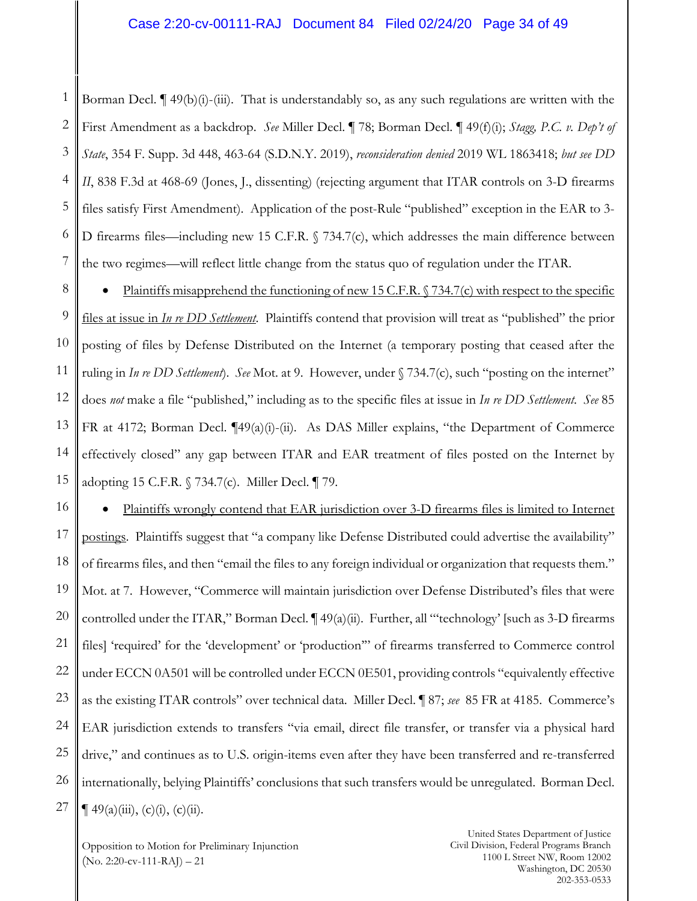Borman Decl. ¶ 49(b)(i)-(iii). That is understandably so, as any such regulations are written with the First Amendment as a backdrop. *See* Miller Decl. ¶ 78; Borman Decl. ¶ 49(f)(i); *Stagg, P.C. v. Dep't of State*, 354 F. Supp. 3d 448, 463-64 (S.D.N.Y. 2019), *reconsideration denied* 2019 WL 1863418; *but see DD II*, 838 F.3d at 468-69 (Jones, J., dissenting) (rejecting argument that ITAR controls on 3-D firearms files satisfy First Amendment). Application of the post-Rule "published" exception in the EAR to 3-D firearms files—including new 15 C.F.R. § 734.7(c), which addresses the main difference between the two regimes—will reflect little change from the status quo of regulation under the ITAR.

- Plaintiffs misapprehend the functioning of new 15 C.F.R. § 734.7(c) with respect to the specific files at issue in *In re DD Settlement*. Plaintiffs contend that provision will treat as "published" the prior posting of files by Defense Distributed on the Internet (a temporary posting that ceased after the ruling in *In re DD Settlement*). *See* Mot. at 9. However, under § 734.7(c), such "posting on the internet" does *not* make a file "published," including as to the specific files at issue in *In re DD Settlement*. *See* 85 FR at 4172; Borman Decl. ¶49(a)(i)-(ii). As DAS Miller explains, "the Department of Commerce effectively closed" any gap between ITAR and EAR treatment of files posted on the Internet by adopting 15 C.F.R. § 734.7(c). Miller Decl. ¶ 79.

- Plaintiffs wrongly contend that EAR jurisdiction over 3-D firearms files is limited to Internet postings. Plaintiffs suggest that "a company like Defense Distributed could advertise the availability" of firearms files, and then "email the files to any foreign individual or organization that requests them." Mot. at 7. However, "Commerce will maintain jurisdiction over Defense Distributed's files that were controlled under the ITAR," Borman Decl. ¶ 49(a)(ii). Further, all "'technology' [such as 3-D firearms files] 'required' for the 'development' or 'production'" of firearms transferred to Commerce control under ECCN 0A501 will be controlled under ECCN 0E501, providing controls "equivalently effective as the existing ITAR controls" over technical data. Miller Decl. ¶ 87; *see* 85 FR at 4185. Commerce's EAR jurisdiction extends to transfers "via email, direct file transfer, or transfer via a physical hard drive," and continues as to U.S. origin-items even after they have been transferred and re-transferred internationally, belying Plaintiffs' conclusions that such transfers would be unregulated. Borman Decl. ¶ 49(a)(iii), (c)(i), (c)(ii).

Opposition to Motion for Preliminary Injunction
(No. 2:20-cv-111-RAJ) – 21

United States Department of Justice
Civil Division, Federal Programs Branch
1100 L Street NW, Room 12002
Washington, DC 20530
202-353-0533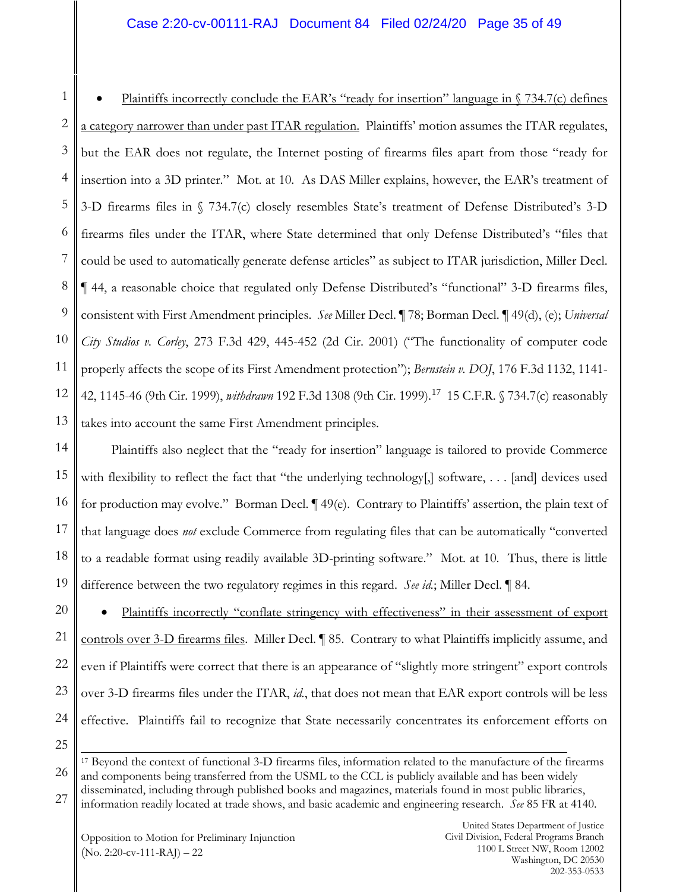- Plaintiffs incorrectly conclude the EAR's "ready for insertion" language in § 734.7(c) defines a category narrower than under past ITAR regulation. Plaintiffs' motion assumes the ITAR regulates, but the EAR does not regulate, the Internet posting of firearms files apart from those "ready for insertion into a 3D printer." Mot. at 10. As DAS Miller explains, however, the EAR's treatment of 3-D firearms files in § 734.7(c) closely resembles State's treatment of Defense Distributed's 3-D firearms files under the ITAR, where State determined that only Defense Distributed's "files that could be used to automatically generate defense articles" as subject to ITAR jurisdiction, Miller Decl. ¶ 44, a reasonable choice that regulated only Defense Distributed's "functional" 3-D firearms files, consistent with First Amendment principles. *See* Miller Decl. ¶ 78; Borman Decl. ¶ 49(d), (e); *Universal City Studios v. Corley*, 273 F.3d 429, 445-452 (2d Cir. 2001) ("The functionality of computer code properly affects the scope of its First Amendment protection"); *Bernstein v. DOJ*, 176 F.3d 1132, 1141-42, 1145-46 (9th Cir. 1999), *withdrawn* 192 F.3d 1308 (9th Cir. 1999).[17] 15 C.F.R. § 734.7(c) reasonably takes into account the same First Amendment principles.

Plaintiffs also neglect that the "ready for insertion" language is tailored to provide Commerce with flexibility to reflect the fact that "the underlying technology[,] software, . . . [and] devices used for production may evolve." Borman Decl. ¶ 49(e). Contrary to Plaintiffs' assertion, the plain text of that language does *not* exclude Commerce from regulating files that can be automatically "converted to a readable format using readily available 3D-printing software." Mot. at 10. Thus, there is little difference between the two regulatory regimes in this regard. *See id.*; Miller Decl. ¶ 84.

- Plaintiffs incorrectly "conflate stringency with effectiveness" in their assessment of export controls over 3-D firearms files. Miller Decl. ¶ 85. Contrary to what Plaintiffs implicitly assume, and even if Plaintiffs were correct that there is an appearance of "slightly more stringent" export controls over 3-D firearms files under the ITAR, *id.*, that does not mean that EAR export controls will be less effective. Plaintiffs fail to recognize that State necessarily concentrates its enforcement efforts on

---

[17] Beyond the context of functional 3-D firearms files, information related to the manufacture of the firearms and components being transferred from the USML to the CCL is publicly available and has been widely disseminated, including through published books and magazines, materials found in most public libraries, information readily located at trade shows, and basic academic and engineering research. *See* 85 FR at 4140.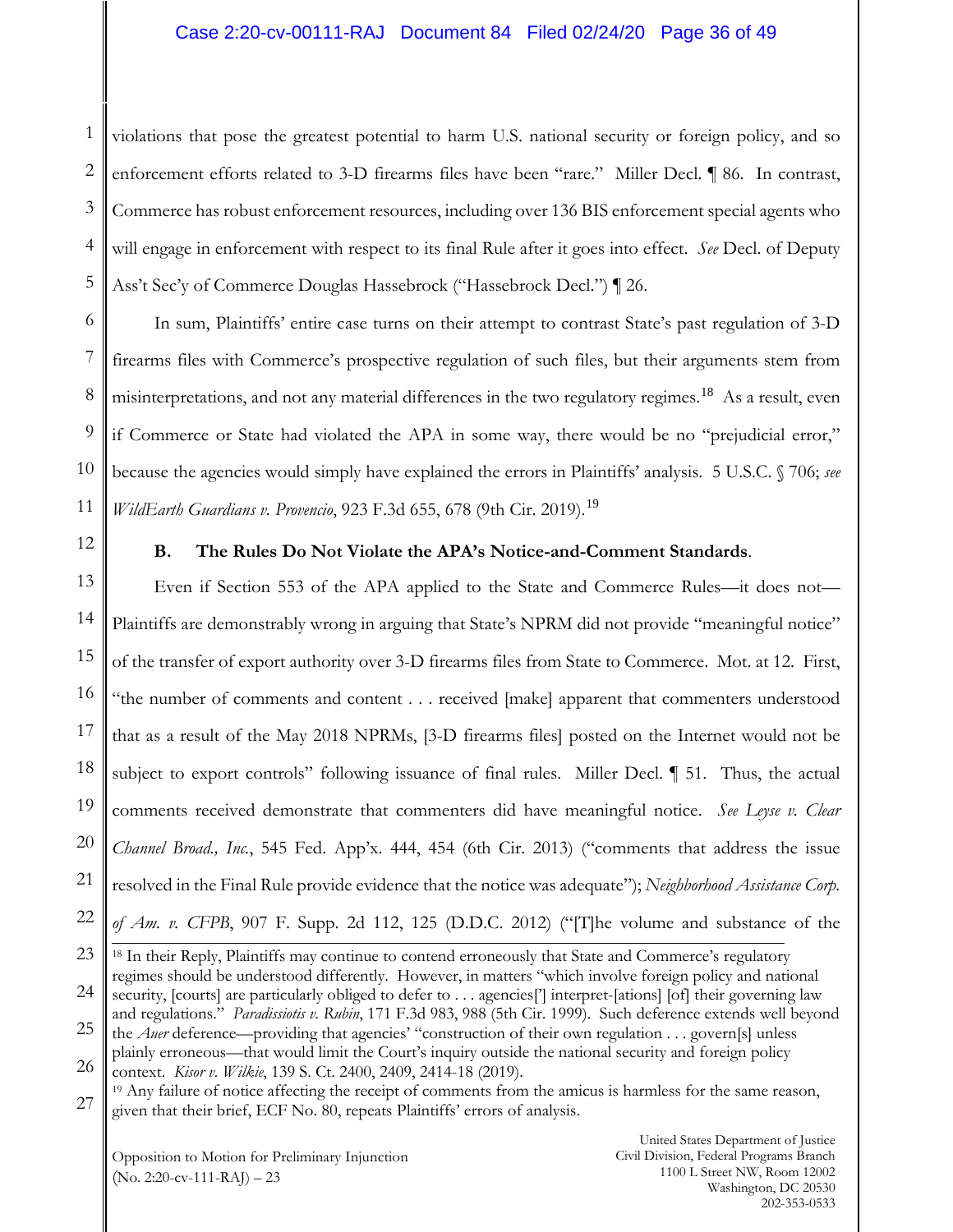violations that pose the greatest potential to harm U.S. national security or foreign policy, and so enforcement efforts related to 3-D firearms files have been "rare." Miller Decl. ¶ 86. In contrast, Commerce has robust enforcement resources, including over 136 BIS enforcement special agents who will engage in enforcement with respect to its final Rule after it goes into effect. *See* Decl. of Deputy Ass't Sec'y of Commerce Douglas Hassebrock ("Hassebrock Decl.") ¶ 26.

In sum, Plaintiffs' entire case turns on their attempt to contrast State's past regulation of 3-D firearms files with Commerce's prospective regulation of such files, but their arguments stem from misinterpretations, and not any material differences in the two regulatory regimes.[18] As a result, even if Commerce or State had violated the APA in some way, there would be no "prejudicial error," because the agencies would simply have explained the errors in Plaintiffs' analysis. 5 U.S.C. § 706; *see WildEarth Guardians v. Provencio*, 923 F.3d 655, 678 (9th Cir. 2019).[19]

**B. The Rules Do Not Violate the APA's Notice-and-Comment Standards**.

Even if Section 553 of the APA applied to the State and Commerce Rules—it does not—Plaintiffs are demonstrably wrong in arguing that State's NPRM did not provide "meaningful notice" of the transfer of export authority over 3-D firearms files from State to Commerce. Mot. at 12. First, "the number of comments and content . . . received [make] apparent that commenters understood that as a result of the May 2018 NPRMs, [3-D firearms files] posted on the Internet would not be subject to export controls" following issuance of final rules. Miller Decl. ¶ 51. Thus, the actual comments received demonstrate that commenters did have meaningful notice. *See Leyse v. Clear Channel Broad., Inc.*, 545 Fed. App'x. 444, 454 (6th Cir. 2013) ("comments that address the issue resolved in the Final Rule provide evidence that the notice was adequate"); *Neighborhood Assistance Corp. of Am. v. CFPB*, 907 F. Supp. 2d 112, 125 (D.D.C. 2012) ("[T]he volume and substance of the

---

[18] In their Reply, Plaintiffs may continue to contend erroneously that State and Commerce's regulatory regimes should be understood differently. However, in matters "which involve foreign policy and national security, [courts] are particularly obliged to defer to . . . agencies['] interpret-[ations] [of] their governing law and regulations." *Paradissiotis v. Rubin*, 171 F.3d 983, 988 (5th Cir. 1999). Such deference extends well beyond the *Auer* deference—providing that agencies' "construction of their own regulation . . . govern[s] unless plainly erroneous—that would limit the Court's inquiry outside the national security and foreign policy context. *Kisor v. Wilkie*, 139 S. Ct. 2400, 2409, 2414-18 (2019).

[19] Any failure of notice affecting the receipt of comments from the amicus is harmless for the same reason, given that their brief, ECF No. 80, repeats Plaintiffs' errors of analysis.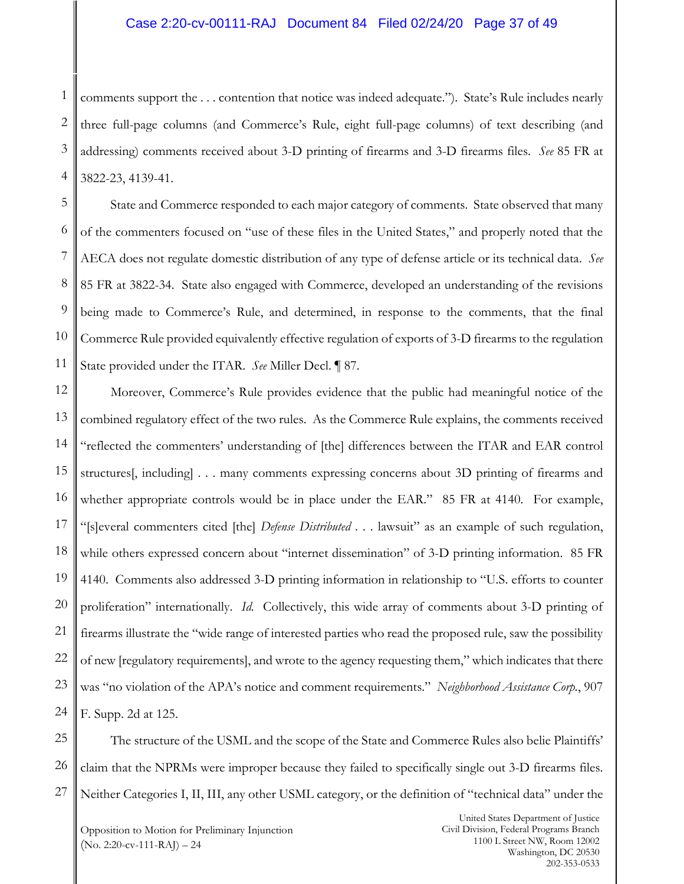comments support the . . . contention that notice was indeed adequate."). State's Rule includes nearly three full-page columns (and Commerce's Rule, eight full-page columns) of text describing (and addressing) comments received about 3-D printing of firearms and 3-D firearms files. *See* 85 FR at 3822-23, 4139-41.

State and Commerce responded to each major category of comments. State observed that many of the commenters focused on "use of these files in the United States," and properly noted that the AECA does not regulate domestic distribution of any type of defense article or its technical data. *See* 85 FR at 3822-34. State also engaged with Commerce, developed an understanding of the revisions being made to Commerce's Rule, and determined, in response to the comments, that the final Commerce Rule provided equivalently effective regulation of exports of 3-D firearms to the regulation State provided under the ITAR. *See* Miller Decl. ¶ 87.

Moreover, Commerce's Rule provides evidence that the public had meaningful notice of the combined regulatory effect of the two rules. As the Commerce Rule explains, the comments received "reflected the commenters' understanding of [the] differences between the ITAR and EAR control structures[, including] . . . many comments expressing concerns about 3D printing of firearms and whether appropriate controls would be in place under the EAR." 85 FR at 4140. For example, "[s]everal commenters cited [the] *Defense Distributed* . . . lawsuit" as an example of such regulation, while others expressed concern about "internet dissemination" of 3-D printing information. 85 FR 4140. Comments also addressed 3-D printing information in relationship to "U.S. efforts to counter proliferation" internationally. *Id.* Collectively, this wide array of comments about 3-D printing of firearms illustrate the "wide range of interested parties who read the proposed rule, saw the possibility of new [regulatory requirements], and wrote to the agency requesting them," which indicates that there was "no violation of the APA's notice and comment requirements." *Neighborhood Assistance Corp.*, 907 F. Supp. 2d at 125.

The structure of the USML and the scope of the State and Commerce Rules also belie Plaintiffs' claim that the NPRMs were improper because they failed to specifically single out 3-D firearms files. Neither Categories I, II, III, any other USML category, or the definition of "technical data" under the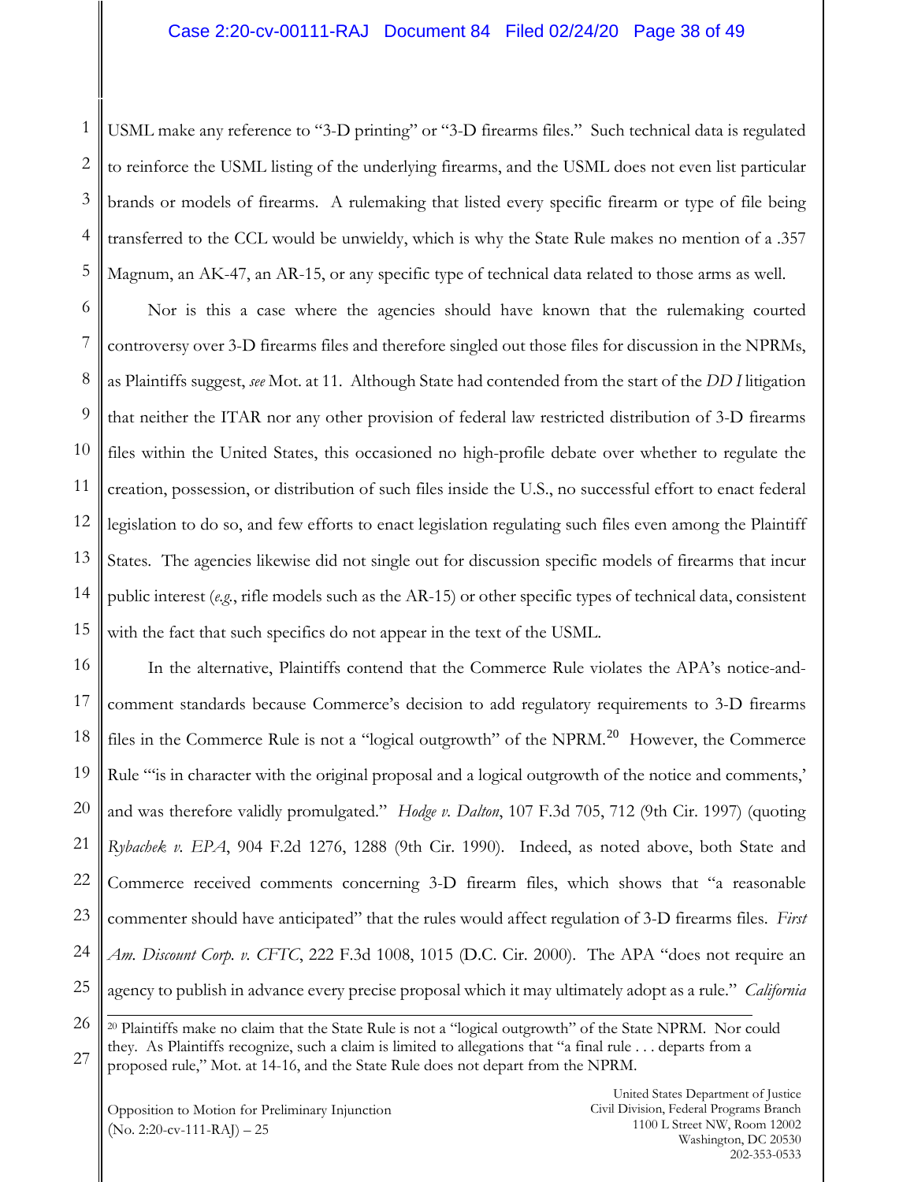USML make any reference to "3-D printing" or "3-D firearms files." Such technical data is regulated to reinforce the USML listing of the underlying firearms, and the USML does not even list particular brands or models of firearms. A rulemaking that listed every specific firearm or type of file being transferred to the CCL would be unwieldy, which is why the State Rule makes no mention of a .357 Magnum, an AK-47, an AR-15, or any specific type of technical data related to those arms as well.

Nor is this a case where the agencies should have known that the rulemaking courted controversy over 3-D firearms files and therefore singled out those files for discussion in the NPRMs, as Plaintiffs suggest, *see* Mot. at 11. Although State had contended from the start of the *DD I* litigation that neither the ITAR nor any other provision of federal law restricted distribution of 3-D firearms files within the United States, this occasioned no high-profile debate over whether to regulate the creation, possession, or distribution of such files inside the U.S., no successful effort to enact federal legislation to do so, and few efforts to enact legislation regulating such files even among the Plaintiff States. The agencies likewise did not single out for discussion specific models of firearms that incur public interest (*e.g.*, rifle models such as the AR-15) or other specific types of technical data, consistent with the fact that such specifics do not appear in the text of the USML.

In the alternative, Plaintiffs contend that the Commerce Rule violates the APA's notice-and-comment standards because Commerce's decision to add regulatory requirements to 3-D firearms files in the Commerce Rule is not a "logical outgrowth" of the NPRM.[20] However, the Commerce Rule "'is in character with the original proposal and a logical outgrowth of the notice and comments,' and was therefore validly promulgated." *Hodge v. Dalton*, 107 F.3d 705, 712 (9th Cir. 1997) (quoting *Rybachek v. EPA*, 904 F.2d 1276, 1288 (9th Cir. 1990). Indeed, as noted above, both State and Commerce received comments concerning 3-D firearm files, which shows that "a reasonable commenter should have anticipated" that the rules would affect regulation of 3-D firearms files. *First Am. Discount Corp. v. CFTC*, 222 F.3d 1008, 1015 (D.C. Cir. 2000). The APA "does not require an agency to publish in advance every precise proposal which it may ultimately adopt as a rule." *California*

[20] Plaintiffs make no claim that the State Rule is not a "logical outgrowth" of the State NPRM. Nor could they. As Plaintiffs recognize, such a claim is limited to allegations that "a final rule . . . departs from a proposed rule," Mot. at 14-16, and the State Rule does not depart from the NPRM.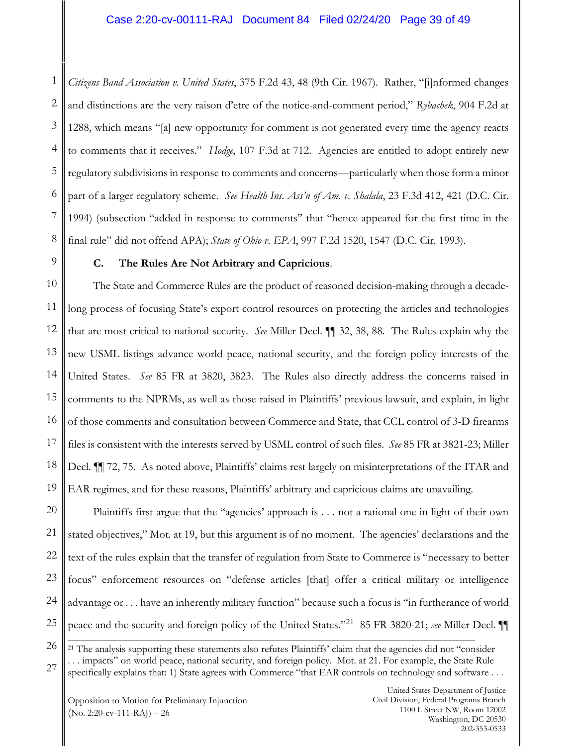*Citizens Band Association v. United States*, 375 F.2d 43, 48 (9th Cir. 1967). Rather, "[i]nformed changes and distinctions are the very raison d'etre of the notice-and-comment period," *Rybachek*, 904 F.2d at 1288, which means "[a] new opportunity for comment is not generated every time the agency reacts to comments that it receives." *Hodge*, 107 F.3d at 712. Agencies are entitled to adopt entirely new regulatory subdivisions in response to comments and concerns—particularly when those form a minor part of a larger regulatory scheme. *See Health Ins. Ass'n of Am. v. Shalala*, 23 F.3d 412, 421 (D.C. Cir. 1994) (subsection "added in response to comments" that "hence appeared for the first time in the final rule" did not offend APA); *State of Ohio v. EPA*, 997 F.2d 1520, 1547 (D.C. Cir. 1993).

**C. The Rules Are Not Arbitrary and Capricious.**

The State and Commerce Rules are the product of reasoned decision-making through a decade-long process of focusing State's export control resources on protecting the articles and technologies that are most critical to national security. *See* Miller Decl. ¶¶ 32, 38, 88. The Rules explain why the new USML listings advance world peace, national security, and the foreign policy interests of the United States. *See* 85 FR at 3820, 3823. The Rules also directly address the concerns raised in comments to the NPRMs, as well as those raised in Plaintiffs' previous lawsuit, and explain, in light of those comments and consultation between Commerce and State, that CCL control of 3-D firearms files is consistent with the interests served by USML control of such files. *See* 85 FR at 3821-23; Miller Decl. ¶¶ 72, 75. As noted above, Plaintiffs' claims rest largely on misinterpretations of the ITAR and EAR regimes, and for these reasons, Plaintiffs' arbitrary and capricious claims are unavailing.

Plaintiffs first argue that the "agencies' approach is . . . not a rational one in light of their own stated objectives," Mot. at 19, but this argument is of no moment. The agencies' declarations and the text of the rules explain that the transfer of regulation from State to Commerce is "necessary to better focus" enforcement resources on "defense articles [that] offer a critical military or intelligence advantage or . . . have an inherently military function" because such a focus is "in furtherance of world peace and the security and foreign policy of the United States."[21] 85 FR 3820-21; *see* Miller Decl. ¶¶

[21] The analysis supporting these statements also refutes Plaintiffs' claim that the agencies did not "consider . . . impacts" on world peace, national security, and foreign policy. Mot. at 21. For example, the State Rule specifically explains that: 1) State agrees with Commerce "that EAR controls on technology and software . . .

Opposition to Motion for Preliminary Injunction
(No. 2:20-cv-111-RAJ) – 26

United States Department of Justice
Civil Division, Federal Programs Branch
1100 L Street NW, Room 12002
Washington, DC 20530
202-353-0533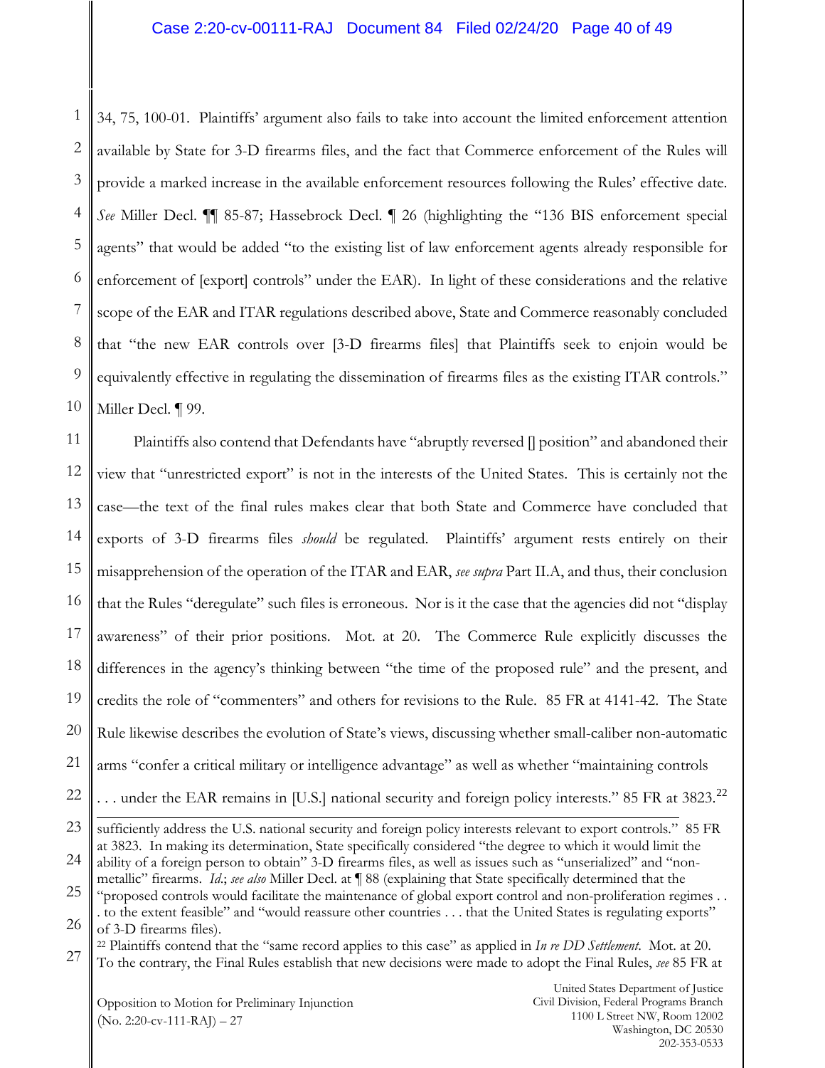34, 75, 100-01. Plaintiffs' argument also fails to take into account the limited enforcement attention available by State for 3-D firearms files, and the fact that Commerce enforcement of the Rules will provide a marked increase in the available enforcement resources following the Rules' effective date. *See* Miller Decl. ¶¶ 85-87; Hassebrock Decl. ¶ 26 (highlighting the "136 BIS enforcement special agents" that would be added "to the existing list of law enforcement agents already responsible for enforcement of [export] controls" under the EAR). In light of these considerations and the relative scope of the EAR and ITAR regulations described above, State and Commerce reasonably concluded that "the new EAR controls over [3-D firearms files] that Plaintiffs seek to enjoin would be equivalently effective in regulating the dissemination of firearms files as the existing ITAR controls." Miller Decl. ¶ 99.

Plaintiffs also contend that Defendants have "abruptly reversed [] position" and abandoned their view that "unrestricted export" is not in the interests of the United States. This is certainly not the case—the text of the final rules makes clear that both State and Commerce have concluded that exports of 3-D firearms files *should* be regulated. Plaintiffs' argument rests entirely on their misapprehension of the operation of the ITAR and EAR, *see supra* Part II.A, and thus, their conclusion that the Rules "deregulate" such files is erroneous. Nor is it the case that the agencies did not "display awareness" of their prior positions. Mot. at 20. The Commerce Rule explicitly discusses the differences in the agency's thinking between "the time of the proposed rule" and the present, and credits the role of "commenters" and others for revisions to the Rule. 85 FR at 4141-42. The State Rule likewise describes the evolution of State's views, discussing whether small-caliber non-automatic arms "confer a critical military or intelligence advantage" as well as whether "maintaining controls . . . under the EAR remains in [U.S.] national security and foreign policy interests." 85 FR at 3823.[22]

---

sufficiently address the U.S. national security and foreign policy interests relevant to export controls." 85 FR at 3823. In making its determination, State specifically considered "the degree to which it would limit the ability of a foreign person to obtain" 3-D firearms files, as well as issues such as "unserialized" and "non-metallic" firearms. *Id.*; *see also* Miller Decl. at ¶ 88 (explaining that State specifically determined that the "proposed controls would facilitate the maintenance of global export control and non-proliferation regimes . . . to the extent feasible" and "would reassure other countries . . . that the United States is regulating exports" of 3-D firearms files).

[22] Plaintiffs contend that the "same record applies to this case" as applied in *In re DD Settlement*. Mot. at 20. To the contrary, the Final Rules establish that new decisions were made to adopt the Final Rules, *see* 85 FR at

Opposition to Motion for Preliminary Injunction
(No. 2:20-cv-111-RAJ) – 27

United States Department of Justice
Civil Division, Federal Programs Branch
1100 L Street NW, Room 12002
Washington, DC 20530
202-353-0533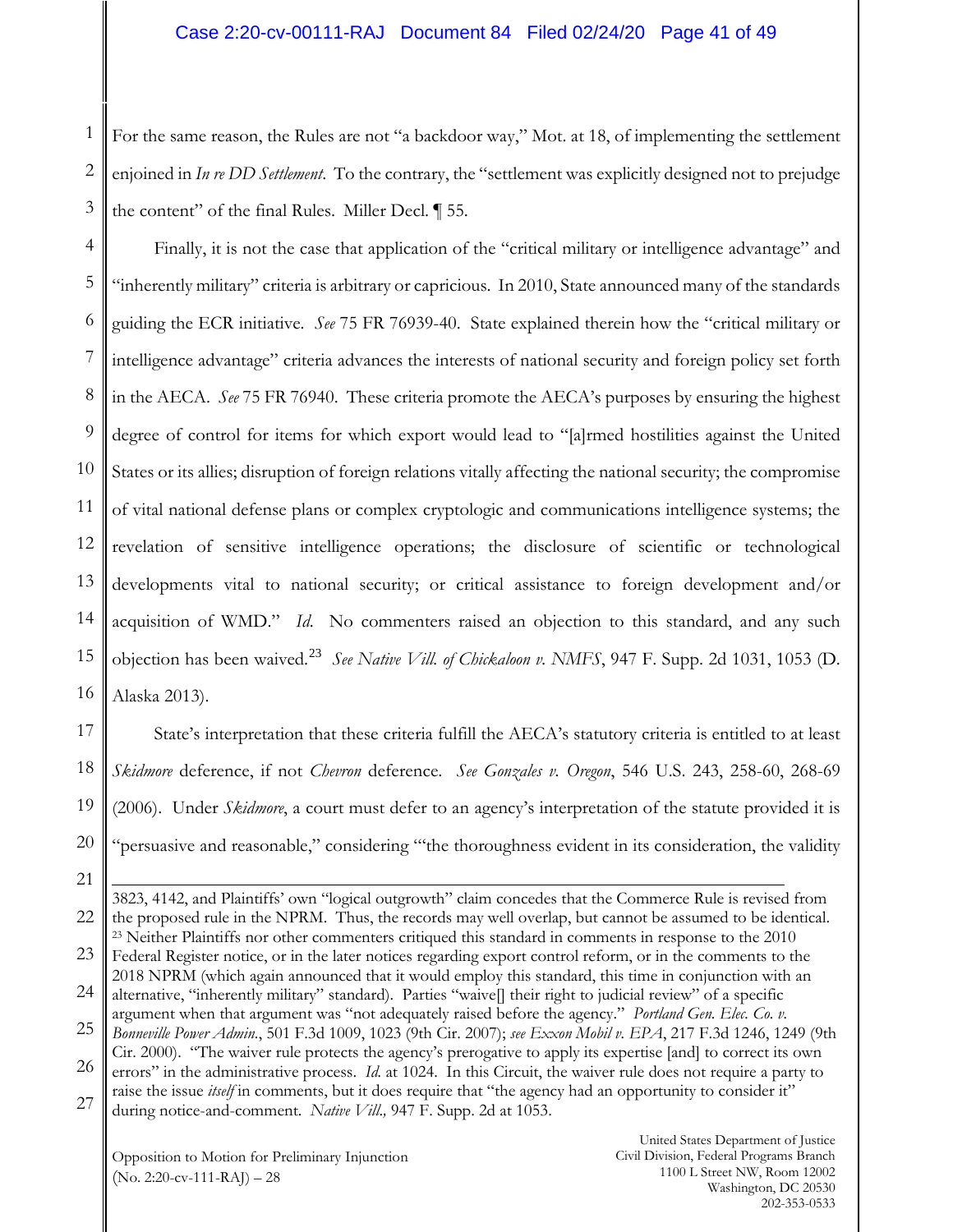For the same reason, the Rules are not "a backdoor way," Mot. at 18, of implementing the settlement enjoined in *In re DD Settlement*. To the contrary, the "settlement was explicitly designed not to prejudge the content" of the final Rules. Miller Decl. ¶ 55.

Finally, it is not the case that application of the "critical military or intelligence advantage" and "inherently military" criteria is arbitrary or capricious. In 2010, State announced many of the standards guiding the ECR initiative. *See* 75 FR 76939-40. State explained therein how the "critical military or intelligence advantage" criteria advances the interests of national security and foreign policy set forth in the AECA. *See* 75 FR 76940. These criteria promote the AECA's purposes by ensuring the highest degree of control for items for which export would lead to "[a]rmed hostilities against the United States or its allies; disruption of foreign relations vitally affecting the national security; the compromise of vital national defense plans or complex cryptologic and communications intelligence systems; the revelation of sensitive intelligence operations; the disclosure of scientific or technological developments vital to national security; or critical assistance to foreign development and/or acquisition of WMD." *Id.* No commenters raised an objection to this standard, and any such objection has been waived.[23] *See Native Vill. of Chickaloon v. NMFS*, 947 F. Supp. 2d 1031, 1053 (D. Alaska 2013).

State's interpretation that these criteria fulfill the AECA's statutory criteria is entitled to at least *Skidmore* deference, if not *Chevron* deference. *See Gonzales v. Oregon*, 546 U.S. 243, 258-60, 268-69 (2006). Under *Skidmore*, a court must defer to an agency's interpretation of the statute provided it is "persuasive and reasonable," considering "'the thoroughness evident in its consideration, the validity

---

3823, 4142, and Plaintiffs' own "logical outgrowth" claim concedes that the Commerce Rule is revised from the proposed rule in the NPRM. Thus, the records may well overlap, but cannot be assumed to be identical.

[23] Neither Plaintiffs nor other commenters critiqued this standard in comments in response to the 2010 Federal Register notice, or in the later notices regarding export control reform, or in the comments to the 2018 NPRM (which again announced that it would employ this standard, this time in conjunction with an alternative, "inherently military" standard). Parties "waive[] their right to judicial review" of a specific argument when that argument was "not adequately raised before the agency." *Portland Gen. Elec. Co. v. Bonneville Power Admin.*, 501 F.3d 1009, 1023 (9th Cir. 2007); *see Exxon Mobil v. EPA*, 217 F.3d 1246, 1249 (9th Cir. 2000). "The waiver rule protects the agency's prerogative to apply its expertise [and] to correct its own errors" in the administrative process. *Id.* at 1024. In this Circuit, the waiver rule does not require a party to raise the issue *itself* in comments, but it does require that "the agency had an opportunity to consider it" during notice-and-comment. *Native Vill.,* 947 F. Supp. 2d at 1053.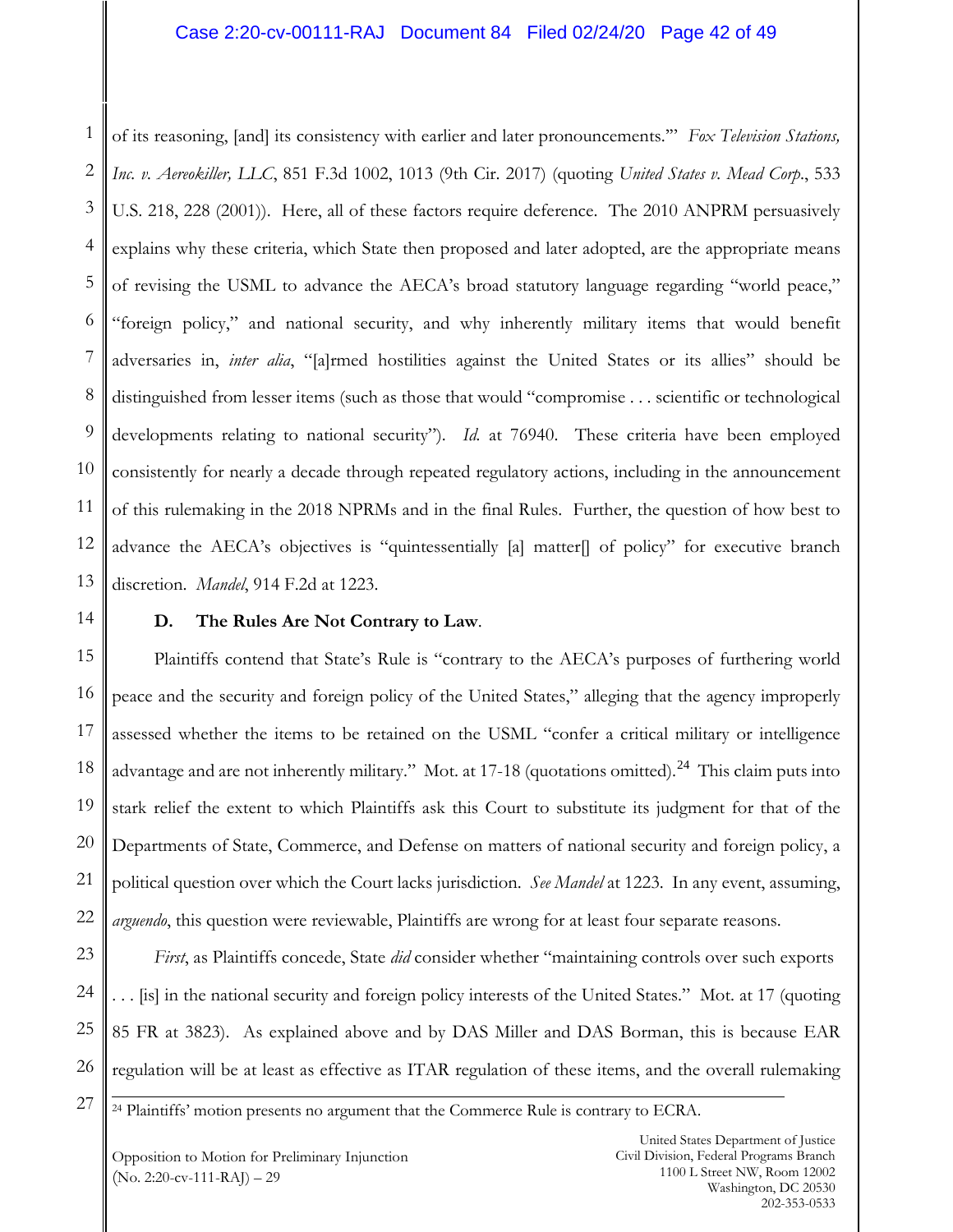of its reasoning, [and] its consistency with earlier and later pronouncements.'" *Fox Television Stations, Inc. v. Aereokiller, LLC*, 851 F.3d 1002, 1013 (9th Cir. 2017) (quoting *United States v. Mead Corp.*, 533 U.S. 218, 228 (2001)). Here, all of these factors require deference. The 2010 ANPRM persuasively explains why these criteria, which State then proposed and later adopted, are the appropriate means of revising the USML to advance the AECA's broad statutory language regarding "world peace," "foreign policy," and national security, and why inherently military items that would benefit adversaries in, *inter alia*, "[a]rmed hostilities against the United States or its allies" should be distinguished from lesser items (such as those that would "compromise . . . scientific or technological developments relating to national security"). *Id.* at 76940. These criteria have been employed consistently for nearly a decade through repeated regulatory actions, including in the announcement of this rulemaking in the 2018 NPRMs and in the final Rules. Further, the question of how best to advance the AECA's objectives is "quintessentially [a] matter[] of policy" for executive branch discretion. *Mandel*, 914 F.2d at 1223.

**D. The Rules Are Not Contrary to Law.**

Plaintiffs contend that State's Rule is "contrary to the AECA's purposes of furthering world peace and the security and foreign policy of the United States," alleging that the agency improperly assessed whether the items to be retained on the USML "confer a critical military or intelligence advantage and are not inherently military." Mot. at 17-18 (quotations omitted).[24] This claim puts into stark relief the extent to which Plaintiffs ask this Court to substitute its judgment for that of the Departments of State, Commerce, and Defense on matters of national security and foreign policy, a political question over which the Court lacks jurisdiction. *See Mandel* at 1223. In any event, assuming, *arguendo*, this question were reviewable, Plaintiffs are wrong for at least four separate reasons.

*First*, as Plaintiffs concede, State *did* consider whether "maintaining controls over such exports . . . [is] in the national security and foreign policy interests of the United States." Mot. at 17 (quoting 85 FR at 3823). As explained above and by DAS Miller and DAS Borman, this is because EAR regulation will be at least as effective as ITAR regulation of these items, and the overall rulemaking

[24] Plaintiffs' motion presents no argument that the Commerce Rule is contrary to ECRA.

Opposition to Motion for Preliminary Injunction
(No. 2:20-cv-111-RAJ) – 29

United States Department of Justice
Civil Division, Federal Programs Branch
1100 L Street NW, Room 12002
Washington, DC 20530
202-353-0533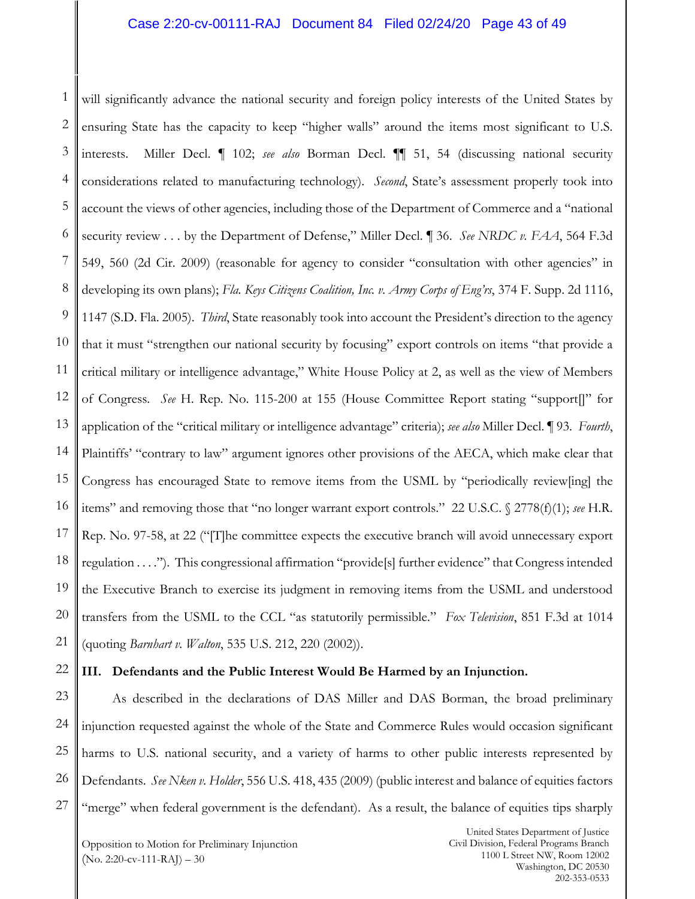will significantly advance the national security and foreign policy interests of the United States by ensuring State has the capacity to keep "higher walls" around the items most significant to U.S. interests. Miller Decl. ¶ 102; *see also* Borman Decl. ¶¶ 51, 54 (discussing national security considerations related to manufacturing technology). *Second*, State's assessment properly took into account the views of other agencies, including those of the Department of Commerce and a "national security review . . . by the Department of Defense," Miller Decl. ¶ 36. *See NRDC v. FAA*, 564 F.3d 549, 560 (2d Cir. 2009) (reasonable for agency to consider "consultation with other agencies" in developing its own plans); *Fla. Keys Citizens Coalition, Inc. v. Army Corps of Eng'rs*, 374 F. Supp. 2d 1116, 1147 (S.D. Fla. 2005). *Third*, State reasonably took into account the President's direction to the agency that it must "strengthen our national security by focusing" export controls on items "that provide a critical military or intelligence advantage," White House Policy at 2, as well as the view of Members of Congress. *See* H. Rep. No. 115-200 at 155 (House Committee Report stating "support[]" for application of the "critical military or intelligence advantage" criteria); *see also* Miller Decl. ¶ 93. *Fourth*, Plaintiffs' "contrary to law" argument ignores other provisions of the AECA, which make clear that Congress has encouraged State to remove items from the USML by "periodically review[ing] the items" and removing those that "no longer warrant export controls." 22 U.S.C. § 2778(f)(1); *see* H.R. Rep. No. 97-58, at 22 ("[T]he committee expects the executive branch will avoid unnecessary export regulation . . . ."). This congressional affirmation "provide[s] further evidence" that Congress intended the Executive Branch to exercise its judgment in removing items from the USML and understood transfers from the USML to the CCL "as statutorily permissible." *Fox Television*, 851 F.3d at 1014 (quoting *Barnhart v. Walton*, 535 U.S. 212, 220 (2002)).

### III. Defendants and the Public Interest Would Be Harmed by an Injunction.

As described in the declarations of DAS Miller and DAS Borman, the broad preliminary injunction requested against the whole of the State and Commerce Rules would occasion significant harms to U.S. national security, and a variety of harms to other public interests represented by Defendants. *See Nken v. Holder*, 556 U.S. 418, 435 (2009) (public interest and balance of equities factors "merge" when federal government is the defendant). As a result, the balance of equities tips sharply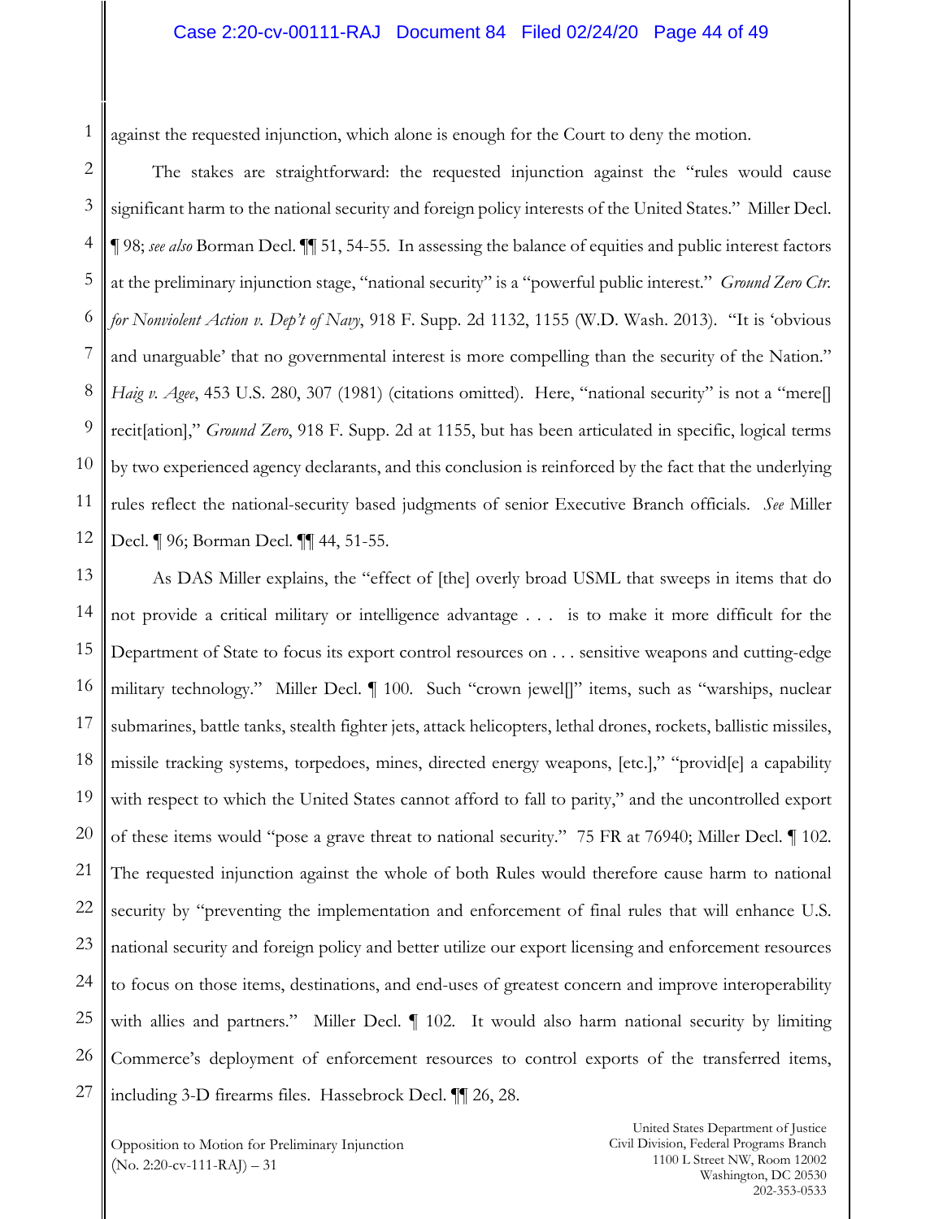against the requested injunction, which alone is enough for the Court to deny the motion.

The stakes are straightforward: the requested injunction against the "rules would cause significant harm to the national security and foreign policy interests of the United States." Miller Decl. ¶ 98; *see also* Borman Decl. ¶¶ 51, 54-55. In assessing the balance of equities and public interest factors at the preliminary injunction stage, "national security" is a "powerful public interest." *Ground Zero Ctr. for Nonviolent Action v. Dep't of Navy*, 918 F. Supp. 2d 1132, 1155 (W.D. Wash. 2013). "It is 'obvious and unarguable' that no governmental interest is more compelling than the security of the Nation." *Haig v. Agee*, 453 U.S. 280, 307 (1981) (citations omitted). Here, "national security" is not a "mere[] recit[ation]," *Ground Zero*, 918 F. Supp. 2d at 1155, but has been articulated in specific, logical terms by two experienced agency declarants, and this conclusion is reinforced by the fact that the underlying rules reflect the national-security based judgments of senior Executive Branch officials. *See* Miller Decl. ¶ 96; Borman Decl. ¶¶ 44, 51-55.

As DAS Miller explains, the "effect of [the] overly broad USML that sweeps in items that do not provide a critical military or intelligence advantage . . . is to make it more difficult for the Department of State to focus its export control resources on . . . sensitive weapons and cutting-edge military technology." Miller Decl. ¶ 100. Such "crown jewel[]" items, such as "warships, nuclear submarines, battle tanks, stealth fighter jets, attack helicopters, lethal drones, rockets, ballistic missiles, missile tracking systems, torpedoes, mines, directed energy weapons, [etc.]," "provid[e] a capability with respect to which the United States cannot afford to fall to parity," and the uncontrolled export of these items would "pose a grave threat to national security." 75 FR at 76940; Miller Decl. ¶ 102. The requested injunction against the whole of both Rules would therefore cause harm to national security by "preventing the implementation and enforcement of final rules that will enhance U.S. national security and foreign policy and better utilize our export licensing and enforcement resources to focus on those items, destinations, and end-uses of greatest concern and improve interoperability with allies and partners." Miller Decl. ¶ 102. It would also harm national security by limiting Commerce's deployment of enforcement resources to control exports of the transferred items, including 3-D firearms files. Hassebrock Decl. ¶¶ 26, 28.

Opposition to Motion for Preliminary Injunction
(No. 2:20-cv-111-RAJ) – 31

United States Department of Justice
Civil Division, Federal Programs Branch
1100 L Street NW, Room 12002
Washington, DC 20530
202-353-0533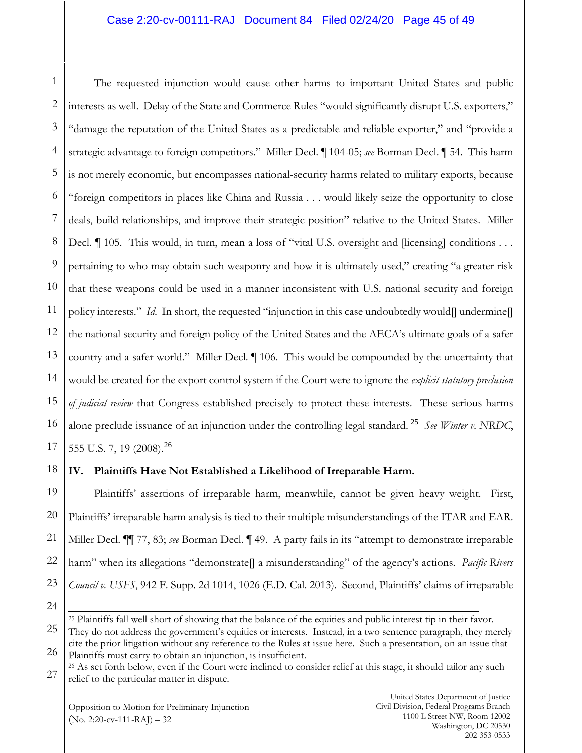The requested injunction would cause other harms to important United States and public interests as well. Delay of the State and Commerce Rules "would significantly disrupt U.S. exporters," "damage the reputation of the United States as a predictable and reliable exporter," and "provide a strategic advantage to foreign competitors." Miller Decl. ¶ 104-05; *see* Borman Decl. ¶ 54. This harm is not merely economic, but encompasses national-security harms related to military exports, because "foreign competitors in places like China and Russia . . . would likely seize the opportunity to close deals, build relationships, and improve their strategic position" relative to the United States. Miller Decl. ¶ 105. This would, in turn, mean a loss of "vital U.S. oversight and [licensing] conditions . . . pertaining to who may obtain such weaponry and how it is ultimately used," creating "a greater risk that these weapons could be used in a manner inconsistent with U.S. national security and foreign policy interests." *Id.* In short, the requested "injunction in this case undoubtedly would[] undermine[] the national security and foreign policy of the United States and the AECA's ultimate goals of a safer country and a safer world." Miller Decl. ¶ 106. This would be compounded by the uncertainty that would be created for the export control system if the Court were to ignore the *explicit statutory preclusion of judicial review* that Congress established precisely to protect these interests. These serious harms alone preclude issuance of an injunction under the controlling legal standard.[25] *See Winter v. NRDC*, 555 U.S. 7, 19 (2008).[26]

## IV. Plaintiffs Have Not Established a Likelihood of Irreparable Harm.

Plaintiffs' assertions of irreparable harm, meanwhile, cannot be given heavy weight. First, Plaintiffs' irreparable harm analysis is tied to their multiple misunderstandings of the ITAR and EAR. Miller Decl. ¶¶ 77, 83; *see* Borman Decl. ¶ 49. A party fails in its "attempt to demonstrate irreparable harm" when its allegations "demonstrate[] a misunderstanding" of the agency's actions. *Pacific Rivers Council v. USFS*, 942 F. Supp. 2d 1014, 1026 (E.D. Cal. 2013). Second, Plaintiffs' claims of irreparable

---

[25] Plaintiffs fall well short of showing that the balance of the equities and public interest tip in their favor. They do not address the government's equities or interests. Instead, in a two sentence paragraph, they merely cite the prior litigation without any reference to the Rules at issue here. Such a presentation, on an issue that Plaintiffs must carry to obtain an injunction, is insufficient.

[26] As set forth below, even if the Court were inclined to consider relief at this stage, it should tailor any such relief to the particular matter in dispute.

Opposition to Motion for Preliminary Injunction
(No. 2:20-cv-111-RAJ) – 32

United States Department of Justice
Civil Division, Federal Programs Branch
1100 L Street NW, Room 12002
Washington, DC 20530
202-353-0533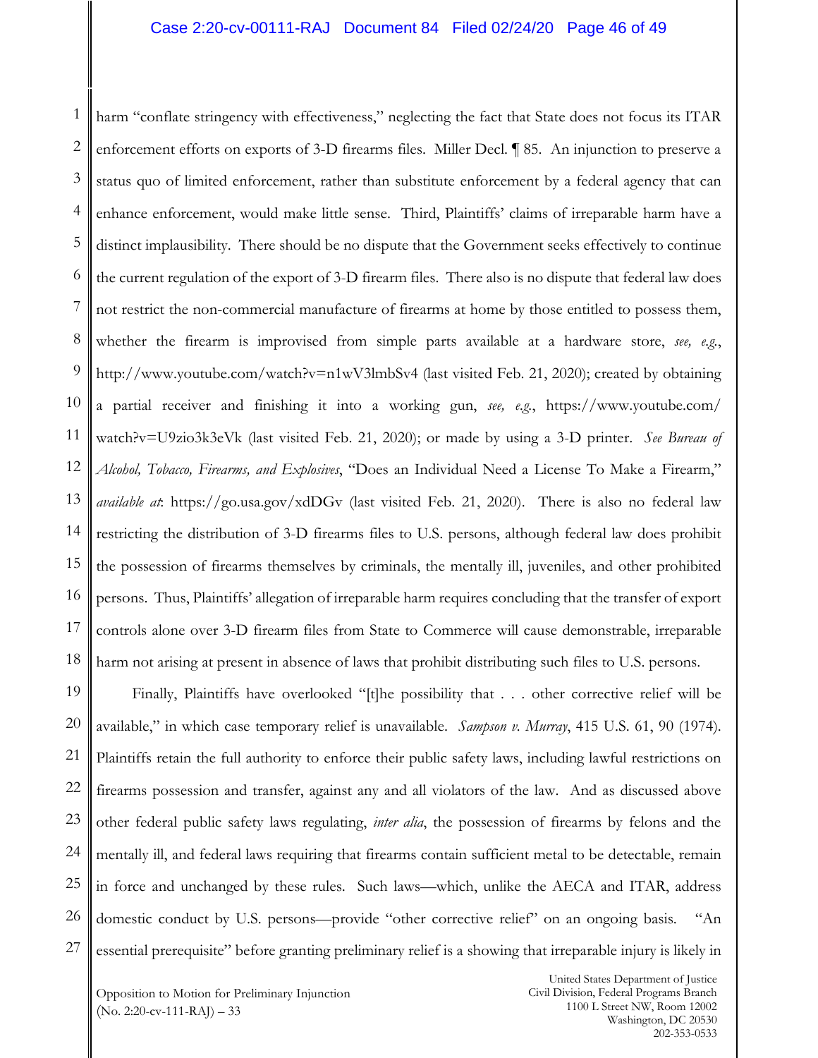harm "conflate stringency with effectiveness," neglecting the fact that State does not focus its ITAR enforcement efforts on exports of 3-D firearms files. Miller Decl. ¶ 85. An injunction to preserve a status quo of limited enforcement, rather than substitute enforcement by a federal agency that can enhance enforcement, would make little sense. Third, Plaintiffs' claims of irreparable harm have a distinct implausibility. There should be no dispute that the Government seeks effectively to continue the current regulation of the export of 3-D firearm files. There also is no dispute that federal law does not restrict the non-commercial manufacture of firearms at home by those entitled to possess them, whether the firearm is improvised from simple parts available at a hardware store, *see, e.g.*, http://www.youtube.com/watch?v=n1wV3lmbSv4 (last visited Feb. 21, 2020); created by obtaining a partial receiver and finishing it into a working gun, *see, e.g.*, https://www.youtube.com/watch?v=U9zio3k3eVk (last visited Feb. 21, 2020); or made by using a 3-D printer. *See Bureau of Alcohol, Tobacco, Firearms, and Explosives*, "Does an Individual Need a License To Make a Firearm," *available at*: https://go.usa.gov/xdDGv (last visited Feb. 21, 2020). There is also no federal law restricting the distribution of 3-D firearms files to U.S. persons, although federal law does prohibit the possession of firearms themselves by criminals, the mentally ill, juveniles, and other prohibited persons. Thus, Plaintiffs' allegation of irreparable harm requires concluding that the transfer of export controls alone over 3-D firearm files from State to Commerce will cause demonstrable, irreparable harm not arising at present in absence of laws that prohibit distributing such files to U.S. persons.

Finally, Plaintiffs have overlooked "[t]he possibility that . . . other corrective relief will be available," in which case temporary relief is unavailable. *Sampson v. Murray*, 415 U.S. 61, 90 (1974). Plaintiffs retain the full authority to enforce their public safety laws, including lawful restrictions on firearms possession and transfer, against any and all violators of the law. And as discussed above other federal public safety laws regulating, *inter alia*, the possession of firearms by felons and the mentally ill, and federal laws requiring that firearms contain sufficient metal to be detectable, remain in force and unchanged by these rules. Such laws—which, unlike the AECA and ITAR, address domestic conduct by U.S. persons—provide "other corrective relief" on an ongoing basis. "An essential prerequisite" before granting preliminary relief is a showing that irreparable injury is likely in

Opposition to Motion for Preliminary Injunction
(No. 2:20-cv-111-RAJ) – 33

United States Department of Justice
Civil Division, Federal Programs Branch
1100 L Street NW, Room 12002
Washington, DC 20530
202-353-0533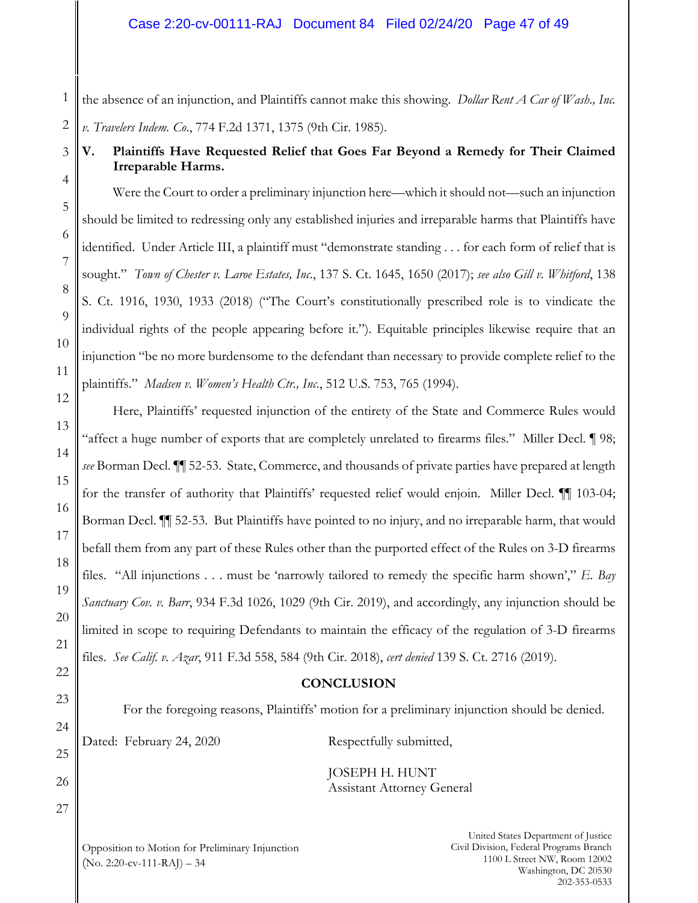the absence of an injunction, and Plaintiffs cannot make this showing. *Dollar Rent A Car of Wash., Inc. v. Travelers Indem. Co.*, 774 F.2d 1371, 1375 (9th Cir. 1985).

### V. Plaintiffs Have Requested Relief that Goes Far Beyond a Remedy for Their Claimed Irreparable Harms.

Were the Court to order a preliminary injunction here—which it should not—such an injunction should be limited to redressing only any established injuries and irreparable harms that Plaintiffs have identified. Under Article III, a plaintiff must "demonstrate standing . . . for each form of relief that is sought." *Town of Chester v. Laroe Estates, Inc.*, 137 S. Ct. 1645, 1650 (2017); *see also Gill v. Whitford*, 138 S. Ct. 1916, 1930, 1933 (2018) ("The Court's constitutionally prescribed role is to vindicate the individual rights of the people appearing before it."). Equitable principles likewise require that an injunction "be no more burdensome to the defendant than necessary to provide complete relief to the plaintiffs." *Madsen v. Women's Health Ctr., Inc.*, 512 U.S. 753, 765 (1994).

Here, Plaintiffs' requested injunction of the entirety of the State and Commerce Rules would "affect a huge number of exports that are completely unrelated to firearms files." Miller Decl. ¶ 98; *see* Borman Decl. ¶¶ 52-53. State, Commerce, and thousands of private parties have prepared at length for the transfer of authority that Plaintiffs' requested relief would enjoin. Miller Decl. ¶¶ 103-04; Borman Decl. ¶¶ 52-53. But Plaintiffs have pointed to no injury, and no irreparable harm, that would befall them from any part of these Rules other than the purported effect of the Rules on 3-D firearms files. "All injunctions . . . must be 'narrowly tailored to remedy the specific harm shown'," *E. Bay Sanctuary Cov. v. Barr*, 934 F.3d 1026, 1029 (9th Cir. 2019), and accordingly, any injunction should be limited in scope to requiring Defendants to maintain the efficacy of the regulation of 3-D firearms files. *See Calif. v. Azar*, 911 F.3d 558, 584 (9th Cir. 2018), *cert denied* 139 S. Ct. 2716 (2019).

## CONCLUSION

For the foregoing reasons, Plaintiffs' motion for a preliminary injunction should be denied.

Dated: February 24, 2020

Respectfully submitted,

JOSEPH H. HUNT
Assistant Attorney General

Opposition to Motion for Preliminary Injunction
(No. 2:20-cv-111-RAJ) – 34

United States Department of Justice
Civil Division, Federal Programs Branch
1100 L Street NW, Room 12002
Washington, DC 20530
202-353-0533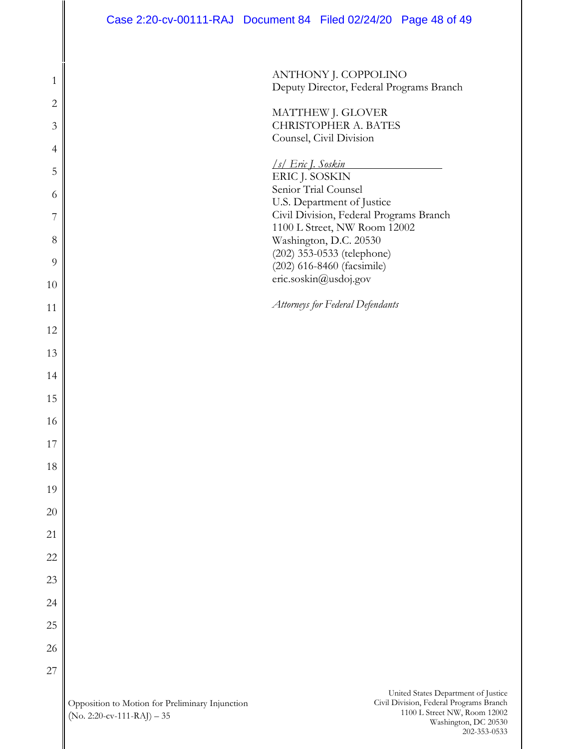ANTHONY J. COPPOLINO
Deputy Director, Federal Programs Branch

MATTHEW J. GLOVER
CHRISTOPHER A. BATES
Counsel, Civil Division

*/s/ Eric J. Soskin*
ERIC J. SOSKIN
Senior Trial Counsel
U.S. Department of Justice
Civil Division, Federal Programs Branch
1100 L Street, NW Room 12002
Washington, D.C. 20530
(202) 353-0533 (telephone)
(202) 616-8460 (facsimile)
eric.soskin@usdoj.gov

*Attorneys for Federal Defendants*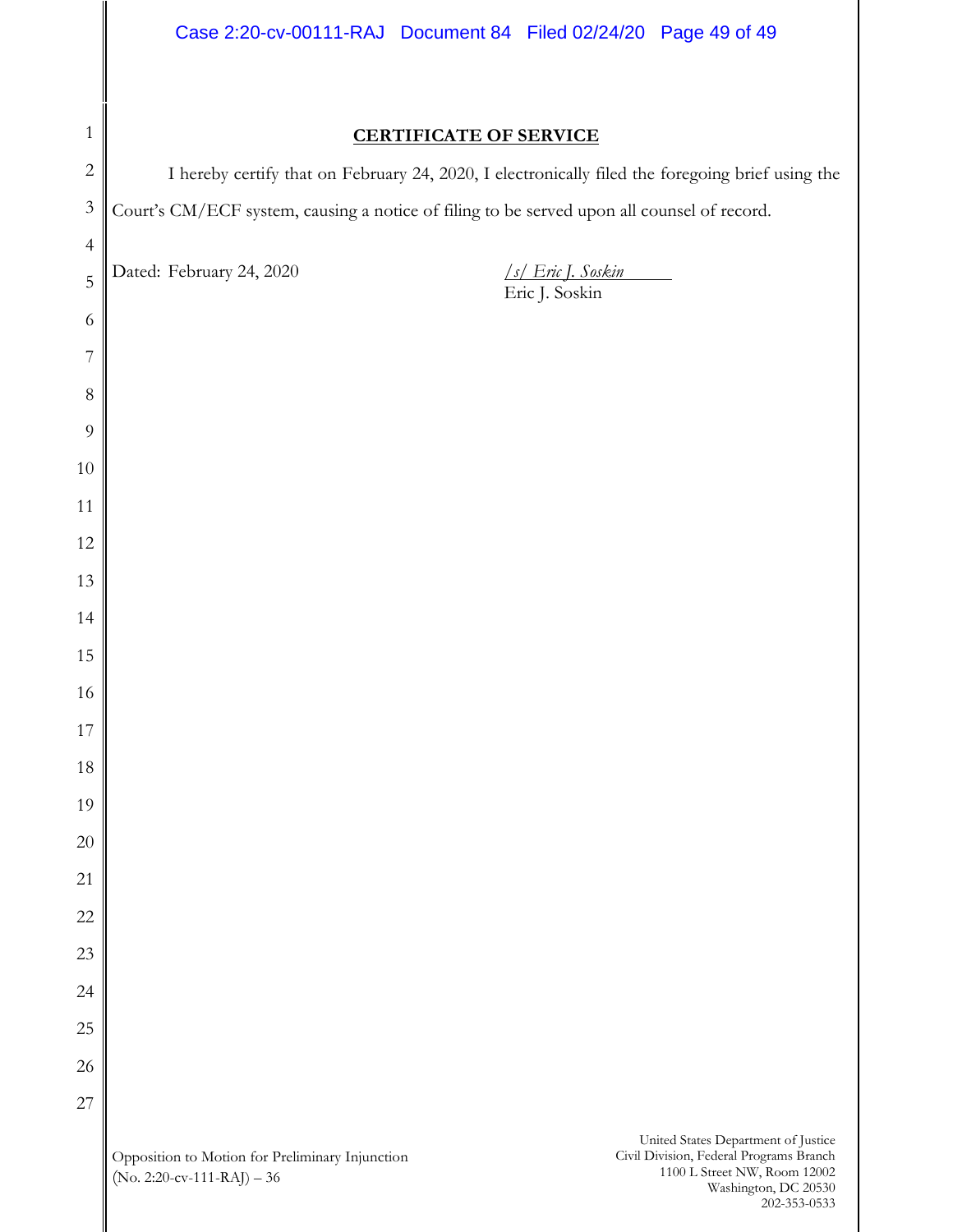**CERTIFICATE OF SERVICE**

I hereby certify that on February 24, 2020, I electronically filed the foregoing brief using the Court's CM/ECF system, causing a notice of filing to be served upon all counsel of record.

Dated: February 24, 2020

*/s/ Eric J. Soskin*
Eric J. Soskin